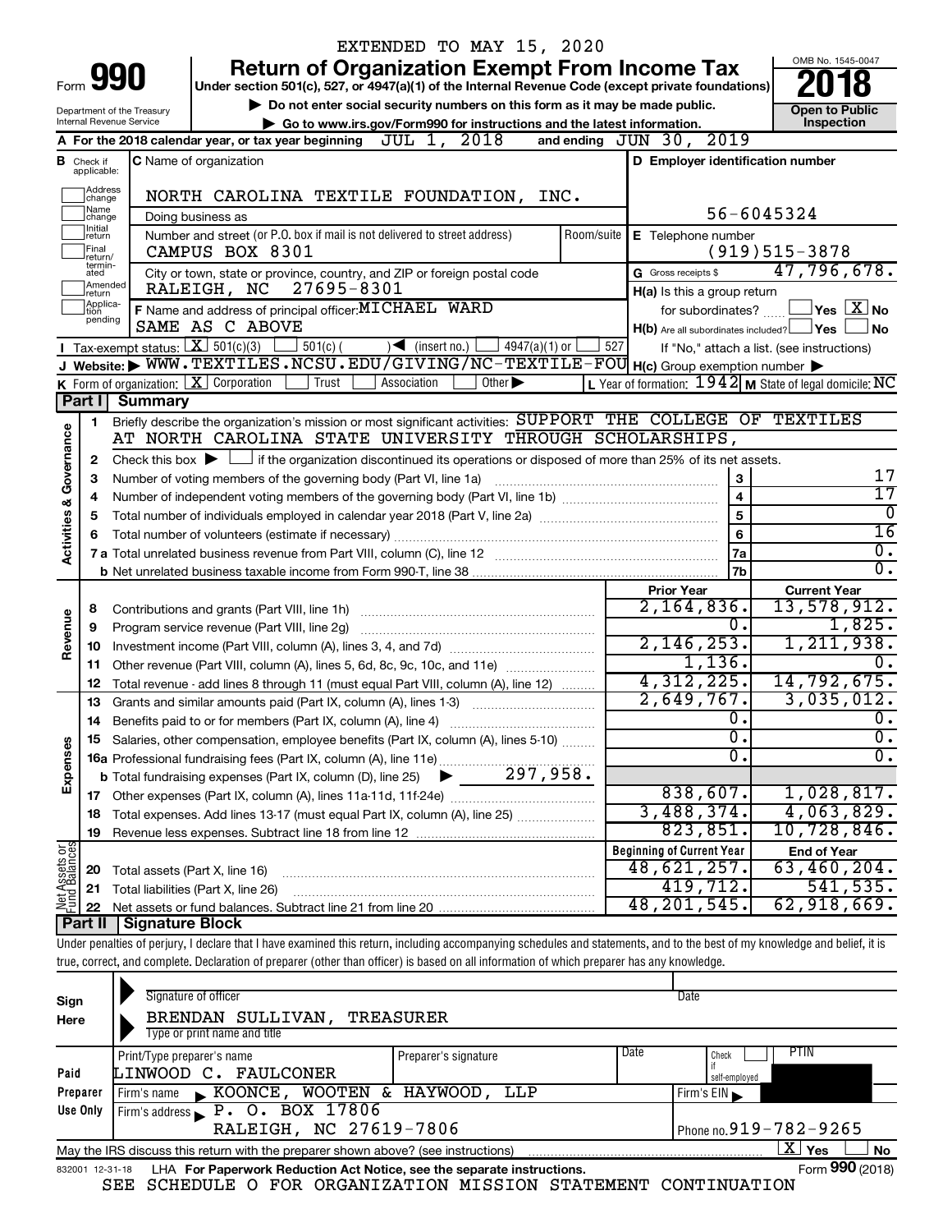EXTENDED TO MAY 15, 2020

# Form 990 — Return of Organization Exempt From Income Tax (2018)

Under section 501(c), 527, or 4947(a)(1) of the Internal Revenue Code (except private foundations)

▶ Do not enter social security numbers on this form as it may be made public.

▶ Go to www.irs.gov/Form990 for instructions and the latest information.

Department of the Treasury, Internal Revenue Service

OMB No. 1545-0047 — **Open to Public Inspection**

**A** For the 2018 calendar year, or tax year beginning JUL 1, 2018 and ending JUN 30, 2019

**B** Check if applicable: Address change, Name change, Initial return, Final return/terminated, Amended return, Application pending

**C** Name of organization: NORTH CAROLINA TEXTILE FOUNDATION, INC.

Doing business as

Number and street (or P.O. box if mail is not delivered to street address): CAMPUS BOX 8301 — Room/suite

City or town, state or province, country, and ZIP or foreign postal code: RALEIGH, NC 27695-8301

**D** Employer identification number: 56-6045324

**E** Telephone number: (919)515-3878

**G** Gross receipts $ 47,796,678.

**F** Name and address of principal officer: MICHAEL WARD, SAME AS C ABOVE

**H(a)** Is this a group return for subordinates? Yes [ ] No [X]

**H(b)** Are all subordinates included? Yes [ ] No [ ] — If "No," attach a list. (see instructions)

**H(c)** Group exemption number ▶

**I** Tax-exempt status: [X] 501(c)(3) [ ] 501(c) ( ) ◀ (insert no.) [ ] 4947(a)(1) or [ ] 527

**J** Website: ▶ WWW.TEXTILES.NCSU.EDU/GIVING/NC-TEXTILE-FOU

**K** Form of organization: [X] Corporation [ ] Trust [ ] Association [ ] Other ▶

**L** Year of formation: 1942 **M** State of legal domicile: NC

## Part I Summary

### Activities & Governance

1. Briefly describe the organization's mission or most significant activities: SUPPORT THE COLLEGE OF TEXTILES AT NORTH CAROLINA STATE UNIVERSITY THROUGH SCHOLARSHIPS,
2. Check this box ▶ [ ] if the organization discontinued its operations or disposed of more than 25% of its net assets.

| | | | |
|---|---|---|---|
| 3 | Number of voting members of the governing body (Part VI, line 1a) | 3 | 17 |
| 4 | Number of independent voting members of the governing body (Part VI, line 1b) | 4 | 17 |
| 5 | Total number of individuals employed in calendar year 2018 (Part V, line 2a) | 5 | 0 |
| 6 | Total number of volunteers (estimate if necessary) | 6 | 16 |
| 7a | Total unrelated business revenue from Part VIII, column (C), line 12 | 7a | 0. |
| 7b | Net unrelated business taxable income from Form 990-T, line 38 | 7b | 0. |

### Revenue / Expenses

| | | Prior Year | Current Year |
|---|---|---|---|
| 8 | Contributions and grants (Part VIII, line 1h) | 2,164,836. | 13,578,912. |
| 9 | Program service revenue (Part VIII, line 2g) | 0. | 1,825. |
| 10 | Investment income (Part VIII, column (A), lines 3, 4, and 7d) | 2,146,253. | 1,211,938. |
| 11 | Other revenue (Part VIII, column (A), lines 5, 6d, 8c, 9c, 10c, and 11e) | 1,136. | 0. |
| 12 | Total revenue - add lines 8 through 11 (must equal Part VIII, column (A), line 12) | 4,312,225. | 14,792,675. |
| 13 | Grants and similar amounts paid (Part IX, column (A), lines 1-3) | 2,649,767. | 3,035,012. |
| 14 | Benefits paid to or for members (Part IX, column (A), line 4) | 0. | 0. |
| 15 | Salaries, other compensation, employee benefits (Part IX, column (A), lines 5-10) | 0. | 0. |
| 16a | Professional fundraising fees (Part IX, column (A), line 11e) | 0. | 0. |
| b | Total fundraising expenses (Part IX, column (D), line 25) ▶ 297,958. | | |
| 17 | Other expenses (Part IX, column (A), lines 11a-11d, 11f-24e) | 838,607. | 1,028,817. |
| 18 | Total expenses. Add lines 13-17 (must equal Part IX, column (A), line 25) | 3,488,374. | 4,063,829. |
| 19 | Revenue less expenses. Subtract line 18 from line 12 | 823,851. | 10,728,846. |

### Net Assets or Fund Balances

| | | Beginning of Current Year | End of Year |
|---|---|---|---|
| 20 | Total assets (Part X, line 16) | 48,621,257. | 63,460,204. |
| 21 | Total liabilities (Part X, line 26) | 419,712. | 541,535. |
| 22 | Net assets or fund balances. Subtract line 21 from line 20 | 48,201,545. | 62,918,669. |

## Part II Signature Block

Under penalties of perjury, I declare that I have examined this return, including accompanying schedules and statements, and to the best of my knowledge and belief, it is true, correct, and complete. Declaration of preparer (other than officer) is based on all information of which preparer has any knowledge.

**Sign Here** — Signature of officer — Date

BRENDAN SULLIVAN, TREASURER
Type or print name and title

**Paid Preparer Use Only**

| Print/Type preparer's name | Preparer's signature | Date | Check if self-employed | PTIN |
|---|---|---|---|---|
| LINWOOD C. FAULCONER | | | | |

Firm's name ▶ KOONCE, WOOTEN & HAYWOOD, LLP — Firm's EIN ▶

Firm's address ▶ P. O. BOX 17806, RALEIGH, NC 27619-7806 — Phone no. 919-782-9265

May the IRS discuss this return with the preparer shown above? (see instructions) [X] Yes [ ] No

832001 12-31-18 LHA For Paperwork Reduction Act Notice, see the separate instructions. Form **990** (2018)

SEE SCHEDULE O FOR ORGANIZATION MISSION STATEMENT CONTINUATION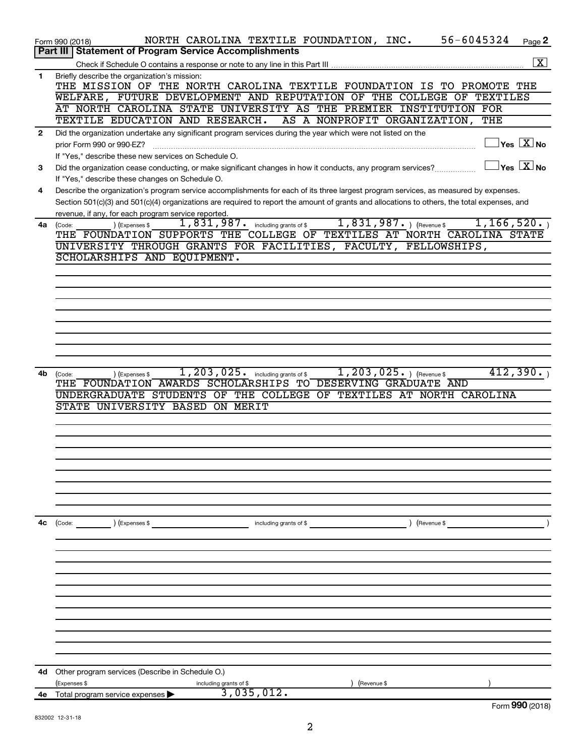Form 990 (2018) NORTH CAROLINA TEXTILE FOUNDATION, INC. 56-6045324 Page 2

## Part III | Statement of Program Service Accomplishments

Check if Schedule O contains a response or note to any line in this Part III .......... [X]

**1** Briefly describe the organization's mission:

THE MISSION OF THE NORTH CAROLINA TEXTILE FOUNDATION IS TO PROMOTE THE WELFARE, FUTURE DEVELOPMENT AND REPUTATION OF THE COLLEGE OF TEXTILES AT NORTH CAROLINA STATE UNIVERSITY AS THE PREMIER INSTITUTION FOR TEXTILE EDUCATION AND RESEARCH. AS A NONPROFIT ORGANIZATION, THE

**2** Did the organization undertake any significant program services during the year which were not listed on the prior Form 990 or 990-EZ? .......... [ ] Yes [X] No

If "Yes," describe these new services on Schedule O.

**3** Did the organization cease conducting, or make significant changes in how it conducts, any program services? .......... [ ] Yes [X] No

If "Yes," describe these changes on Schedule O.

**4** Describe the organization's program service accomplishments for each of its three largest program services, as measured by expenses. Section 501(c)(3) and 501(c)(4) organizations are required to report the amount of grants and allocations to others, the total expenses, and revenue, if any, for each program service reported.

**4a** (Code: ) (Expenses $ 1,831,987. including grants of $ 1,831,987. ) (Revenue $ 1,166,520. )

THE FOUNDATION SUPPORTS THE COLLEGE OF TEXTILES AT NORTH CAROLINA STATE UNIVERSITY THROUGH GRANTS FOR FACILITIES, FACULTY, FELLOWSHIPS, SCHOLARSHIPS AND EQUIPMENT.

**4b** (Code: ) (Expenses $ 1,203,025. including grants of $ 1,203,025. ) (Revenue $ 412,390. )

THE FOUNDATION AWARDS SCHOLARSHIPS TO DESERVING GRADUATE AND UNDERGRADUATE STUDENTS OF THE COLLEGE OF TEXTILES AT NORTH CAROLINA STATE UNIVERSITY BASED ON MERIT

**4c** (Code: ) (Expenses $ including grants of $ ) (Revenue $ )

**4d** Other program services (Describe in Schedule O.)

(Expenses $ including grants of $ ) (Revenue $ )

**4e** Total program service expenses ▶ 3,035,012.

Form **990** (2018)

832002 12-31-18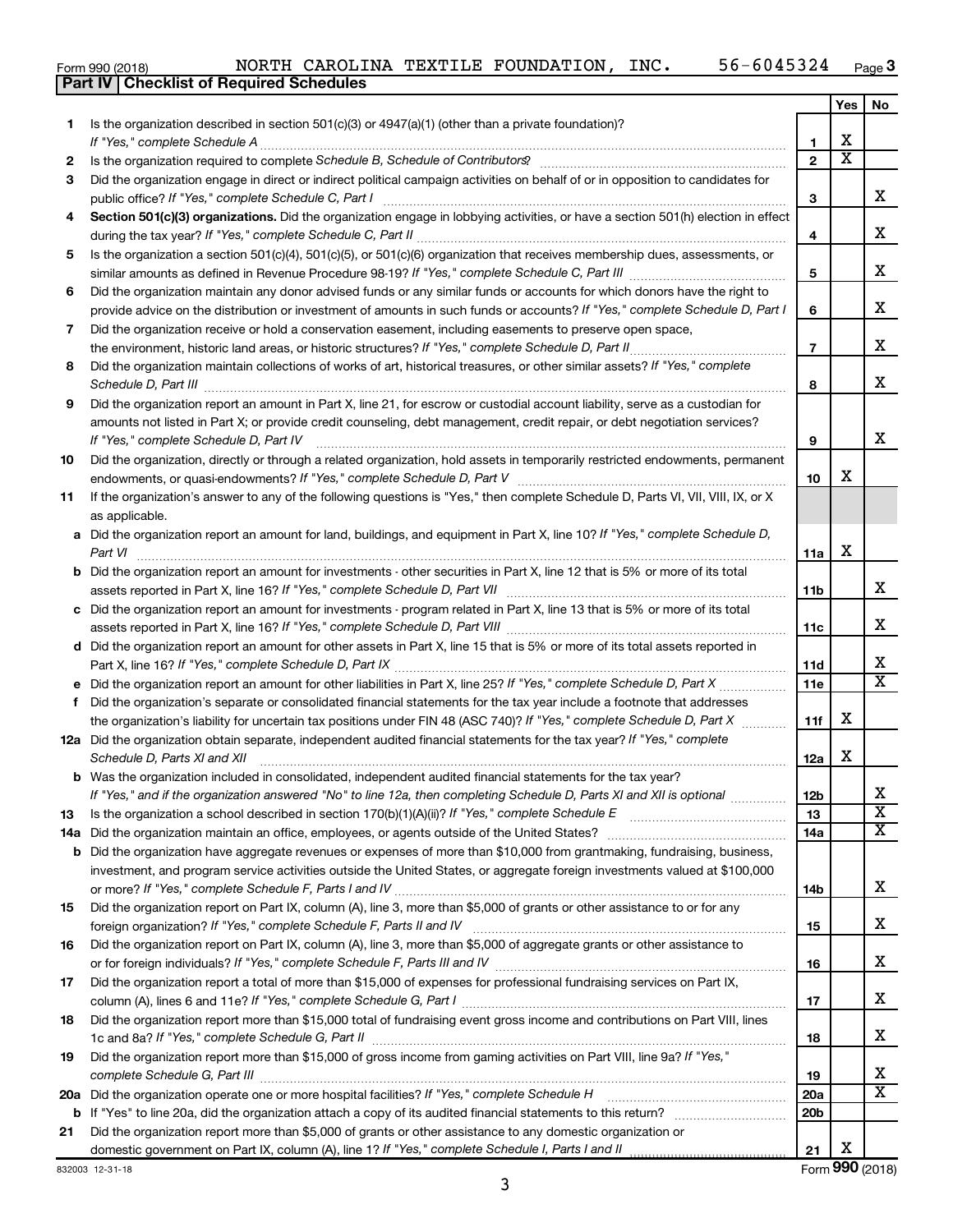Form 990 (2018) NORTH CAROLINA TEXTILE FOUNDATION, INC. 56-6045324 Page 3

**Part IV | Checklist of Required Schedules**

| | | | Yes | No |
|---|---|---|---|---|
| 1 | Is the organization described in section 501(c)(3) or 4947(a)(1) (other than a private foundation)? *If "Yes," complete Schedule A* | 1 | X | |
| 2 | Is the organization required to complete *Schedule B, Schedule of Contributors*? | 2 | X | |
| 3 | Did the organization engage in direct or indirect political campaign activities on behalf of or in opposition to candidates for public office? *If "Yes," complete Schedule C, Part I* | 3 | | X |
| 4 | **Section 501(c)(3) organizations.** Did the organization engage in lobbying activities, or have a section 501(h) election in effect during the tax year? *If "Yes," complete Schedule C, Part II* | 4 | | X |
| 5 | Is the organization a section 501(c)(4), 501(c)(5), or 501(c)(6) organization that receives membership dues, assessments, or similar amounts as defined in Revenue Procedure 98-19? *If "Yes," complete Schedule C, Part III* | 5 | | X |
| 6 | Did the organization maintain any donor advised funds or any similar funds or accounts for which donors have the right to provide advice on the distribution or investment of amounts in such funds or accounts? *If "Yes," complete Schedule D, Part I* | 6 | | X |
| 7 | Did the organization receive or hold a conservation easement, including easements to preserve open space, the environment, historic land areas, or historic structures? *If "Yes," complete Schedule D, Part II* | 7 | | X |
| 8 | Did the organization maintain collections of works of art, historical treasures, or other similar assets? *If "Yes," complete Schedule D, Part III* | 8 | | X |
| 9 | Did the organization report an amount in Part X, line 21, for escrow or custodial account liability, serve as a custodian for amounts not listed in Part X; or provide credit counseling, debt management, credit repair, or debt negotiation services? *If "Yes," complete Schedule D, Part IV* | 9 | | X |
| 10 | Did the organization, directly or through a related organization, hold assets in temporarily restricted endowments, permanent endowments, or quasi-endowments? *If "Yes," complete Schedule D, Part V* | 10 | X | |
| 11 | If the organization's answer to any of the following questions is "Yes," then complete Schedule D, Parts VI, VII, VIII, IX, or X as applicable. | | | |
| a | Did the organization report an amount for land, buildings, and equipment in Part X, line 10? *If "Yes," complete Schedule D, Part VI* | 11a | X | |
| b | Did the organization report an amount for investments - other securities in Part X, line 12 that is 5% or more of its total assets reported in Part X, line 16? *If "Yes," complete Schedule D, Part VII* | 11b | | X |
| c | Did the organization report an amount for investments - program related in Part X, line 13 that is 5% or more of its total assets reported in Part X, line 16? *If "Yes," complete Schedule D, Part VIII* | 11c | | X |
| d | Did the organization report an amount for other assets in Part X, line 15 that is 5% or more of its total assets reported in Part X, line 16? *If "Yes," complete Schedule D, Part IX* | 11d | | X |
| e | Did the organization report an amount for other liabilities in Part X, line 25? *If "Yes," complete Schedule D, Part X* | 11e | | X |
| f | Did the organization's separate or consolidated financial statements for the tax year include a footnote that addresses the organization's liability for uncertain tax positions under FIN 48 (ASC 740)? *If "Yes," complete Schedule D, Part X* | 11f | X | |
| 12a | Did the organization obtain separate, independent audited financial statements for the tax year? *If "Yes," complete Schedule D, Parts XI and XII* | 12a | X | |
| b | Was the organization included in consolidated, independent audited financial statements for the tax year? *If "Yes," and if the organization answered "No" to line 12a, then completing Schedule D, Parts XI and XII is optional* | 12b | | X |
| 13 | Is the organization a school described in section 170(b)(1)(A)(ii)? *If "Yes," complete Schedule E* | 13 | | X |
| 14a | Did the organization maintain an office, employees, or agents outside of the United States? | 14a | | X |
| b | Did the organization have aggregate revenues or expenses of more than $10,000 from grantmaking, fundraising, business, investment, and program service activities outside the United States, or aggregate foreign investments valued at $100,000 or more? *If "Yes," complete Schedule F, Parts I and IV* | 14b | | X |
| 15 | Did the organization report on Part IX, column (A), line 3, more than $5,000 of grants or other assistance to or for any foreign organization? *If "Yes," complete Schedule F, Parts II and IV* | 15 | | X |
| 16 | Did the organization report on Part IX, column (A), line 3, more than $5,000 of aggregate grants or other assistance to or for foreign individuals? *If "Yes," complete Schedule F, Parts III and IV* | 16 | | X |
| 17 | Did the organization report a total of more than $15,000 of expenses for professional fundraising services on Part IX, column (A), lines 6 and 11e? *If "Yes," complete Schedule G, Part I* | 17 | | X |
| 18 | Did the organization report more than $15,000 total of fundraising event gross income and contributions on Part VIII, lines 1c and 8a? *If "Yes," complete Schedule G, Part II* | 18 | | X |
| 19 | Did the organization report more than $15,000 of gross income from gaming activities on Part VIII, line 9a? *If "Yes," complete Schedule G, Part III* | 19 | | X |
| 20a | Did the organization operate one or more hospital facilities? *If "Yes," complete Schedule H* | 20a | | X |
| b | If "Yes" to line 20a, did the organization attach a copy of its audited financial statements to this return? | 20b | | |
| 21 | Did the organization report more than $5,000 of grants or other assistance to any domestic organization or domestic government on Part IX, column (A), line 1? *If "Yes," complete Schedule I, Parts I and II* | 21 | X | |

832003 12-31-18

Form **990** (2018)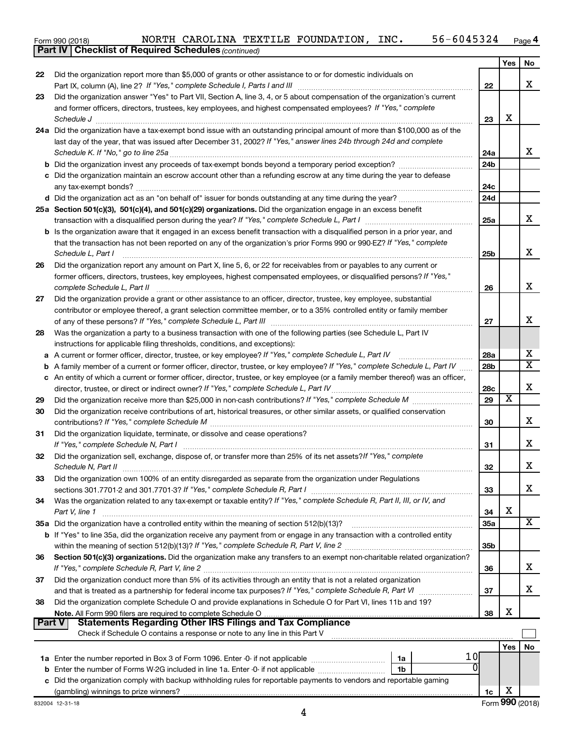Form 990 (2018) NORTH CAROLINA TEXTILE FOUNDATION, INC. 56-6045324 Page 4

**Part IV | Checklist of Required Schedules** *(continued)*

| | | | Yes | No |
|---|---|---|---|---|
| 22 | Did the organization report more than $5,000 of grants or other assistance to or for domestic individuals on Part IX, column (A), line 2? *If "Yes," complete Schedule I, Parts I and III* | 22 | | X |
| 23 | Did the organization answer "Yes" to Part VII, Section A, line 3, 4, or 5 about compensation of the organization's current and former officers, directors, trustees, key employees, and highest compensated employees? *If "Yes," complete Schedule J* | 23 | X | |
| 24a | Did the organization have a tax-exempt bond issue with an outstanding principal amount of more than $100,000 as of the last day of the year, that was issued after December 31, 2002? *If "Yes," answer lines 24b through 24d and complete Schedule K. If "No," go to line 25a* | 24a | | X |
| b | Did the organization invest any proceeds of tax-exempt bonds beyond a temporary period exception? | 24b | | |
| c | Did the organization maintain an escrow account other than a refunding escrow at any time during the year to defease any tax-exempt bonds? | 24c | | |
| d | Did the organization act as an "on behalf of" issuer for bonds outstanding at any time during the year? | 24d | | |
| 25a | **Section 501(c)(3), 501(c)(4), and 501(c)(29) organizations.** Did the organization engage in an excess benefit transaction with a disqualified person during the year? *If "Yes," complete Schedule L, Part I* | 25a | | X |
| b | Is the organization aware that it engaged in an excess benefit transaction with a disqualified person in a prior year, and that the transaction has not been reported on any of the organization's prior Forms 990 or 990-EZ? *If "Yes," complete Schedule L, Part I* | 25b | | X |
| 26 | Did the organization report any amount on Part X, line 5, 6, or 22 for receivables from or payables to any current or former officers, directors, trustees, key employees, highest compensated employees, or disqualified persons? *If "Yes," complete Schedule L, Part II* | 26 | | X |
| 27 | Did the organization provide a grant or other assistance to an officer, director, trustee, key employee, substantial contributor or employee thereof, a grant selection committee member, or to a 35% controlled entity or family member of any of these persons? *If "Yes," complete Schedule L, Part III* | 27 | | X |
| 28 | Was the organization a party to a business transaction with one of the following parties (see Schedule L, Part IV instructions for applicable filing thresholds, conditions, and exceptions): | | | |
| a | A current or former officer, director, trustee, or key employee? *If "Yes," complete Schedule L, Part IV* | 28a | | X |
| b | A family member of a current or former officer, director, trustee, or key employee? *If "Yes," complete Schedule L, Part IV* | 28b | | X |
| c | An entity of which a current or former officer, director, trustee, or key employee (or a family member thereof) was an officer, director, trustee, or direct or indirect owner? *If "Yes," complete Schedule L, Part IV* | 28c | | X |
| 29 | Did the organization receive more than $25,000 in non-cash contributions? *If "Yes," complete Schedule M* | 29 | X | |
| 30 | Did the organization receive contributions of art, historical treasures, or other similar assets, or qualified conservation contributions? *If "Yes," complete Schedule M* | 30 | | X |
| 31 | Did the organization liquidate, terminate, or dissolve and cease operations? *If "Yes," complete Schedule N, Part I* | 31 | | X |
| 32 | Did the organization sell, exchange, dispose of, or transfer more than 25% of its net assets? *If "Yes," complete Schedule N, Part II* | 32 | | X |
| 33 | Did the organization own 100% of an entity disregarded as separate from the organization under Regulations sections 301.7701-2 and 301.7701-3? *If "Yes," complete Schedule R, Part I* | 33 | | X |
| 34 | Was the organization related to any tax-exempt or taxable entity? *If "Yes," complete Schedule R, Part II, III, or IV, and Part V, line 1* | 34 | X | |
| 35a | Did the organization have a controlled entity within the meaning of section 512(b)(13)? | 35a | | X |
| b | If "Yes" to line 35a, did the organization receive any payment from or engage in any transaction with a controlled entity within the meaning of section 512(b)(13)? *If "Yes," complete Schedule R, Part V, line 2* | 35b | | |
| 36 | **Section 501(c)(3) organizations.** Did the organization make any transfers to an exempt non-charitable related organization? *If "Yes," complete Schedule R, Part V, line 2* | 36 | | X |
| 37 | Did the organization conduct more than 5% of its activities through an entity that is not a related organization and that is treated as a partnership for federal income tax purposes? *If "Yes," complete Schedule R, Part VI* | 37 | | X |
| 38 | Did the organization complete Schedule O and provide explanations in Schedule O for Part VI, lines 11b and 19? **Note.** All Form 990 filers are required to complete Schedule O | 38 | X | |

**Part V | Statements Regarding Other IRS Filings and Tax Compliance**

Check if Schedule O contains a response or note to any line in this Part V ☐

| | | | | | Yes | No |
|---|---|---|---|---|---|---|
| 1a | Enter the number reported in Box 3 of Form 1096. Enter -0- if not applicable | 1a | 10 | | | |
| b | Enter the number of Forms W-2G included in line 1a. Enter -0- if not applicable | 1b | 0 | | | |
| c | Did the organization comply with backup withholding rules for reportable payments to vendors and reportable gaming (gambling) winnings to prize winners? | | | 1c | X | |

832004 12-31-18 Form **990** (2018)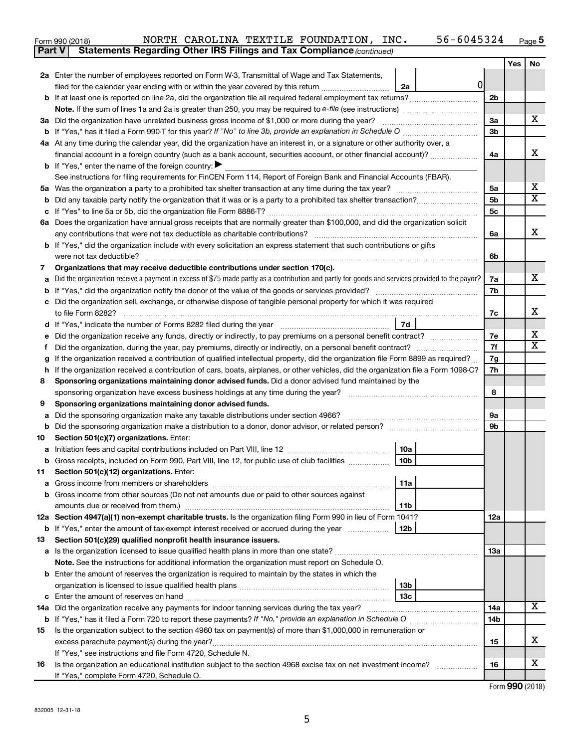Form 990 (2018) NORTH CAROLINA TEXTILE FOUNDATION, INC. 56-6045324 Page 5

**Part V | Statements Regarding Other IRS Filings and Tax Compliance** *(continued)*

| | | | | Yes | No |
|---|---|---|---|---|---|
| **2a** | Enter the number of employees reported on Form W-3, Transmittal of Wage and Tax Statements, filed for the calendar year ending with or within the year covered by this return | 2a | 0 | | |
| **b** | If at least one is reported on line 2a, did the organization file all required federal employment tax returns? | | 2b | | |
| | **Note.** If the sum of lines 1a and 2a is greater than 250, you may be required to *e-file* (see instructions) | | | | |
| **3a** | Did the organization have unrelated business gross income of $1,000 or more during the year? | | 3a | | X |
| **b** | If "Yes," has it filed a Form 990-T for this year? *If "No" to line 3b, provide an explanation in Schedule O* | | 3b | | |
| **4a** | At any time during the calendar year, did the organization have an interest in, or a signature or other authority over, a financial account in a foreign country (such as a bank account, securities account, or other financial account)? | | 4a | | X |
| **b** | If "Yes," enter the name of the foreign country: ▶ | | | | |
| | See instructions for filing requirements for FinCEN Form 114, Report of Foreign Bank and Financial Accounts (FBAR). | | | | |
| **5a** | Was the organization a party to a prohibited tax shelter transaction at any time during the tax year? | | 5a | | X |
| **b** | Did any taxable party notify the organization that it was or is a party to a prohibited tax shelter transaction? | | 5b | | X |
| **c** | If "Yes" to line 5a or 5b, did the organization file Form 8886-T? | | 5c | | |
| **6a** | Does the organization have annual gross receipts that are normally greater than $100,000, and did the organization solicit any contributions that were not tax deductible as charitable contributions? | | 6a | | X |
| **b** | If "Yes," did the organization include with every solicitation an express statement that such contributions or gifts were not tax deductible? | | 6b | | |
| **7** | **Organizations that may receive deductible contributions under section 170(c).** | | | | |
| **a** | Did the organization receive a payment in excess of $75 made partly as a contribution and partly for goods and services provided to the payor? | | 7a | | X |
| **b** | If "Yes," did the organization notify the donor of the value of the goods or services provided? | | 7b | | |
| **c** | Did the organization sell, exchange, or otherwise dispose of tangible personal property for which it was required to file Form 8282? | | 7c | | X |
| **d** | If "Yes," indicate the number of Forms 8282 filed during the year | 7d | | | |
| **e** | Did the organization receive any funds, directly or indirectly, to pay premiums on a personal benefit contract? | | 7e | | X |
| **f** | Did the organization, during the year, pay premiums, directly or indirectly, on a personal benefit contract? | | 7f | | X |
| **g** | If the organization received a contribution of qualified intellectual property, did the organization file Form 8899 as required? | | 7g | | |
| **h** | If the organization received a contribution of cars, boats, airplanes, or other vehicles, did the organization file a Form 1098-C? | | 7h | | |
| **8** | **Sponsoring organizations maintaining donor advised funds.** Did a donor advised fund maintained by the sponsoring organization have excess business holdings at any time during the year? | | 8 | | |
| **9** | **Sponsoring organizations maintaining donor advised funds.** | | | | |
| **a** | Did the sponsoring organization make any taxable distributions under section 4966? | | 9a | | |
| **b** | Did the sponsoring organization make a distribution to a donor, donor advisor, or related person? | | 9b | | |
| **10** | **Section 501(c)(7) organizations.** Enter: | | | | |
| **a** | Initiation fees and capital contributions included on Part VIII, line 12 | 10a | | | |
| **b** | Gross receipts, included on Form 990, Part VIII, line 12, for public use of club facilities | 10b | | | |
| **11** | **Section 501(c)(12) organizations.** Enter: | | | | |
| **a** | Gross income from members or shareholders | 11a | | | |
| **b** | Gross income from other sources (Do not net amounts due or paid to other sources against amounts due or received from them.) | 11b | | | |
| **12a** | **Section 4947(a)(1) non-exempt charitable trusts.** Is the organization filing Form 990 in lieu of Form 1041? | | 12a | | |
| **b** | If "Yes," enter the amount of tax-exempt interest received or accrued during the year | 12b | | | |
| **13** | **Section 501(c)(29) qualified nonprofit health insurance issuers.** | | | | |
| **a** | Is the organization licensed to issue qualified health plans in more than one state? | | 13a | | |
| | **Note.** See the instructions for additional information the organization must report on Schedule O. | | | | |
| **b** | Enter the amount of reserves the organization is required to maintain by the states in which the organization is licensed to issue qualified health plans | 13b | | | |
| **c** | Enter the amount of reserves on hand | 13c | | | |
| **14a** | Did the organization receive any payments for indoor tanning services during the tax year? | | 14a | | X |
| **b** | If "Yes," has it filed a Form 720 to report these payments? *If "No," provide an explanation in Schedule O* | | 14b | | |
| **15** | Is the organization subject to the section 4960 tax on payment(s) of more than $1,000,000 in remuneration or excess parachute payment(s) during the year? | | 15 | | X |
| | If "Yes," see instructions and file Form 4720, Schedule N. | | | | |
| **16** | Is the organization an educational institution subject to the section 4968 excise tax on net investment income? | | 16 | | X |
| | If "Yes," complete Form 4720, Schedule O. | | | | |

Form **990** (2018)

832005 12-31-18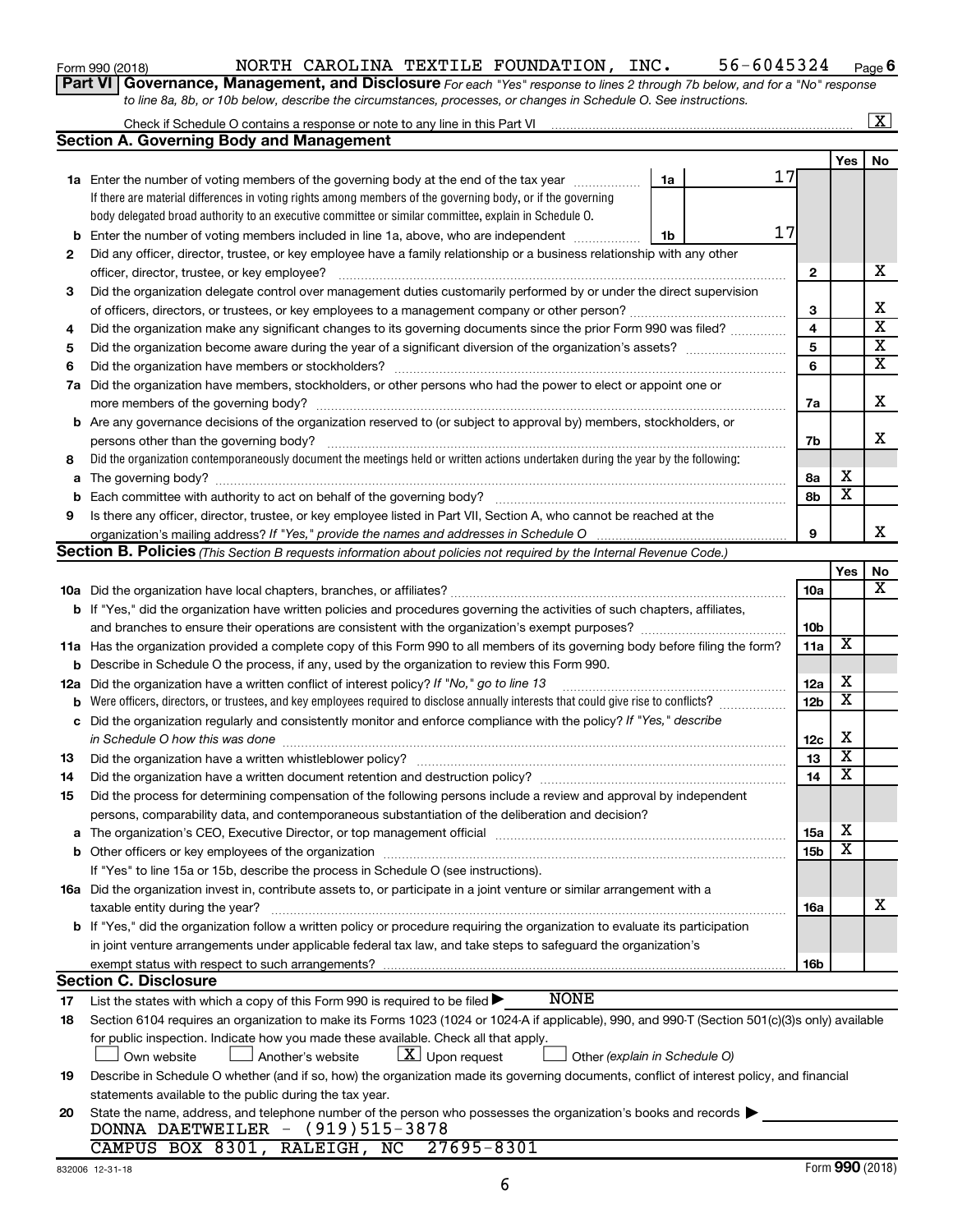Form 990 (2018) NORTH CAROLINA TEXTILE FOUNDATION, INC. 56-6045324 Page 6

**Part VI Governance, Management, and Disclosure** *For each "Yes" response to lines 2 through 7b below, and for a "No" response to line 8a, 8b, or 10b below, describe the circumstances, processes, or changes in Schedule O. See instructions.*

Check if Schedule O contains a response or note to any line in this Part VI [X]

**Section A. Governing Body and Management**

| | | | Yes | No |
|---|---|---|---|---|
| **1a** | Enter the number of voting members of the governing body at the end of the tax year ... 1a 17<br>If there are material differences in voting rights among members of the governing body, or if the governing body delegated broad authority to an executive committee or similar committee, explain in Schedule O. | | | |
| **b** | Enter the number of voting members included in line 1a, above, who are independent ... 1b 17 | | | |
| **2** | Did any officer, director, trustee, or key employee have a family relationship or a business relationship with any other officer, director, trustee, or key employee? | 2 | | X |
| **3** | Did the organization delegate control over management duties customarily performed by or under the direct supervision of officers, directors, or trustees, or key employees to a management company or other person? | 3 | | X |
| **4** | Did the organization make any significant changes to its governing documents since the prior Form 990 was filed? | 4 | | X |
| **5** | Did the organization become aware during the year of a significant diversion of the organization's assets? | 5 | | X |
| **6** | Did the organization have members or stockholders? | 6 | | X |
| **7a** | Did the organization have members, stockholders, or other persons who had the power to elect or appoint one or more members of the governing body? | 7a | | X |
| **b** | Are any governance decisions of the organization reserved to (or subject to approval by) members, stockholders, or persons other than the governing body? | 7b | | X |
| **8** | Did the organization contemporaneously document the meetings held or written actions undertaken during the year by the following: | | | |
| **a** | The governing body? | 8a | X | |
| **b** | Each committee with authority to act on behalf of the governing body? | 8b | X | |
| **9** | Is there any officer, director, trustee, or key employee listed in Part VII, Section A, who cannot be reached at the organization's mailing address? *If "Yes," provide the names and addresses in Schedule O* | 9 | | X |

**Section B. Policies** *(This Section B requests information about policies not required by the Internal Revenue Code.)*

| | | | Yes | No |
|---|---|---|---|---|
| **10a** | Did the organization have local chapters, branches, or affiliates? | 10a | | X |
| **b** | If "Yes," did the organization have written policies and procedures governing the activities of such chapters, affiliates, and branches to ensure their operations are consistent with the organization's exempt purposes? | 10b | | |
| **11a** | Has the organization provided a complete copy of this Form 990 to all members of its governing body before filing the form? | 11a | X | |
| **b** | Describe in Schedule O the process, if any, used by the organization to review this Form 990. | | | |
| **12a** | Did the organization have a written conflict of interest policy? *If "No," go to line 13* | 12a | X | |
| **b** | Were officers, directors, or trustees, and key employees required to disclose annually interests that could give rise to conflicts? | 12b | X | |
| **c** | Did the organization regularly and consistently monitor and enforce compliance with the policy? *If "Yes," describe in Schedule O how this was done* | 12c | X | |
| **13** | Did the organization have a written whistleblower policy? | 13 | X | |
| **14** | Did the organization have a written document retention and destruction policy? | 14 | X | |
| **15** | Did the process for determining compensation of the following persons include a review and approval by independent persons, comparability data, and contemporaneous substantiation of the deliberation and decision? | | | |
| **a** | The organization's CEO, Executive Director, or top management official | 15a | X | |
| **b** | Other officers or key employees of the organization | 15b | X | |
| | If "Yes" to line 15a or 15b, describe the process in Schedule O (see instructions). | | | |
| **16a** | Did the organization invest in, contribute assets to, or participate in a joint venture or similar arrangement with a taxable entity during the year? | 16a | | X |
| **b** | If "Yes," did the organization follow a written policy or procedure requiring the organization to evaluate its participation in joint venture arrangements under applicable federal tax law, and take steps to safeguard the organization's exempt status with respect to such arrangements? | 16b | | |

**Section C. Disclosure**

**17** List the states with which a copy of this Form 990 is required to be filed ▶ NONE

**18** Section 6104 requires an organization to make its Forms 1023 (1024 or 1024-A if applicable), 990, and 990-T (Section 501(c)(3)s only) available for public inspection. Indicate how you made these available. Check all that apply.

[ ] Own website [ ] Another's website [X] Upon request [ ] Other *(explain in Schedule O)*

**19** Describe in Schedule O whether (and if so, how) the organization made its governing documents, conflict of interest policy, and financial statements available to the public during the tax year.

**20** State the name, address, and telephone number of the person who possesses the organization's books and records ▶
DONNA DAETWEILER - (919)515-3878
CAMPUS BOX 8301, RALEIGH, NC 27695-8301

832006 12-31-18 Form **990** (2018)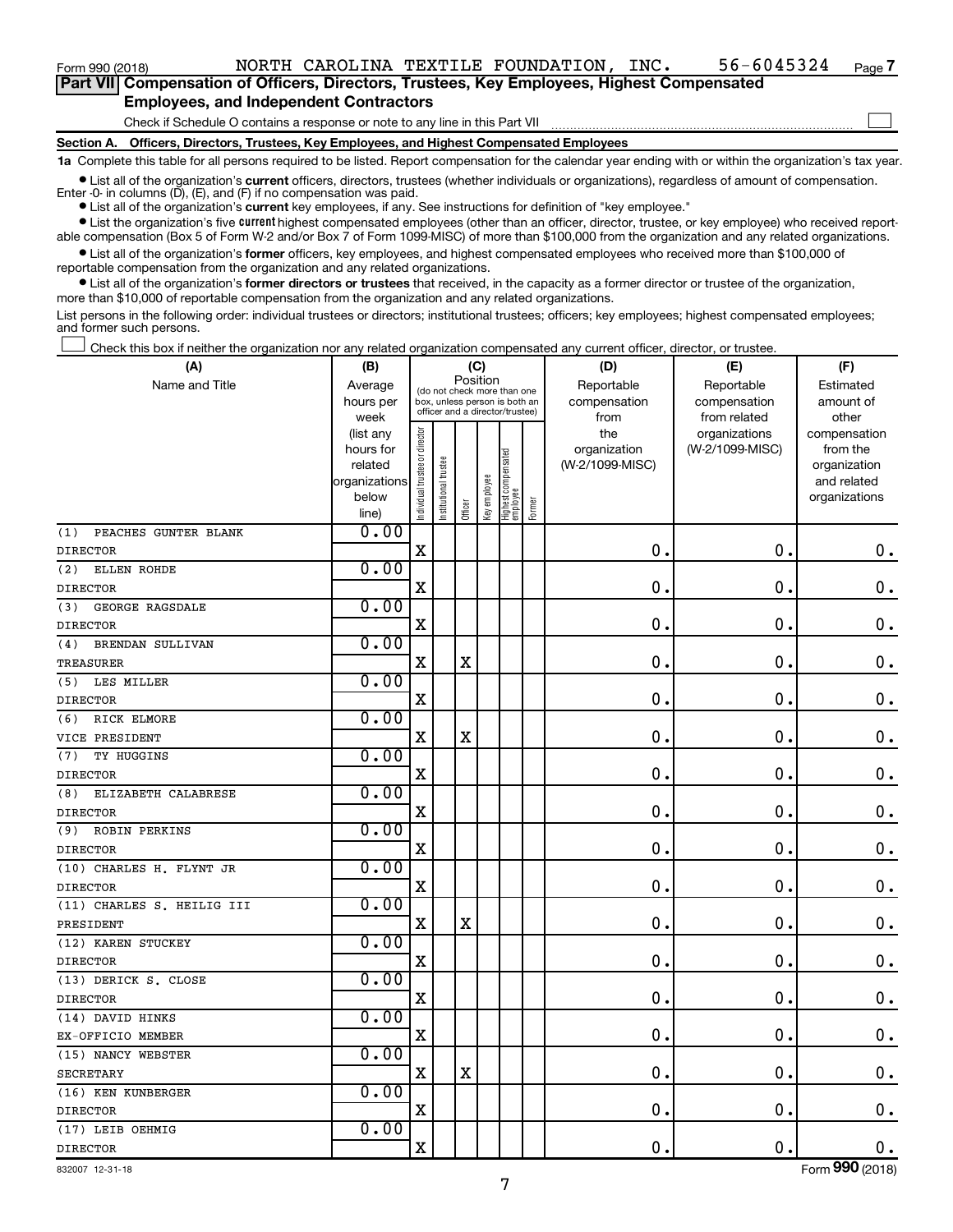Form 990 (2018) NORTH CAROLINA TEXTILE FOUNDATION, INC. 56-6045324 Page 7

**Part VII Compensation of Officers, Directors, Trustees, Key Employees, Highest Compensated Employees, and Independent Contractors**

Check if Schedule O contains a response or note to any line in this Part VII

**Section A. Officers, Directors, Trustees, Key Employees, and Highest Compensated Employees**

**1a** Complete this table for all persons required to be listed. Report compensation for the calendar year ending with or within the organization's tax year.

- List all of the organization's **current** officers, directors, trustees (whether individuals or organizations), regardless of amount of compensation. Enter -0- in columns (D), (E), and (F) if no compensation was paid.
- List all of the organization's **current** key employees, if any. See instructions for definition of "key employee."
- List the organization's five **current** highest compensated employees (other than an officer, director, trustee, or key employee) who received reportable compensation (Box 5 of Form W-2 and/or Box 7 of Form 1099-MISC) of more than $100,000 from the organization and any related organizations.
- List all of the organization's **former** officers, key employees, and highest compensated employees who received more than $100,000 of reportable compensation from the organization and any related organizations.
- List all of the organization's **former directors or trustees** that received, in the capacity as a former director or trustee of the organization, more than $10,000 of reportable compensation from the organization and any related organizations.

List persons in the following order: individual trustees or directors; institutional trustees; officers; key employees; highest compensated employees; and former such persons.

Check this box if neither the organization nor any related organization compensated any current officer, director, or trustee.

| (A) Name and Title | (B) Average hours per week (list any hours for related organizations below line) | (C) Position: Individual trustee or director | Institutional trustee | Officer | Key employee | Highest compensated employee | Former | (D) Reportable compensation from the organization (W-2/1099-MISC) | (E) Reportable compensation from related organizations (W-2/1099-MISC) | (F) Estimated amount of other compensation from the organization and related organizations |
|---|---|---|---|---|---|---|---|---|---|---|
| (1) PEACHES GUNTER BLANK<br>DIRECTOR | 0.00 | X | | | | | | 0. | 0. | 0. |
| (2) ELLEN ROHDE<br>DIRECTOR | 0.00 | X | | | | | | 0. | 0. | 0. |
| (3) GEORGE RAGSDALE<br>DIRECTOR | 0.00 | X | | | | | | 0. | 0. | 0. |
| (4) BRENDAN SULLIVAN<br>TREASURER | 0.00 | X | | X | | | | 0. | 0. | 0. |
| (5) LES MILLER<br>DIRECTOR | 0.00 | X | | | | | | 0. | 0. | 0. |
| (6) RICK ELMORE<br>VICE PRESIDENT | 0.00 | X | | X | | | | 0. | 0. | 0. |
| (7) TY HUGGINS<br>DIRECTOR | 0.00 | X | | | | | | 0. | 0. | 0. |
| (8) ELIZABETH CALABRESE<br>DIRECTOR | 0.00 | X | | | | | | 0. | 0. | 0. |
| (9) ROBIN PERKINS<br>DIRECTOR | 0.00 | X | | | | | | 0. | 0. | 0. |
| (10) CHARLES H. FLYNT JR<br>DIRECTOR | 0.00 | X | | | | | | 0. | 0. | 0. |
| (11) CHARLES S. HEILIG III<br>PRESIDENT | 0.00 | X | | X | | | | 0. | 0. | 0. |
| (12) KAREN STUCKEY<br>DIRECTOR | 0.00 | X | | | | | | 0. | 0. | 0. |
| (13) DERICK S. CLOSE<br>DIRECTOR | 0.00 | X | | | | | | 0. | 0. | 0. |
| (14) DAVID HINKS<br>EX-OFFICIO MEMBER | 0.00 | X | | | | | | 0. | 0. | 0. |
| (15) NANCY WEBSTER<br>SECRETARY | 0.00 | X | | X | | | | 0. | 0. | 0. |
| (16) KEN KUNBERGER<br>DIRECTOR | 0.00 | X | | | | | | 0. | 0. | 0. |
| (17) LEIB OEHMIG<br>DIRECTOR | 0.00 | X | | | | | | 0. | 0. | 0. |

832007 12-31-18 Form **990** (2018)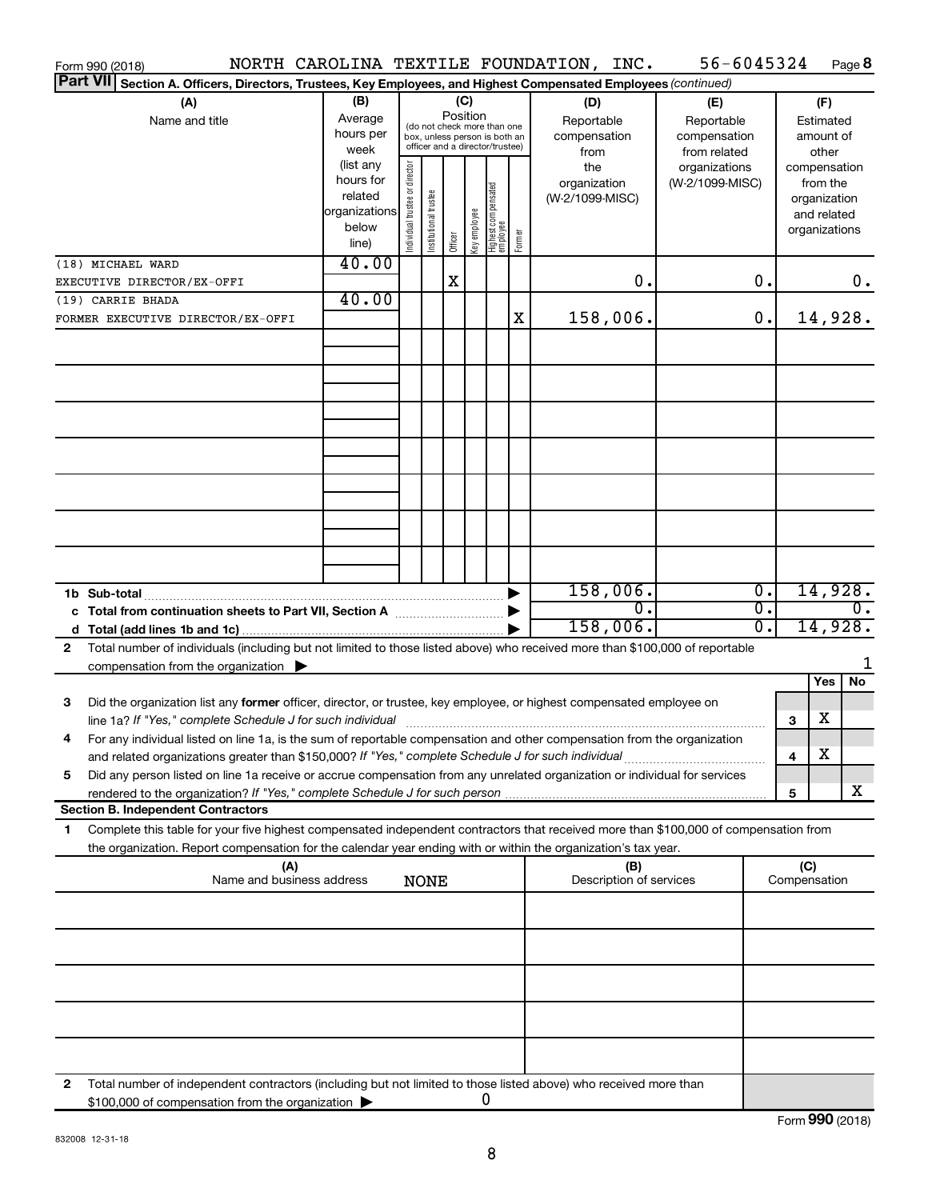Form 990 (2018) NORTH CAROLINA TEXTILE FOUNDATION, INC. 56-6045324 Page 8

**Part VII Section A. Officers, Directors, Trustees, Key Employees, and Highest Compensated Employees** *(continued)*

| (A) Name and title | (B) Average hours per week (list any hours for related organizations below line) | (C) Position: Individual trustee or director | Institutional trustee | Officer | Key employee | Highest compensated employee | Former | (D) Reportable compensation from the organization (W-2/1099-MISC) | (E) Reportable compensation from related organizations (W-2/1099-MISC) | (F) Estimated amount of other compensation from the organization and related organizations |
|---|---|---|---|---|---|---|---|---|---|---|
| (18) MICHAEL WARD<br>EXECUTIVE DIRECTOR/EX-OFFI | 40.00 | | | X | | | | 0. | 0. | 0. |
| (19) CARRIE BHADA<br>FORMER EXECUTIVE DIRECTOR/EX-OFFI | 40.00 | | | | | | X | 158,006. | 0. | 14,928. |
| | | | | | | | | | | |
| | | | | | | | | | | |
| | | | | | | | | | | |
| | | | | | | | | | | |
| | | | | | | | | | | |
| | | | | | | | | | | |
| | | | | | | | | | | |
| **1b Sub-total** | | | | | | | ▶ | 158,006. | 0. | 14,928. |
| **c Total from continuation sheets to Part VII, Section A** | | | | | | | ▶ | 0. | 0. | 0. |
| **d Total (add lines 1b and 1c)** | | | | | | | ▶ | 158,006. | 0. | 14,928. |

**2** Total number of individuals (including but not limited to those listed above) who received more than $100,000 of reportable compensation from the organization ▶ 1

| | | Yes | No |
|---|---|---|---|
| **3** Did the organization list any **former** officer, director, or trustee, key employee, or highest compensated employee on line 1a? *If "Yes," complete Schedule J for such individual* | 3 | X | |
| **4** For any individual listed on line 1a, is the sum of reportable compensation and other compensation from the organization and related organizations greater than $150,000? *If "Yes," complete Schedule J for such individual* | 4 | X | |
| **5** Did any person listed on line 1a receive or accrue compensation from any unrelated organization or individual for services rendered to the organization? *If "Yes," complete Schedule J for such person* | 5 | | X |

**Section B. Independent Contractors**

**1** Complete this table for your five highest compensated independent contractors that received more than $100,000 of compensation from the organization. Report compensation for the calendar year ending with or within the organization's tax year.

| (A) Name and business address | (B) Description of services | (C) Compensation |
|---|---|---|
| NONE | | |
| | | |
| | | |
| | | |
| | | |

**2** Total number of independent contractors (including but not limited to those listed above) who received more than $100,000 of compensation from the organization ▶ 0

Form **990** (2018)

832008 12-31-18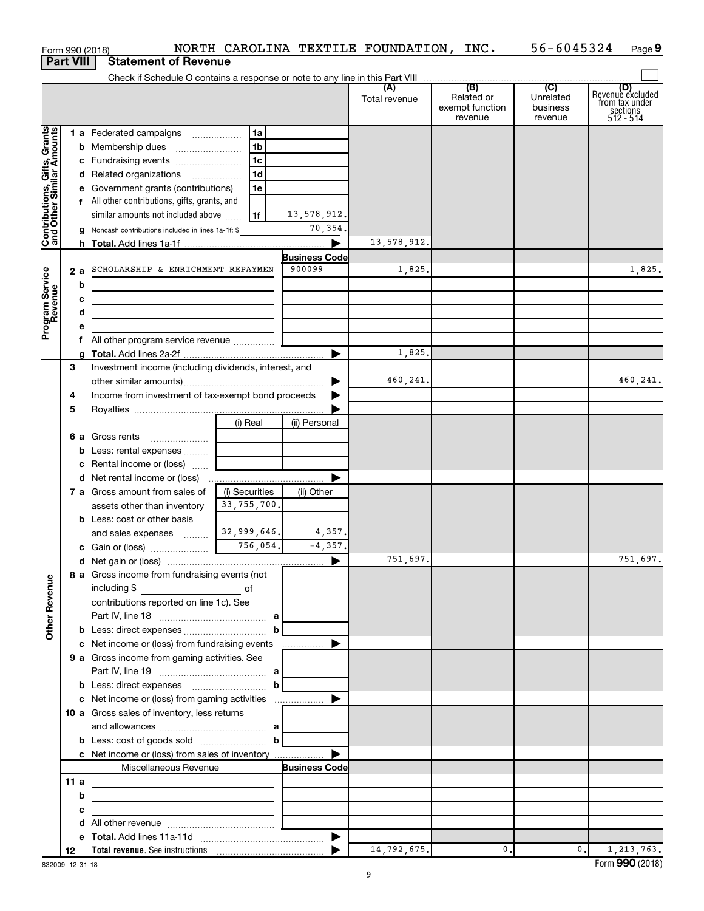Form 990 (2018) NORTH CAROLINA TEXTILE FOUNDATION, INC. 56-6045324

## Part VIII Statement of Revenue

Check if Schedule O contains a response or note to any line in this Part VIII

| | | | | (A) Total revenue | (B) Related or exempt function revenue | (C) Unrelated business revenue | (D) Revenue excluded from tax under sections 512 - 514 |
|---|---|---|---|---|---|---|---|
| **Contributions, Gifts, Grants and Other Similar Amounts** | 1 a | Federated campaigns | 1a | | | | |
| | b | Membership dues | 1b | | | | |
| | c | Fundraising events | 1c | | | | |
| | d | Related organizations | 1d | | | | |
| | e | Government grants (contributions) | 1e | | | | |
| | f | All other contributions, gifts, grants, and similar amounts not included above | 1f 13,578,912. | | | | |
| | g | Noncash contributions included in lines 1a-1f: $ | 70,354. | | | | |
| | h | **Total.** Add lines 1a-1f | | 13,578,912. | | | |
| | | | **Business Code** | | | | |
| **Program Service Revenue** | 2 a | SCHOLARSHIP & ENRICHMENT REPAYMEN | 900099 | 1,825. | | | 1,825. |
| | b | | | | | | |
| | c | | | | | | |
| | d | | | | | | |
| | e | | | | | | |
| | f | All other program service revenue | | | | | |
| | g | **Total.** Add lines 2a-2f | | 1,825. | | | |
| **Other Revenue** | 3 | Investment income (including dividends, interest, and other similar amounts) | | 460,241. | | | 460,241. |
| | 4 | Income from investment of tax-exempt bond proceeds | | | | | |
| | 5 | Royalties | | | | | |
| | | | (i) Real / (ii) Personal | | | | |
| | 6 a | Gross rents | | | | | |
| | b | Less: rental expenses | | | | | |
| | c | Rental income or (loss) | | | | | |
| | d | Net rental income or (loss) | | | | | |
| | | | (i) Securities / (ii) Other | | | | |
| | 7 a | Gross amount from sales of assets other than inventory | (i) 33,755,700. | | | | |
| | b | Less: cost or other basis and sales expenses | (i) 32,999,646. (ii) 4,357. | | | | |
| | c | Gain or (loss) | (i) 756,054. (ii) -4,357. | | | | |
| | d | Net gain or (loss) | | 751,697. | | | 751,697. |
| | 8 a | Gross income from fundraising events (not including $ of contributions reported on line 1c). See Part IV, line 18 | a | | | | |
| | b | Less: direct expenses | b | | | | |
| | c | Net income or (loss) from fundraising events | | | | | |
| | 9 a | Gross income from gaming activities. See Part IV, line 19 | a | | | | |
| | b | Less: direct expenses | b | | | | |
| | c | Net income or (loss) from gaming activities | | | | | |
| | 10 a | Gross sales of inventory, less returns and allowances | a | | | | |
| | b | Less: cost of goods sold | b | | | | |
| | c | Net income or (loss) from sales of inventory | | | | | |
| | | Miscellaneous Revenue | **Business Code** | | | | |
| | 11 a | | | | | | |
| | b | | | | | | |
| | c | | | | | | |
| | d | All other revenue | | | | | |
| | e | **Total.** Add lines 11a-11d | | | | | |
| | 12 | **Total revenue.** See instructions | | 14,792,675. | 0. | 0. | 1,213,763. |

832009 12-31-18

Form **990** (2018)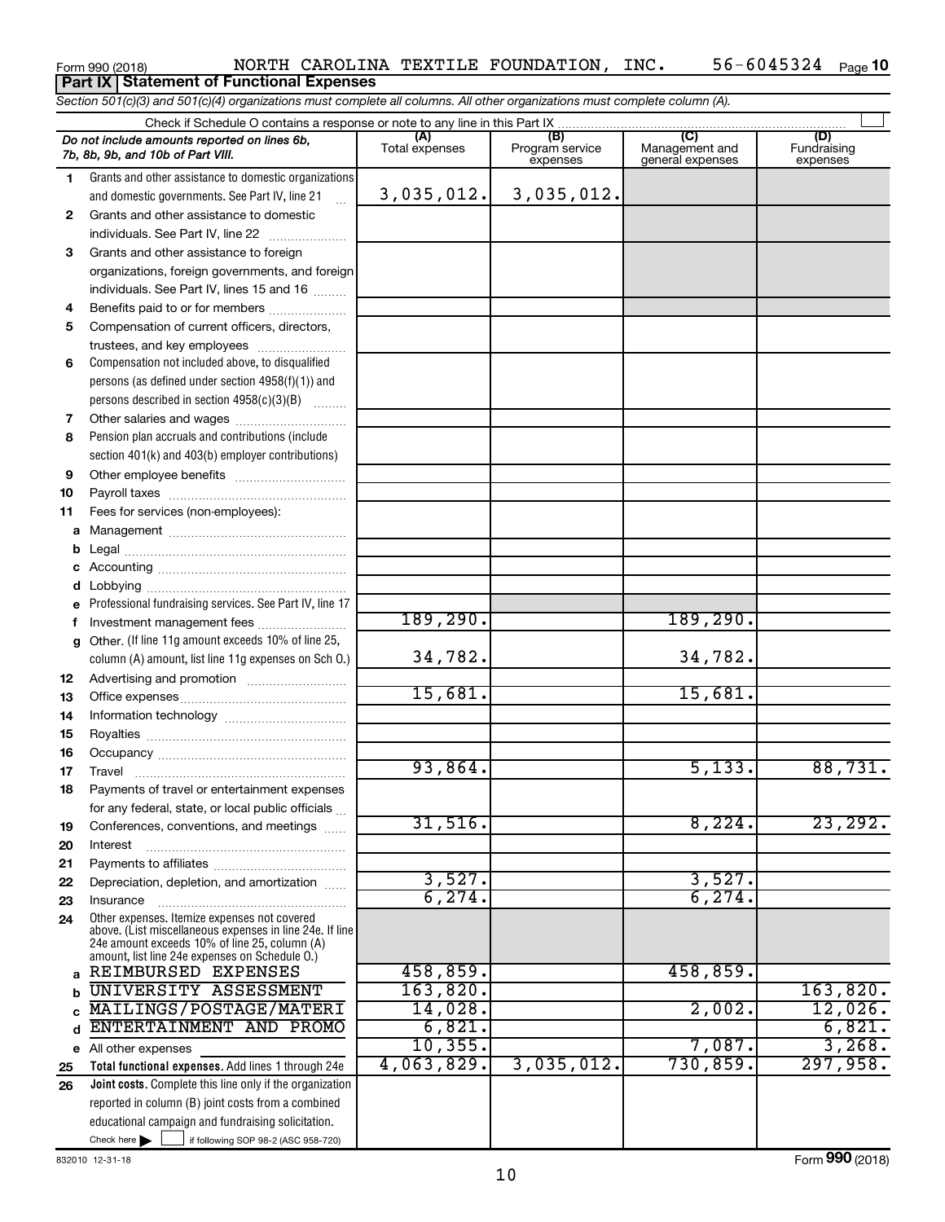Form 990 (2018) NORTH CAROLINA TEXTILE FOUNDATION, INC. 56-6045324 Page 10

**Part IX Statement of Functional Expenses**

*Section 501(c)(3) and 501(c)(4) organizations must complete all columns. All other organizations must complete column (A).*

Check if Schedule O contains a response or note to any line in this Part IX

| *Do not include amounts reported on lines 6b, 7b, 8b, 9b, and 10b of Part VIII.* | (A) Total expenses | (B) Program service expenses | (C) Management and general expenses | (D) Fundraising expenses |
|---|---|---|---|---|
| 1 Grants and other assistance to domestic organizations and domestic governments. See Part IV, line 21 | 3,035,012. | 3,035,012. | | |
| 2 Grants and other assistance to domestic individuals. See Part IV, line 22 | | | | |
| 3 Grants and other assistance to foreign organizations, foreign governments, and foreign individuals. See Part IV, lines 15 and 16 | | | | |
| 4 Benefits paid to or for members | | | | |
| 5 Compensation of current officers, directors, trustees, and key employees | | | | |
| 6 Compensation not included above, to disqualified persons (as defined under section 4958(f)(1)) and persons described in section 4958(c)(3)(B) | | | | |
| 7 Other salaries and wages | | | | |
| 8 Pension plan accruals and contributions (include section 401(k) and 403(b) employer contributions) | | | | |
| 9 Other employee benefits | | | | |
| 10 Payroll taxes | | | | |
| 11 Fees for services (non-employees): | | | | |
| a Management | | | | |
| b Legal | | | | |
| c Accounting | | | | |
| d Lobbying | | | | |
| e Professional fundraising services. See Part IV, line 17 | | | | |
| f Investment management fees | 189,290. | | 189,290. | |
| g Other. (If line 11g amount exceeds 10% of line 25, column (A) amount, list line 11g expenses on Sch O.) | 34,782. | | 34,782. | |
| 12 Advertising and promotion | | | | |
| 13 Office expenses | 15,681. | | 15,681. | |
| 14 Information technology | | | | |
| 15 Royalties | | | | |
| 16 Occupancy | | | | |
| 17 Travel | 93,864. | | 5,133. | 88,731. |
| 18 Payments of travel or entertainment expenses for any federal, state, or local public officials | | | | |
| 19 Conferences, conventions, and meetings | 31,516. | | 8,224. | 23,292. |
| 20 Interest | | | | |
| 21 Payments to affiliates | | | | |
| 22 Depreciation, depletion, and amortization | 3,527. | | 3,527. | |
| 23 Insurance | 6,274. | | 6,274. | |
| 24 Other expenses. Itemize expenses not covered above. (List miscellaneous expenses in line 24e. If line 24e amount exceeds 10% of line 25, column (A) amount, list line 24e expenses on Schedule O.) | | | | |
| a REIMBURSED EXPENSES | 458,859. | | 458,859. | |
| b UNIVERSITY ASSESSMENT | 163,820. | | | 163,820. |
| c MAILINGS/POSTAGE/MATERI | 14,028. | | 2,002. | 12,026. |
| d ENTERTAINMENT AND PROMO | 6,821. | | | 6,821. |
| e All other expenses | 10,355. | | 7,087. | 3,268. |
| 25 **Total functional expenses.** Add lines 1 through 24e | 4,063,829. | 3,035,012. | 730,859. | 297,958. |
| 26 **Joint costs.** Complete this line only if the organization reported in column (B) joint costs from a combined educational campaign and fundraising solicitation. Check here ☐ if following SOP 98-2 (ASC 958-720) | | | | |

832010 12-31-18 Form **990** (2018)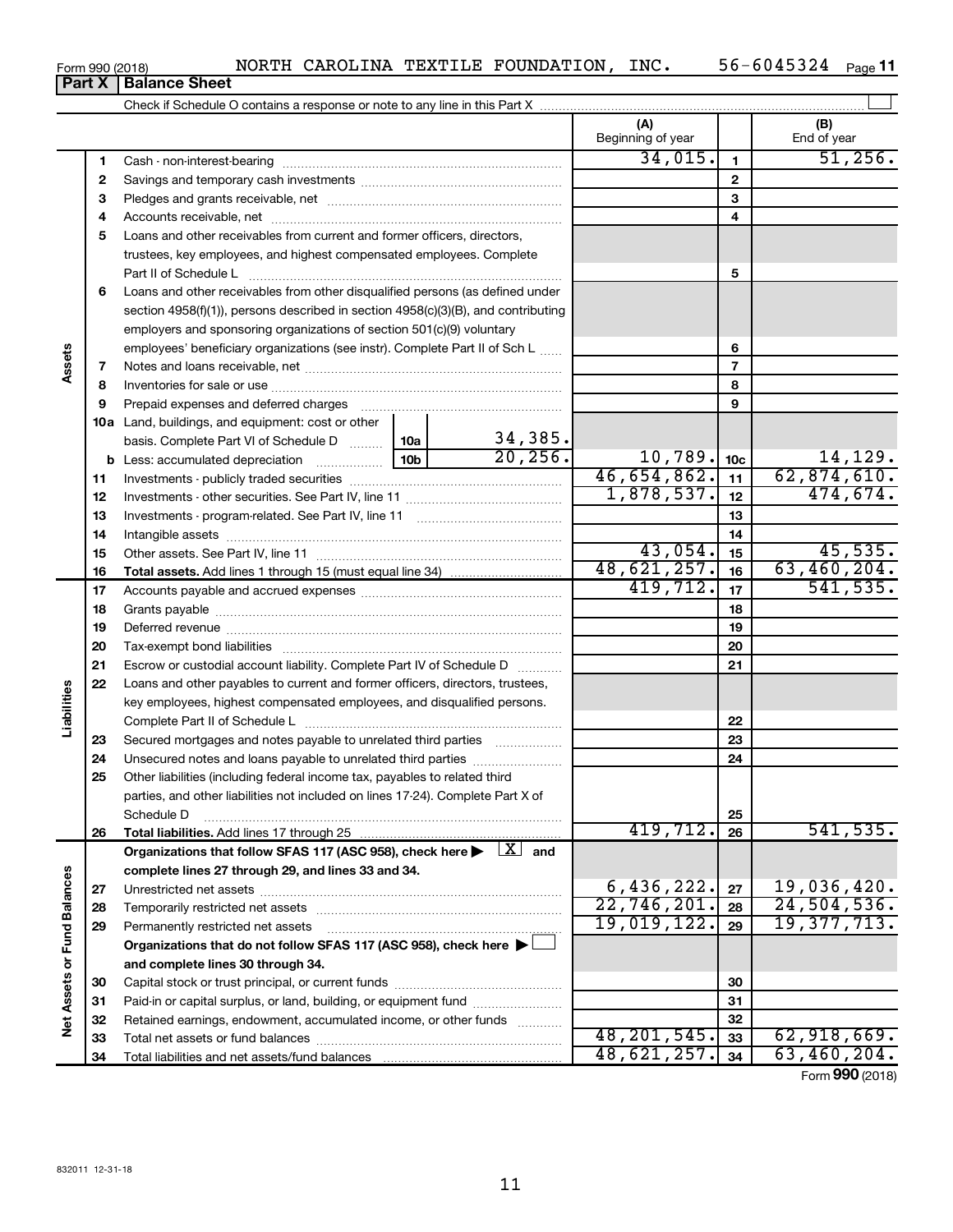Form 990 (2018) NORTH CAROLINA TEXTILE FOUNDATION, INC. 56-6045324 Page 11

**Part X | Balance Sheet**

Check if Schedule O contains a response or note to any line in this Part X ☐

| | | | | (A) Beginning of year | | (B) End of year |
|---|---|---|---|---|---|---|
| Assets | 1 | Cash - non-interest-bearing | | 34,015. | 1 | 51,256. |
| | 2 | Savings and temporary cash investments | | | 2 | |
| | 3 | Pledges and grants receivable, net | | | 3 | |
| | 4 | Accounts receivable, net | | | 4 | |
| | 5 | Loans and other receivables from current and former officers, directors, trustees, key employees, and highest compensated employees. Complete Part II of Schedule L | | | 5 | |
| | 6 | Loans and other receivables from other disqualified persons (as defined under section 4958(f)(1)), persons described in section 4958(c)(3)(B), and contributing employers and sponsoring organizations of section 501(c)(9) voluntary employees' beneficiary organizations (see instr). Complete Part II of Sch L | | | 6 | |
| | 7 | Notes and loans receivable, net | | | 7 | |
| | 8 | Inventories for sale or use | | | 8 | |
| | 9 | Prepaid expenses and deferred charges | | | 9 | |
| | 10a | Land, buildings, and equipment: cost or other basis. Complete Part VI of Schedule D | 10a 34,385. | | | |
| | b | Less: accumulated depreciation | 10b 20,256. | 10,789. | 10c | 14,129. |
| | 11 | Investments - publicly traded securities | | 46,654,862. | 11 | 62,874,610. |
| | 12 | Investments - other securities. See Part IV, line 11 | | 1,878,537. | 12 | 474,674. |
| | 13 | Investments - program-related. See Part IV, line 11 | | | 13 | |
| | 14 | Intangible assets | | | 14 | |
| | 15 | Other assets. See Part IV, line 11 | | 43,054. | 15 | 45,535. |
| | 16 | **Total assets.** Add lines 1 through 15 (must equal line 34) | | 48,621,257. | 16 | 63,460,204. |
| Liabilities | 17 | Accounts payable and accrued expenses | | 419,712. | 17 | 541,535. |
| | 18 | Grants payable | | | 18 | |
| | 19 | Deferred revenue | | | 19 | |
| | 20 | Tax-exempt bond liabilities | | | 20 | |
| | 21 | Escrow or custodial account liability. Complete Part IV of Schedule D | | | 21 | |
| | 22 | Loans and other payables to current and former officers, directors, trustees, key employees, highest compensated employees, and disqualified persons. Complete Part II of Schedule L | | | 22 | |
| | 23 | Secured mortgages and notes payable to unrelated third parties | | | 23 | |
| | 24 | Unsecured notes and loans payable to unrelated third parties | | | 24 | |
| | 25 | Other liabilities (including federal income tax, payables to related third parties, and other liabilities not included on lines 17-24). Complete Part X of Schedule D | | | 25 | |
| | 26 | **Total liabilities.** Add lines 17 through 25 | | 419,712. | 26 | 541,535. |
| Net Assets or Fund Balances | | **Organizations that follow SFAS 117 (ASC 958), check here ▶ [X] and complete lines 27 through 29, and lines 33 and 34.** | | | | |
| | 27 | Unrestricted net assets | | 6,436,222. | 27 | 19,036,420. |
| | 28 | Temporarily restricted net assets | | 22,746,201. | 28 | 24,504,536. |
| | 29 | Permanently restricted net assets | | 19,019,122. | 29 | 19,377,713. |
| | | **Organizations that do not follow SFAS 117 (ASC 958), check here ▶ ☐ and complete lines 30 through 34.** | | | | |
| | 30 | Capital stock or trust principal, or current funds | | | 30 | |
| | 31 | Paid-in or capital surplus, or land, building, or equipment fund | | | 31 | |
| | 32 | Retained earnings, endowment, accumulated income, or other funds | | | 32 | |
| | 33 | Total net assets or fund balances | | 48,201,545. | 33 | 62,918,669. |
| | 34 | Total liabilities and net assets/fund balances | | 48,621,257. | 34 | 63,460,204. |

Form **990** (2018)

832011 12-31-18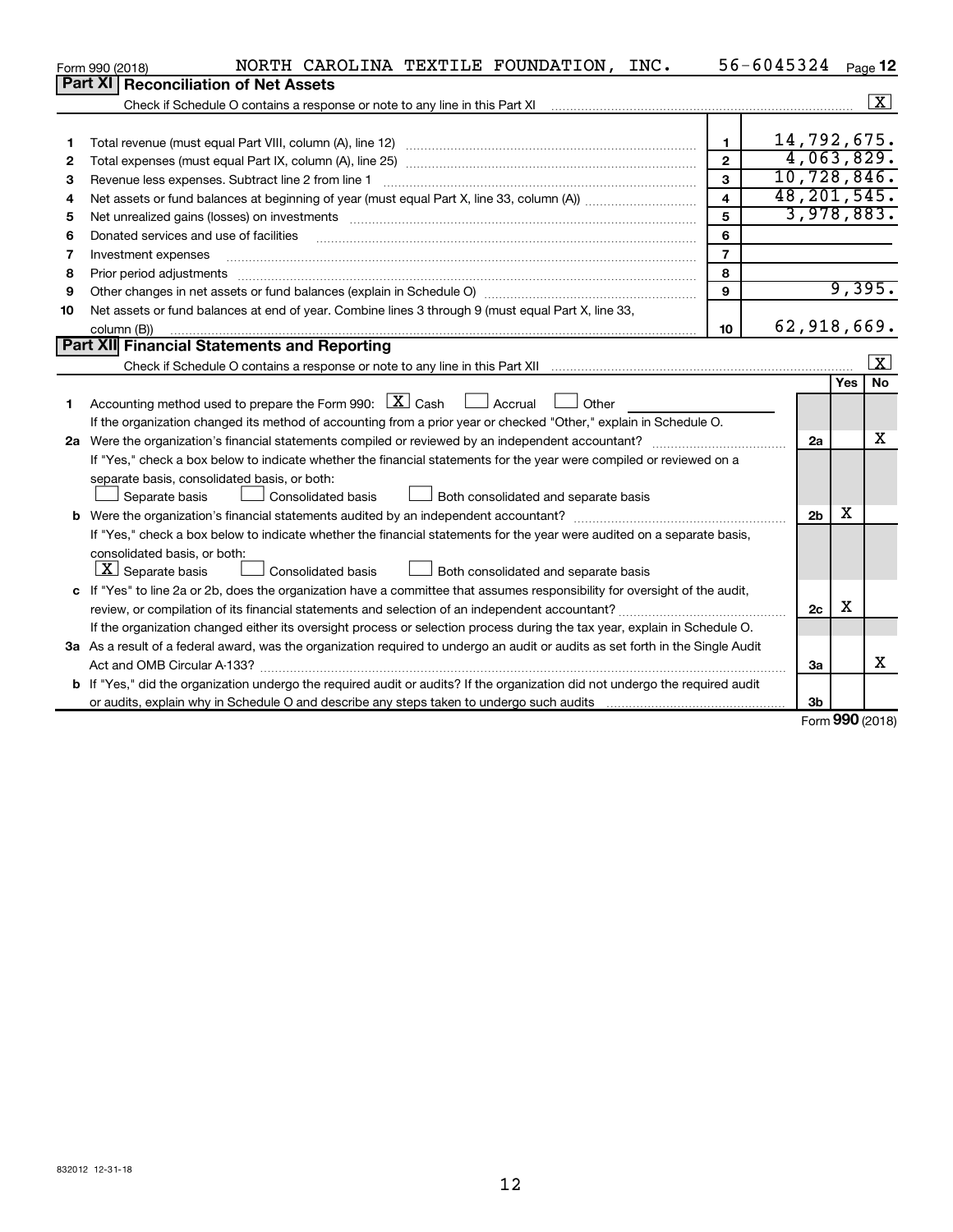Form 990 (2018) NORTH CAROLINA TEXTILE FOUNDATION, INC. 56-6045324 Page **12**

## Part XI Reconciliation of Net Assets

Check if Schedule O contains a response or note to any line in this Part XI ..... [X]

| | | | |
|---|---|---|---|
| 1 | Total revenue (must equal Part VIII, column (A), line 12) | 1 | 14,792,675. |
| 2 | Total expenses (must equal Part IX, column (A), line 25) | 2 | 4,063,829. |
| 3 | Revenue less expenses. Subtract line 2 from line 1 | 3 | 10,728,846. |
| 4 | Net assets or fund balances at beginning of year (must equal Part X, line 33, column (A)) | 4 | 48,201,545. |
| 5 | Net unrealized gains (losses) on investments | 5 | 3,978,883. |
| 6 | Donated services and use of facilities | 6 | |
| 7 | Investment expenses | 7 | |
| 8 | Prior period adjustments | 8 | |
| 9 | Other changes in net assets or fund balances (explain in Schedule O) | 9 | 9,395. |
| 10 | Net assets or fund balances at end of year. Combine lines 3 through 9 (must equal Part X, line 33, column (B)) | 10 | 62,918,669. |

## Part XII Financial Statements and Reporting

Check if Schedule O contains a response or note to any line in this Part XII ..... [X]

| | | | Yes | No |
|---|---|---|---|---|
| 1 | Accounting method used to prepare the Form 990: [X] Cash [ ] Accrual [ ] Other<br>If the organization changed its method of accounting from a prior year or checked "Other," explain in Schedule O. | | | |
| 2a | Were the organization's financial statements compiled or reviewed by an independent accountant? | 2a | | X |
| | If "Yes," check a box below to indicate whether the financial statements for the year were compiled or reviewed on a separate basis, consolidated basis, or both:<br>[ ] Separate basis [ ] Consolidated basis [ ] Both consolidated and separate basis | | | |
| b | Were the organization's financial statements audited by an independent accountant? | 2b | X | |
| | If "Yes," check a box below to indicate whether the financial statements for the year were audited on a separate basis, consolidated basis, or both:<br>[X] Separate basis [ ] Consolidated basis [ ] Both consolidated and separate basis | | | |
| c | If "Yes" to line 2a or 2b, does the organization have a committee that assumes responsibility for oversight of the audit, review, or compilation of its financial statements and selection of an independent accountant? | 2c | X | |
| | If the organization changed either its oversight process or selection process during the tax year, explain in Schedule O. | | | |
| 3a | As a result of a federal award, was the organization required to undergo an audit or audits as set forth in the Single Audit Act and OMB Circular A-133? | 3a | | X |
| b | If "Yes," did the organization undergo the required audit or audits? If the organization did not undergo the required audit or audits, explain why in Schedule O and describe any steps taken to undergo such audits | 3b | | |

Form **990** (2018)

832012 12-31-18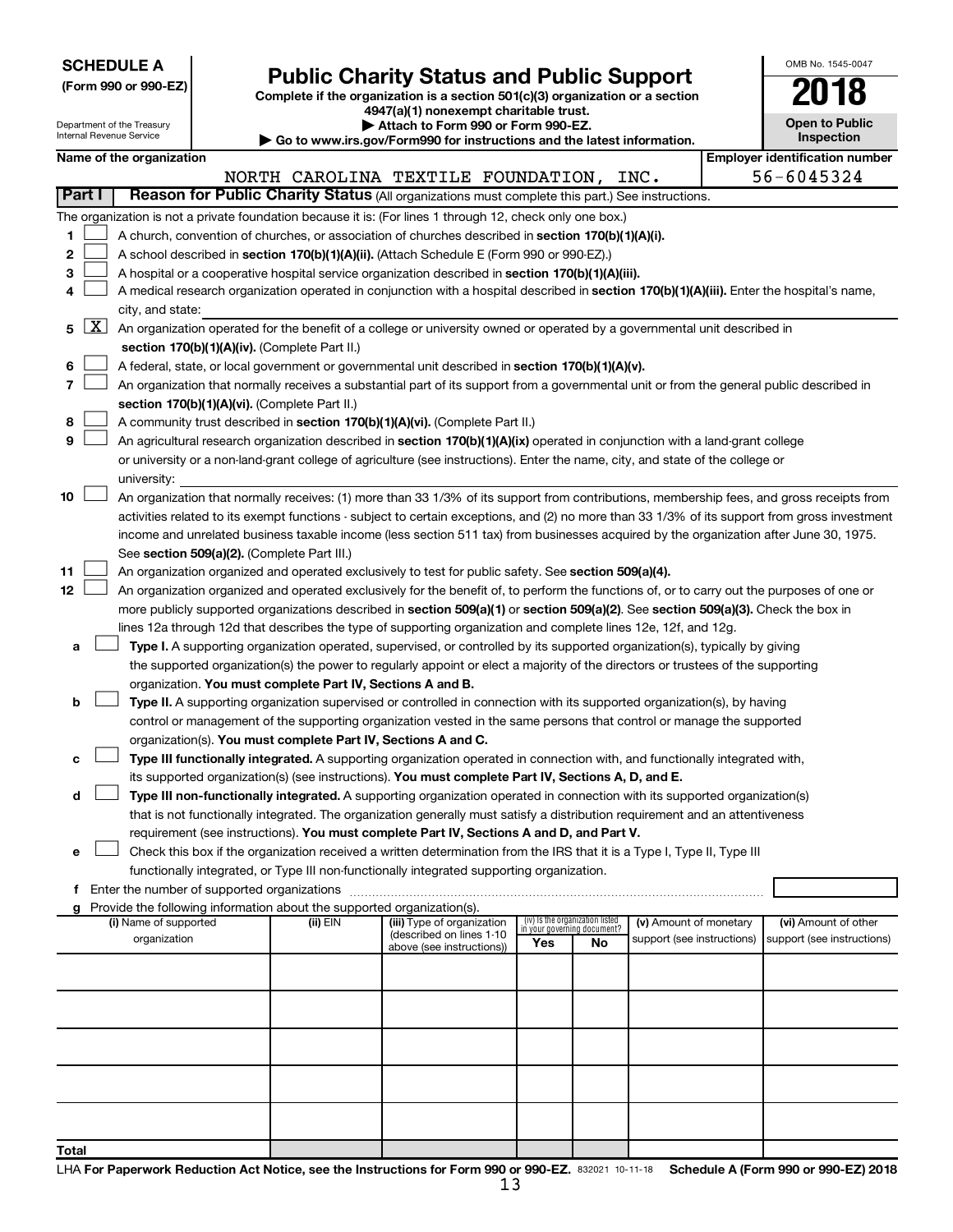**SCHEDULE A**
**(Form 990 or 990-EZ)**

Department of the Treasury
Internal Revenue Service

# Public Charity Status and Public Support

**Complete if the organization is a section 501(c)(3) organization or a section 4947(a)(1) nonexempt charitable trust.**
**▶ Attach to Form 990 or Form 990-EZ.**
**▶ Go to www.irs.gov/Form990 for instructions and the latest information.**

OMB No. 1545-0047

**2018**

**Open to Public Inspection**

**Name of the organization**
NORTH CAROLINA TEXTILE FOUNDATION, INC.

**Employer identification number**
56-6045324

**Part I** **Reason for Public Charity Status** (All organizations must complete this part.) See instructions.

The organization is not a private foundation because it is: (For lines 1 through 12, check only one box.)

1 [ ] A church, convention of churches, or association of churches described in **section 170(b)(1)(A)(i).**

2 [ ] A school described in **section 170(b)(1)(A)(ii).** (Attach Schedule E (Form 990 or 990-EZ).)

3 [ ] A hospital or a cooperative hospital service organization described in **section 170(b)(1)(A)(iii).**

4 [ ] A medical research organization operated in conjunction with a hospital described in **section 170(b)(1)(A)(iii).** Enter the hospital's name, city, and state:

5 [X] An organization operated for the benefit of a college or university owned or operated by a governmental unit described in **section 170(b)(1)(A)(iv).** (Complete Part II.)

6 [ ] A federal, state, or local government or governmental unit described in **section 170(b)(1)(A)(v).**

7 [ ] An organization that normally receives a substantial part of its support from a governmental unit or from the general public described in **section 170(b)(1)(A)(vi).** (Complete Part II.)

8 [ ] A community trust described in **section 170(b)(1)(A)(vi).** (Complete Part II.)

9 [ ] An agricultural research organization described in **section 170(b)(1)(A)(ix)** operated in conjunction with a land-grant college or university or a non-land-grant college of agriculture (see instructions). Enter the name, city, and state of the college or university:

10 [ ] An organization that normally receives: (1) more than 33 1/3% of its support from contributions, membership fees, and gross receipts from activities related to its exempt functions - subject to certain exceptions, and (2) no more than 33 1/3% of its support from gross investment income and unrelated business taxable income (less section 511 tax) from businesses acquired by the organization after June 30, 1975. See **section 509(a)(2).** (Complete Part III.)

11 [ ] An organization organized and operated exclusively to test for public safety. See **section 509(a)(4).**

12 [ ] An organization organized and operated exclusively for the benefit of, to perform the functions of, or to carry out the purposes of one or more publicly supported organizations described in **section 509(a)(1)** or **section 509(a)(2)**. See **section 509(a)(3).** Check the box in lines 12a through 12d that describes the type of supporting organization and complete lines 12e, 12f, and 12g.

a [ ] **Type I.** A supporting organization operated, supervised, or controlled by its supported organization(s), typically by giving the supported organization(s) the power to regularly appoint or elect a majority of the directors or trustees of the supporting organization. **You must complete Part IV, Sections A and B.**

b [ ] **Type II.** A supporting organization supervised or controlled in connection with its supported organization(s), by having control or management of the supporting organization vested in the same persons that control or manage the supported organization(s). **You must complete Part IV, Sections A and C.**

c [ ] **Type III functionally integrated.** A supporting organization operated in connection with, and functionally integrated with, its supported organization(s) (see instructions). **You must complete Part IV, Sections A, D, and E.**

d [ ] **Type III non-functionally integrated.** A supporting organization operated in connection with its supported organization(s) that is not functionally integrated. The organization generally must satisfy a distribution requirement and an attentiveness requirement (see instructions). **You must complete Part IV, Sections A and D, and Part V.**

e [ ] Check this box if the organization received a written determination from the IRS that it is a Type I, Type II, Type III functionally integrated, or Type III non-functionally integrated supporting organization.

f Enter the number of supported organizations

g Provide the following information about the supported organization(s).

| (i) Name of supported organization | (ii) EIN | (iii) Type of organization (described on lines 1-10 above (see instructions)) | (iv) Is the organization listed in your governing document? Yes | No | (v) Amount of monetary support (see instructions) | (vi) Amount of other support (see instructions) |
|---|---|---|---|---|---|---|
| | | | | | | |
| | | | | | | |
| | | | | | | |
| | | | | | | |
| | | | | | | |
| **Total** | | | | | | |

LHA **For Paperwork Reduction Act Notice, see the Instructions for Form 990 or 990-EZ.** 832021 10-11-18 **Schedule A (Form 990 or 990-EZ) 2018**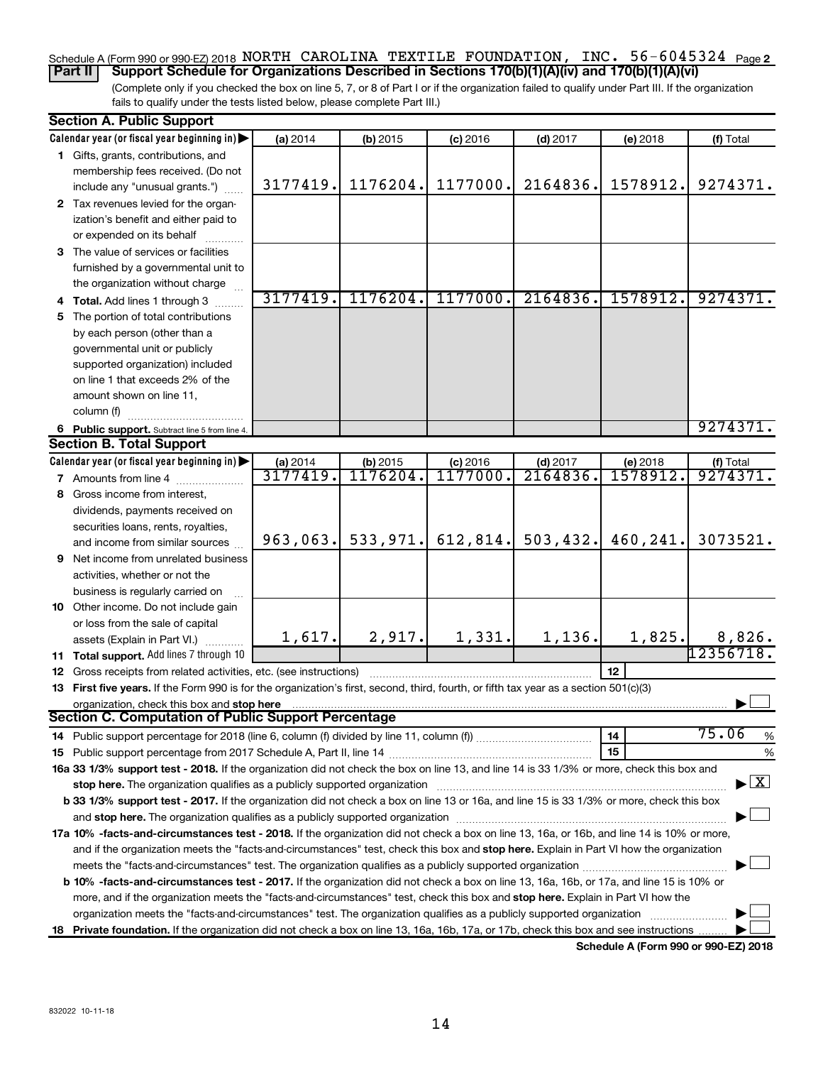Schedule A (Form 990 or 990-EZ) 2018 NORTH CAROLINA TEXTILE FOUNDATION, INC. 56-6045324 Page 2

**Part II | Support Schedule for Organizations Described in Sections 170(b)(1)(A)(iv) and 170(b)(1)(A)(vi)**

(Complete only if you checked the box on line 5, 7, or 8 of Part I or if the organization failed to qualify under Part III. If the organization fails to qualify under the tests listed below, please complete Part III.)

**Section A. Public Support**

| Calendar year (or fiscal year beginning in) ▶ | (a) 2014 | (b) 2015 | (c) 2016 | (d) 2017 | (e) 2018 | (f) Total |
|---|---|---|---|---|---|---|
| **1** Gifts, grants, contributions, and membership fees received. (Do not include any "unusual grants.") | 3177419. | 1176204. | 1177000. | 2164836. | 1578912. | 9274371. |
| **2** Tax revenues levied for the organization's benefit and either paid to or expended on its behalf | | | | | | |
| **3** The value of services or facilities furnished by a governmental unit to the organization without charge | | | | | | |
| **4 Total.** Add lines 1 through 3 | 3177419. | 1176204. | 1177000. | 2164836. | 1578912. | 9274371. |
| **5** The portion of total contributions by each person (other than a governmental unit or publicly supported organization) included on line 1 that exceeds 2% of the amount shown on line 11, column (f) | | | | | | |
| **6 Public support.** Subtract line 5 from line 4. | | | | | | 9274371. |

**Section B. Total Support**

| Calendar year (or fiscal year beginning in) ▶ | (a) 2014 | (b) 2015 | (c) 2016 | (d) 2017 | (e) 2018 | (f) Total |
|---|---|---|---|---|---|---|
| **7** Amounts from line 4 | 3177419. | 1176204. | 1177000. | 2164836. | 1578912. | 9274371. |
| **8** Gross income from interest, dividends, payments received on securities loans, rents, royalties, and income from similar sources | 963,063. | 533,971. | 612,814. | 503,432. | 460,241. | 3073521. |
| **9** Net income from unrelated business activities, whether or not the business is regularly carried on | | | | | | |
| **10** Other income. Do not include gain or loss from the sale of capital assets (Explain in Part VI.) | 1,617. | 2,917. | 1,331. | 1,136. | 1,825. | 8,826. |
| **11 Total support.** Add lines 7 through 10 | | | | | | 12356718. |

**12** Gross receipts from related activities, etc. (see instructions) | 12 |

**13 First five years.** If the Form 990 is for the organization's first, second, third, fourth, or fifth tax year as a section 501(c)(3) organization, check this box and **stop here** ☐

**Section C. Computation of Public Support Percentage**

**14** Public support percentage for 2018 (line 6, column (f) divided by line 11, column (f)) | 14 | 75.06 %

**15** Public support percentage from 2017 Schedule A, Part II, line 14 | 15 | %

**16a 33 1/3% support test - 2018.** If the organization did not check the box on line 13, and line 14 is 33 1/3% or more, check this box and **stop here.** The organization qualifies as a publicly supported organization ☒

**b 33 1/3% support test - 2017.** If the organization did not check a box on line 13 or 16a, and line 15 is 33 1/3% or more, check this box and **stop here.** The organization qualifies as a publicly supported organization ☐

**17a 10% -facts-and-circumstances test - 2018.** If the organization did not check a box on line 13, 16a, or 16b, and line 14 is 10% or more, and if the organization meets the "facts-and-circumstances" test, check this box and **stop here.** Explain in Part VI how the organization meets the "facts-and-circumstances" test. The organization qualifies as a publicly supported organization ☐

**b 10% -facts-and-circumstances test - 2017.** If the organization did not check a box on line 13, 16a, 16b, or 17a, and line 15 is 10% or more, and if the organization meets the "facts-and-circumstances" test, check this box and **stop here.** Explain in Part VI how the organization meets the "facts-and-circumstances" test. The organization qualifies as a publicly supported organization ☐

**18 Private foundation.** If the organization did not check a box on line 13, 16a, 16b, 17a, or 17b, check this box and see instructions ☐

**Schedule A (Form 990 or 990-EZ) 2018**

832022 10-11-18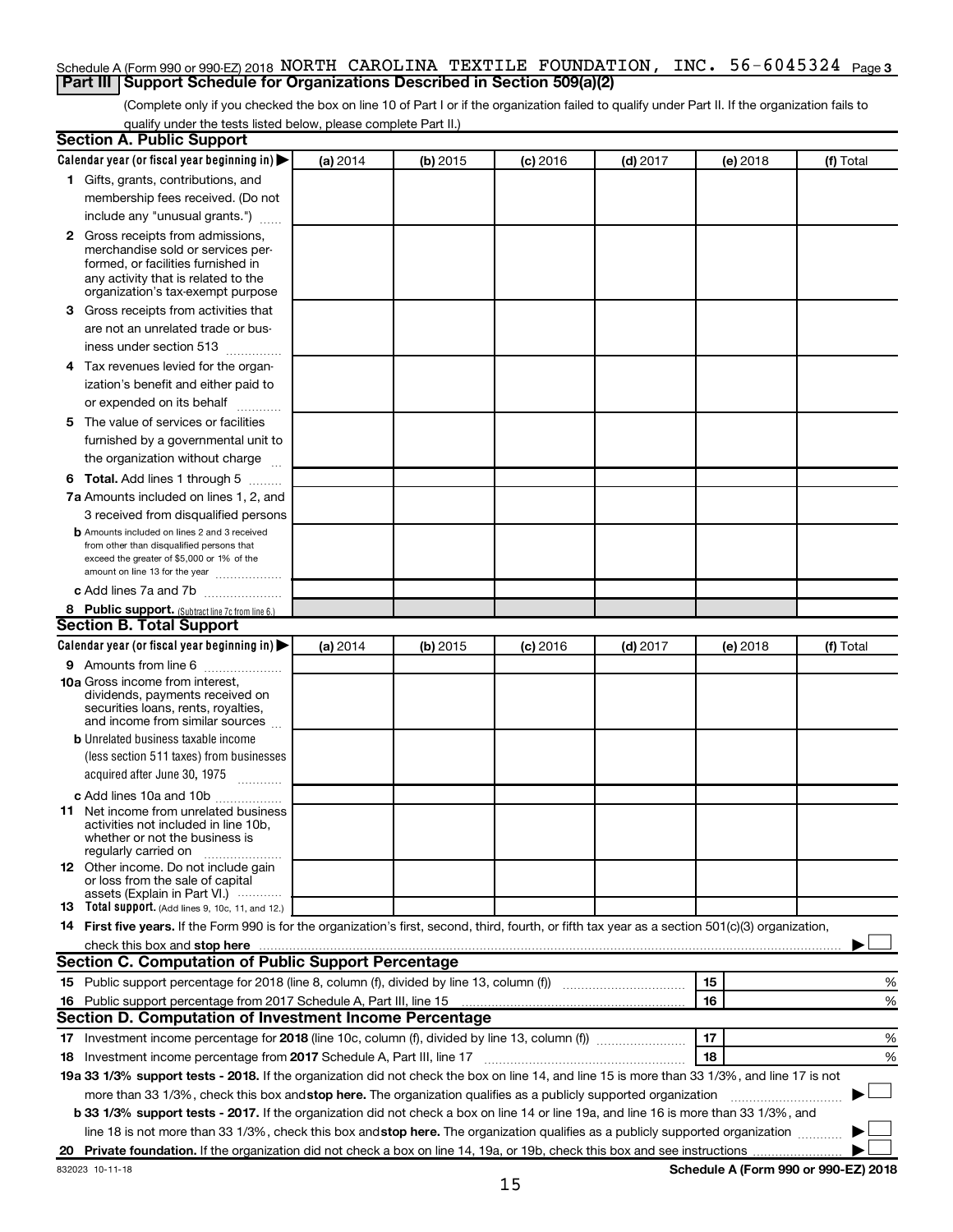Schedule A (Form 990 or 990-EZ) 2018 NORTH CAROLINA TEXTILE FOUNDATION, INC. 56-6045324 Page 3

**Part III | Support Schedule for Organizations Described in Section 509(a)(2)**

(Complete only if you checked the box on line 10 of Part I or if the organization failed to qualify under Part II. If the organization fails to qualify under the tests listed below, please complete Part II.)

## Section A. Public Support

| Calendar year (or fiscal year beginning in) ▶ | (a) 2014 | (b) 2015 | (c) 2016 | (d) 2017 | (e) 2018 | (f) Total |
|---|---|---|---|---|---|---|
| **1** Gifts, grants, contributions, and membership fees received. (Do not include any "unusual grants.") | | | | | | |
| **2** Gross receipts from admissions, merchandise sold or services performed, or facilities furnished in any activity that is related to the organization's tax-exempt purpose | | | | | | |
| **3** Gross receipts from activities that are not an unrelated trade or business under section 513 | | | | | | |
| **4** Tax revenues levied for the organization's benefit and either paid to or expended on its behalf | | | | | | |
| **5** The value of services or facilities furnished by a governmental unit to the organization without charge | | | | | | |
| **6 Total.** Add lines 1 through 5 | | | | | | |
| **7a** Amounts included on lines 1, 2, and 3 received from disqualified persons | | | | | | |
| **b** Amounts included on lines 2 and 3 received from other than disqualified persons that exceed the greater of $5,000 or 1% of the amount on line 13 for the year | | | | | | |
| **c** Add lines 7a and 7b | | | | | | |
| **8 Public support.** (Subtract line 7c from line 6.) | | | | | | |

## Section B. Total Support

| Calendar year (or fiscal year beginning in) ▶ | (a) 2014 | (b) 2015 | (c) 2016 | (d) 2017 | (e) 2018 | (f) Total |
|---|---|---|---|---|---|---|
| **9** Amounts from line 6 | | | | | | |
| **10a** Gross income from interest, dividends, payments received on securities loans, rents, royalties, and income from similar sources | | | | | | |
| **b** Unrelated business taxable income (less section 511 taxes) from businesses acquired after June 30, 1975 | | | | | | |
| **c** Add lines 10a and 10b | | | | | | |
| **11** Net income from unrelated business activities not included in line 10b, whether or not the business is regularly carried on | | | | | | |
| **12** Other income. Do not include gain or loss from the sale of capital assets (Explain in Part VI.) | | | | | | |
| **13 Total support.** (Add lines 9, 10c, 11, and 12.) | | | | | | |

**14 First five years.** If the Form 990 is for the organization's first, second, third, fourth, or fifth tax year as a section 501(c)(3) organization, check this box and **stop here** ▶ ☐

## Section C. Computation of Public Support Percentage

| | | | |
|---|---|---|---|
| **15** Public support percentage for 2018 (line 8, column (f), divided by line 13, column (f)) | 15 | | % |
| **16** Public support percentage from 2017 Schedule A, Part III, line 15 | 16 | | % |

## Section D. Computation of Investment Income Percentage

| | | | |
|---|---|---|---|
| **17** Investment income percentage for **2018** (line 10c, column (f), divided by line 13, column (f)) | 17 | | % |
| **18** Investment income percentage from **2017** Schedule A, Part III, line 17 | 18 | | % |

**19a 33 1/3% support tests - 2018.** If the organization did not check the box on line 14, and line 15 is more than 33 1/3%, and line 17 is not more than 33 1/3%, check this box and **stop here.** The organization qualifies as a publicly supported organization ▶ ☐

**b 33 1/3% support tests - 2017.** If the organization did not check a box on line 14 or line 19a, and line 16 is more than 33 1/3%, and line 18 is not more than 33 1/3%, check this box and **stop here.** The organization qualifies as a publicly supported organization ▶ ☐

**20 Private foundation.** If the organization did not check a box on line 14, 19a, or 19b, check this box and see instructions ▶ ☐

832023 10-11-18 **Schedule A (Form 990 or 990-EZ) 2018**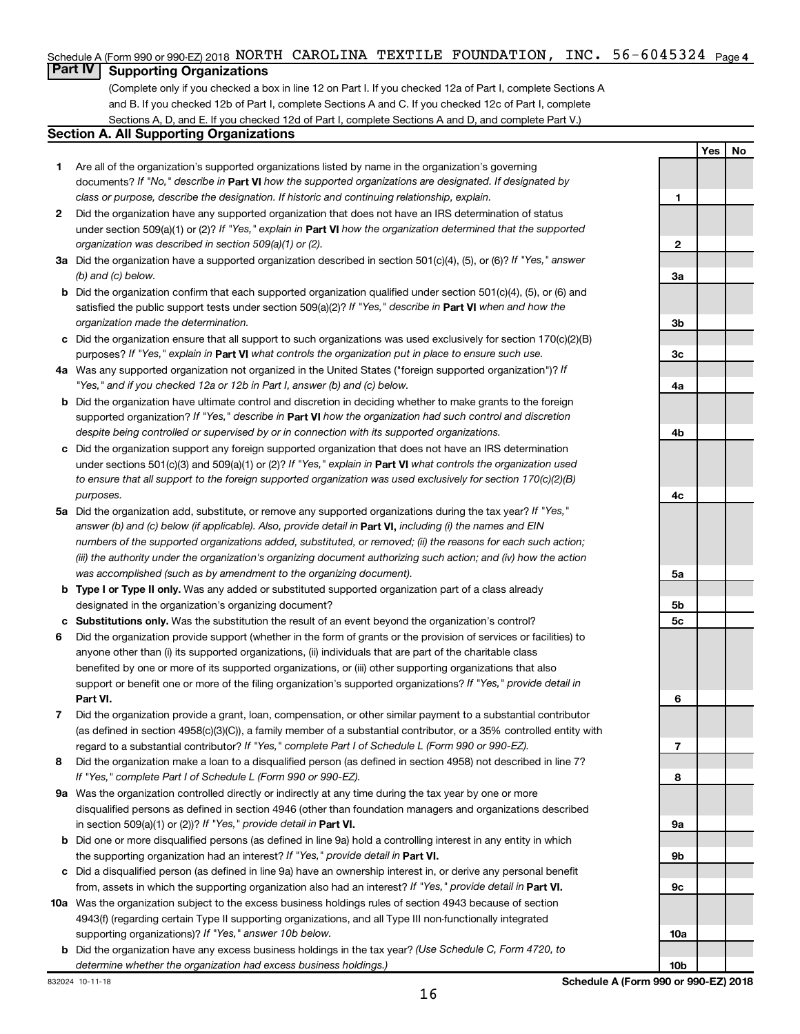Schedule A (Form 990 or 990-EZ) 2018 NORTH CAROLINA TEXTILE FOUNDATION, INC. 56-6045324 Page 4

## Part IV Supporting Organizations

(Complete only if you checked a box in line 12 on Part I. If you checked 12a of Part I, complete Sections A and B. If you checked 12b of Part I, complete Sections A and C. If you checked 12c of Part I, complete Sections A, D, and E. If you checked 12d of Part I, complete Sections A and D, and complete Part V.)

### Section A. All Supporting Organizations

| | | | Yes | No |
|---|---|---|---|---|
| **1** | Are all of the organization's supported organizations listed by name in the organization's governing documents? *If "No," describe in* **Part VI** *how the supported organizations are designated. If designated by class or purpose, describe the designation. If historic and continuing relationship, explain.* | 1 | | |
| **2** | Did the organization have any supported organization that does not have an IRS determination of status under section 509(a)(1) or (2)? *If "Yes," explain in* **Part VI** *how the organization determined that the supported organization was described in section 509(a)(1) or (2).* | 2 | | |
| **3a** | Did the organization have a supported organization described in section 501(c)(4), (5), or (6)? *If "Yes," answer (b) and (c) below.* | 3a | | |
| **b** | Did the organization confirm that each supported organization qualified under section 501(c)(4), (5), or (6) and satisfied the public support tests under section 509(a)(2)? *If "Yes," describe in* **Part VI** *when and how the organization made the determination.* | 3b | | |
| **c** | Did the organization ensure that all support to such organizations was used exclusively for section 170(c)(2)(B) purposes? *If "Yes," explain in* **Part VI** *what controls the organization put in place to ensure such use.* | 3c | | |
| **4a** | Was any supported organization not organized in the United States ("foreign supported organization")? *If "Yes," and if you checked 12a or 12b in Part I, answer (b) and (c) below.* | 4a | | |
| **b** | Did the organization have ultimate control and discretion in deciding whether to make grants to the foreign supported organization? *If "Yes," describe in* **Part VI** *how the organization had such control and discretion despite being controlled or supervised by or in connection with its supported organizations.* | 4b | | |
| **c** | Did the organization support any foreign supported organization that does not have an IRS determination under sections 501(c)(3) and 509(a)(1) or (2)? *If "Yes," explain in* **Part VI** *what controls the organization used to ensure that all support to the foreign supported organization was used exclusively for section 170(c)(2)(B) purposes.* | 4c | | |
| **5a** | Did the organization add, substitute, or remove any supported organizations during the tax year? *If "Yes," answer (b) and (c) below (if applicable). Also, provide detail in* **Part VI,** *including (i) the names and EIN numbers of the supported organizations added, substituted, or removed; (ii) the reasons for each such action; (iii) the authority under the organization's organizing document authorizing such action; and (iv) how the action was accomplished (such as by amendment to the organizing document).* | 5a | | |
| **b** | **Type I or Type II only.** Was any added or substituted supported organization part of a class already designated in the organization's organizing document? | 5b | | |
| **c** | **Substitutions only.** Was the substitution the result of an event beyond the organization's control? | 5c | | |
| **6** | Did the organization provide support (whether in the form of grants or the provision of services or facilities) to anyone other than (i) its supported organizations, (ii) individuals that are part of the charitable class benefited by one or more of its supported organizations, or (iii) other supporting organizations that also support or benefit one or more of the filing organization's supported organizations? *If "Yes," provide detail in* **Part VI.** | 6 | | |
| **7** | Did the organization provide a grant, loan, compensation, or other similar payment to a substantial contributor (as defined in section 4958(c)(3)(C)), a family member of a substantial contributor, or a 35% controlled entity with regard to a substantial contributor? *If "Yes," complete Part I of Schedule L (Form 990 or 990-EZ).* | 7 | | |
| **8** | Did the organization make a loan to a disqualified person (as defined in section 4958) not described in line 7? *If "Yes," complete Part I of Schedule L (Form 990 or 990-EZ).* | 8 | | |
| **9a** | Was the organization controlled directly or indirectly at any time during the tax year by one or more disqualified persons as defined in section 4946 (other than foundation managers and organizations described in section 509(a)(1) or (2))? *If "Yes," provide detail in* **Part VI.** | 9a | | |
| **b** | Did one or more disqualified persons (as defined in line 9a) hold a controlling interest in any entity in which the supporting organization had an interest? *If "Yes," provide detail in* **Part VI.** | 9b | | |
| **c** | Did a disqualified person (as defined in line 9a) have an ownership interest in, or derive any personal benefit from, assets in which the supporting organization also had an interest? *If "Yes," provide detail in* **Part VI.** | 9c | | |
| **10a** | Was the organization subject to the excess business holdings rules of section 4943 because of section 4943(f) (regarding certain Type II supporting organizations, and all Type III non-functionally integrated supporting organizations)? *If "Yes," answer 10b below.* | 10a | | |
| **b** | Did the organization have any excess business holdings in the tax year? *(Use Schedule C, Form 4720, to determine whether the organization had excess business holdings.)* | 10b | | |

832024 10-11-18 **Schedule A (Form 990 or 990-EZ) 2018**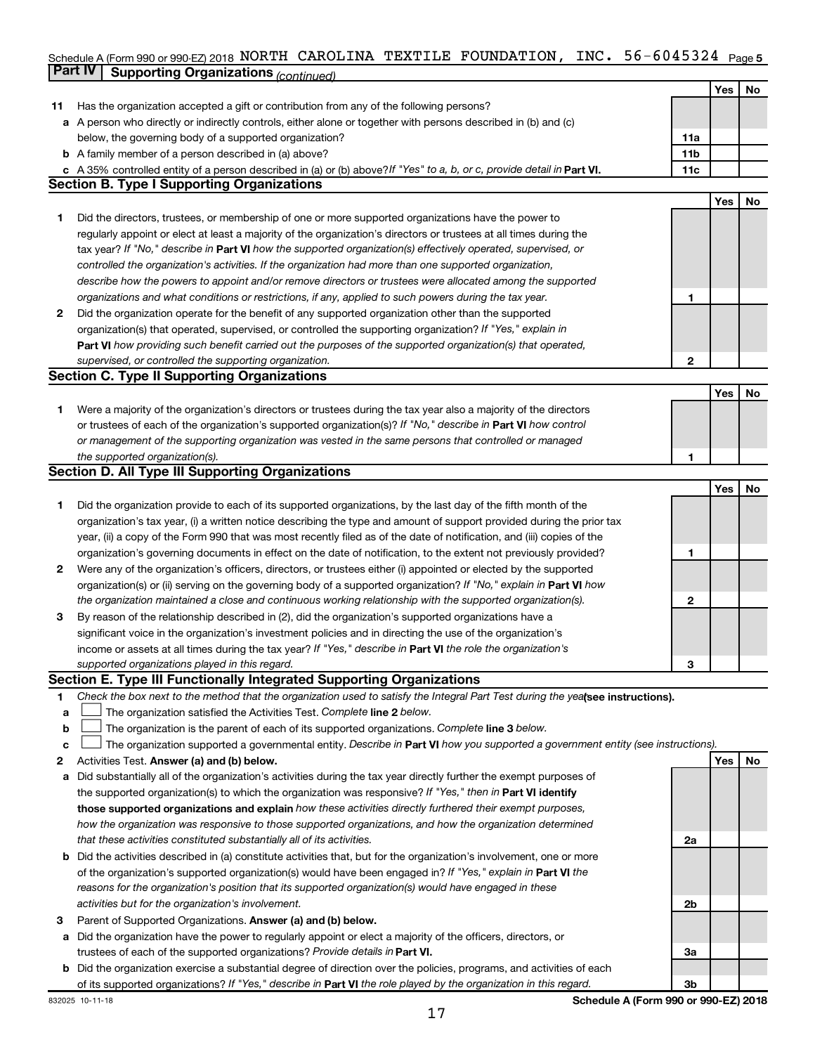Schedule A (Form 990 or 990-EZ) 2018 NORTH CAROLINA TEXTILE FOUNDATION, INC. 56-6045324 Page 5

## Part IV Supporting Organizations *(continued)*

| | | | Yes | No |
|---|---|---|---|---|
| **11** | Has the organization accepted a gift or contribution from any of the following persons? | | | |
| **a** | A person who directly or indirectly controls, either alone or together with persons described in (b) and (c) below, the governing body of a supported organization? | **11a** | | |
| **b** | A family member of a person described in (a) above? | **11b** | | |
| **c** | A 35% controlled entity of a person described in (a) or (b) above? *If "Yes" to a, b, or c, provide detail in* **Part VI.** | **11c** | | |

## Section B. Type I Supporting Organizations

| | | | Yes | No |
|---|---|---|---|---|
| **1** | Did the directors, trustees, or membership of one or more supported organizations have the power to regularly appoint or elect at least a majority of the organization's directors or trustees at all times during the tax year? *If "No," describe in* **Part VI** *how the supported organization(s) effectively operated, supervised, or controlled the organization's activities. If the organization had more than one supported organization, describe how the powers to appoint and/or remove directors or trustees were allocated among the supported organizations and what conditions or restrictions, if any, applied to such powers during the tax year.* | **1** | | |
| **2** | Did the organization operate for the benefit of any supported organization other than the supported organization(s) that operated, supervised, or controlled the supporting organization? *If "Yes," explain in* **Part VI** *how providing such benefit carried out the purposes of the supported organization(s) that operated, supervised, or controlled the supporting organization.* | **2** | | |

## Section C. Type II Supporting Organizations

| | | | Yes | No |
|---|---|---|---|---|
| **1** | Were a majority of the organization's directors or trustees during the tax year also a majority of the directors or trustees of each of the organization's supported organization(s)? *If "No," describe in* **Part VI** *how control or management of the supporting organization was vested in the same persons that controlled or managed the supported organization(s).* | **1** | | |

## Section D. All Type III Supporting Organizations

| | | | Yes | No |
|---|---|---|---|---|
| **1** | Did the organization provide to each of its supported organizations, by the last day of the fifth month of the organization's tax year, (i) a written notice describing the type and amount of support provided during the prior tax year, (ii) a copy of the Form 990 that was most recently filed as of the date of notification, and (iii) copies of the organization's governing documents in effect on the date of notification, to the extent not previously provided? | **1** | | |
| **2** | Were any of the organization's officers, directors, or trustees either (i) appointed or elected by the supported organization(s) or (ii) serving on the governing body of a supported organization? *If "No," explain in* **Part VI** *how the organization maintained a close and continuous working relationship with the supported organization(s).* | **2** | | |
| **3** | By reason of the relationship described in (2), did the organization's supported organizations have a significant voice in the organization's investment policies and in directing the use of the organization's income or assets at all times during the tax year? *If "Yes," describe in* **Part VI** *the role the organization's supported organizations played in this regard.* | **3** | | |

## Section E. Type III Functionally Integrated Supporting Organizations

**1** *Check the box next to the method that the organization used to satisfy the Integral Part Test during the year* **(see instructions).**

- **a** ☐ The organization satisfied the Activities Test. *Complete* **line 2** *below.*
- **b** ☐ The organization is the parent of each of its supported organizations. *Complete* **line 3** *below.*
- **c** ☐ The organization supported a governmental entity. *Describe in* **Part VI** *how you supported a government entity (see instructions).*

| | | | Yes | No |
|---|---|---|---|---|
| **2** | Activities Test. **Answer (a) and (b) below.** | | | |
| **a** | Did substantially all of the organization's activities during the tax year directly further the exempt purposes of the supported organization(s) to which the organization was responsive? *If "Yes," then in* **Part VI identify those supported organizations and explain** *how these activities directly furthered their exempt purposes, how the organization was responsive to those supported organizations, and how the organization determined that these activities constituted substantially all of its activities.* | **2a** | | |
| **b** | Did the activities described in (a) constitute activities that, but for the organization's involvement, one or more of the organization's supported organization(s) would have been engaged in? *If "Yes," explain in* **Part VI** *the reasons for the organization's position that its supported organization(s) would have engaged in these activities but for the organization's involvement.* | **2b** | | |
| **3** | Parent of Supported Organizations. **Answer (a) and (b) below.** | | | |
| **a** | Did the organization have the power to regularly appoint or elect a majority of the officers, directors, or trustees of each of the supported organizations? *Provide details in* **Part VI.** | **3a** | | |
| **b** | Did the organization exercise a substantial degree of direction over the policies, programs, and activities of each of its supported organizations? *If "Yes," describe in* **Part VI** *the role played by the organization in this regard.* | **3b** | | |

832025 10-11-18 **Schedule A (Form 990 or 990-EZ) 2018**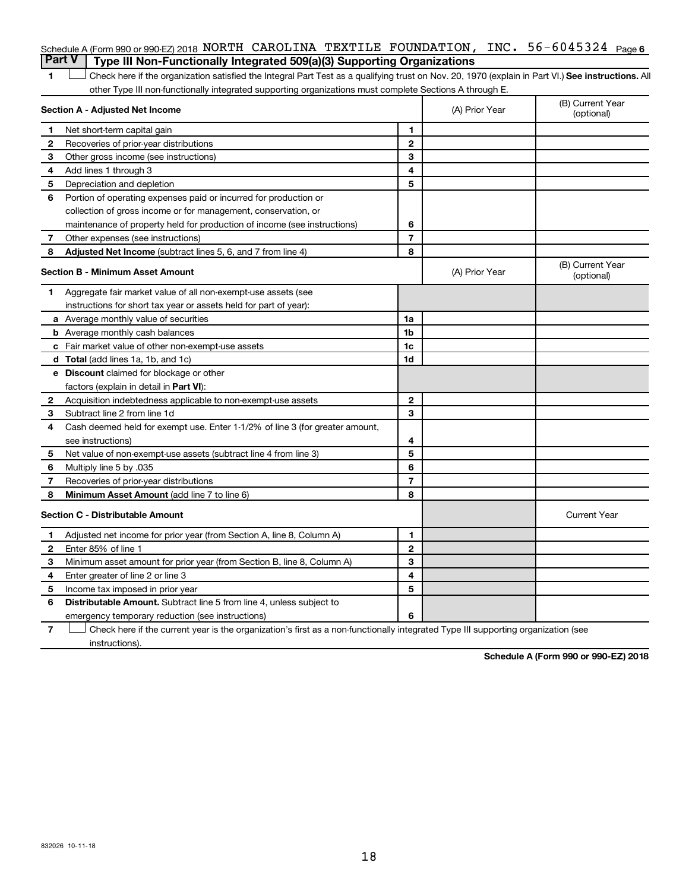Schedule A (Form 990 or 990-EZ) 2018 NORTH CAROLINA TEXTILE FOUNDATION, INC. 56-6045324 Page 6

**Part V | Type III Non-Functionally Integrated 509(a)(3) Supporting Organizations**

1 ☐ Check here if the organization satisfied the Integral Part Test as a qualifying trust on Nov. 20, 1970 (explain in Part VI.) **See instructions.** All other Type III non-functionally integrated supporting organizations must complete Sections A through E.

| **Section A - Adjusted Net Income** | | | (A) Prior Year | (B) Current Year (optional) |
|---|---|---|---|---|
| 1 | Net short-term capital gain | 1 | | |
| 2 | Recoveries of prior-year distributions | 2 | | |
| 3 | Other gross income (see instructions) | 3 | | |
| 4 | Add lines 1 through 3 | 4 | | |
| 5 | Depreciation and depletion | 5 | | |
| 6 | Portion of operating expenses paid or incurred for production or collection of gross income or for management, conservation, or maintenance of property held for production of income (see instructions) | 6 | | |
| 7 | Other expenses (see instructions) | 7 | | |
| 8 | **Adjusted Net Income** (subtract lines 5, 6, and 7 from line 4) | 8 | | |

| **Section B - Minimum Asset Amount** | | | (A) Prior Year | (B) Current Year (optional) |
|---|---|---|---|---|
| 1 | Aggregate fair market value of all non-exempt-use assets (see instructions for short tax year or assets held for part of year): | | | |
| a | Average monthly value of securities | 1a | | |
| b | Average monthly cash balances | 1b | | |
| c | Fair market value of other non-exempt-use assets | 1c | | |
| d | **Total** (add lines 1a, 1b, and 1c) | 1d | | |
| e | **Discount** claimed for blockage or other factors (explain in detail in **Part VI**): | | | |
| 2 | Acquisition indebtedness applicable to non-exempt-use assets | 2 | | |
| 3 | Subtract line 2 from line 1d | 3 | | |
| 4 | Cash deemed held for exempt use. Enter 1-1/2% of line 3 (for greater amount, see instructions) | 4 | | |
| 5 | Net value of non-exempt-use assets (subtract line 4 from line 3) | 5 | | |
| 6 | Multiply line 5 by .035 | 6 | | |
| 7 | Recoveries of prior-year distributions | 7 | | |
| 8 | **Minimum Asset Amount** (add line 7 to line 6) | 8 | | |

| **Section C - Distributable Amount** | | | | Current Year |
|---|---|---|---|---|
| 1 | Adjusted net income for prior year (from Section A, line 8, Column A) | 1 | | |
| 2 | Enter 85% of line 1 | 2 | | |
| 3 | Minimum asset amount for prior year (from Section B, line 8, Column A) | 3 | | |
| 4 | Enter greater of line 2 or line 3 | 4 | | |
| 5 | Income tax imposed in prior year | 5 | | |
| 6 | **Distributable Amount.** Subtract line 5 from line 4, unless subject to emergency temporary reduction (see instructions) | 6 | | |

7 ☐ Check here if the current year is the organization's first as a non-functionally integrated Type III supporting organization (see instructions).

**Schedule A (Form 990 or 990-EZ) 2018**

832026 10-11-18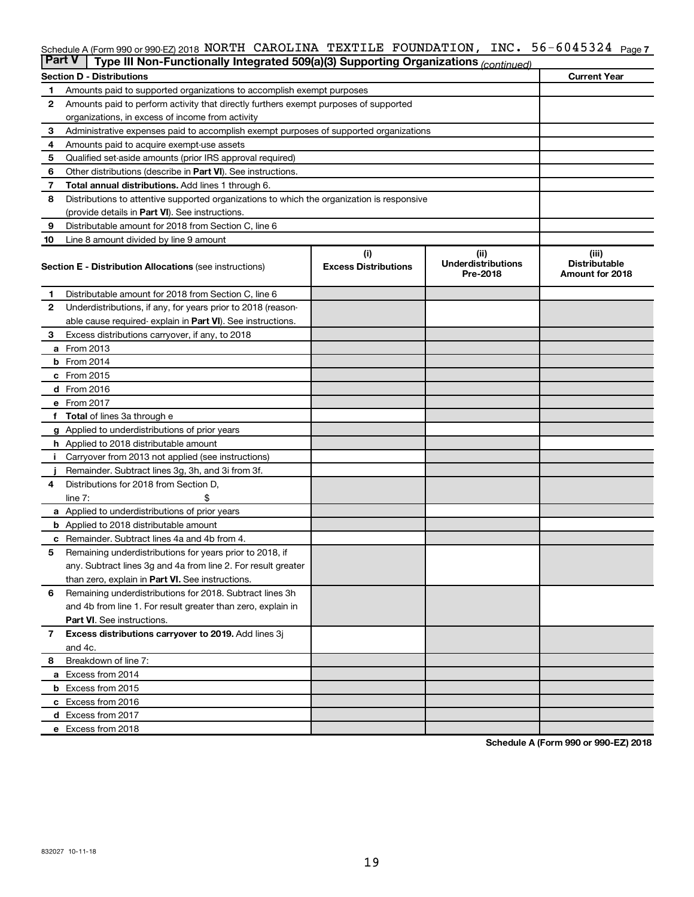Schedule A (Form 990 or 990-EZ) 2018 NORTH CAROLINA TEXTILE FOUNDATION, INC. 56-6045324 Page 7

**Part V | Type III Non-Functionally Integrated 509(a)(3) Supporting Organizations** *(continued)*

| **Section D - Distributions** | | **Current Year** |
|---|---|---|
| 1 | Amounts paid to supported organizations to accomplish exempt purposes | |
| 2 | Amounts paid to perform activity that directly furthers exempt purposes of supported organizations, in excess of income from activity | |
| 3 | Administrative expenses paid to accomplish exempt purposes of supported organizations | |
| 4 | Amounts paid to acquire exempt-use assets | |
| 5 | Qualified set-aside amounts (prior IRS approval required) | |
| 6 | Other distributions (describe in **Part VI**). See instructions. | |
| 7 | **Total annual distributions.** Add lines 1 through 6. | |
| 8 | Distributions to attentive supported organizations to which the organization is responsive (provide details in **Part VI**). See instructions. | |
| 9 | Distributable amount for 2018 from Section C, line 6 | |
| 10 | Line 8 amount divided by line 9 amount | |

| | **Section E - Distribution Allocations** (see instructions) | (i) **Excess Distributions** | (ii) **Underdistributions Pre-2018** | (iii) **Distributable Amount for 2018** |
|---|---|---|---|---|
| 1 | Distributable amount for 2018 from Section C, line 6 | | | |
| 2 | Underdistributions, if any, for years prior to 2018 (reasonable cause required- explain in **Part VI**). See instructions. | | | |
| 3 | Excess distributions carryover, if any, to 2018 | | | |
| a | From 2013 | | | |
| b | From 2014 | | | |
| c | From 2015 | | | |
| d | From 2016 | | | |
| e | From 2017 | | | |
| f | **Total** of lines 3a through e | | | |
| g | Applied to underdistributions of prior years | | | |
| h | Applied to 2018 distributable amount | | | |
| i | Carryover from 2013 not applied (see instructions) | | | |
| j | Remainder. Subtract lines 3g, 3h, and 3i from 3f. | | | |
| 4 | Distributions for 2018 from Section D, line 7: $ | | | |
| a | Applied to underdistributions of prior years | | | |
| b | Applied to 2018 distributable amount | | | |
| c | Remainder. Subtract lines 4a and 4b from 4. | | | |
| 5 | Remaining underdistributions for years prior to 2018, if any. Subtract lines 3g and 4a from line 2. For result greater than zero, explain in **Part VI.** See instructions. | | | |
| 6 | Remaining underdistributions for 2018. Subtract lines 3h and 4b from line 1. For result greater than zero, explain in **Part VI**. See instructions. | | | |
| 7 | **Excess distributions carryover to 2019.** Add lines 3j and 4c. | | | |
| 8 | Breakdown of line 7: | | | |
| a | Excess from 2014 | | | |
| b | Excess from 2015 | | | |
| c | Excess from 2016 | | | |
| d | Excess from 2017 | | | |
| e | Excess from 2018 | | | |

**Schedule A (Form 990 or 990-EZ) 2018**

832027 10-11-18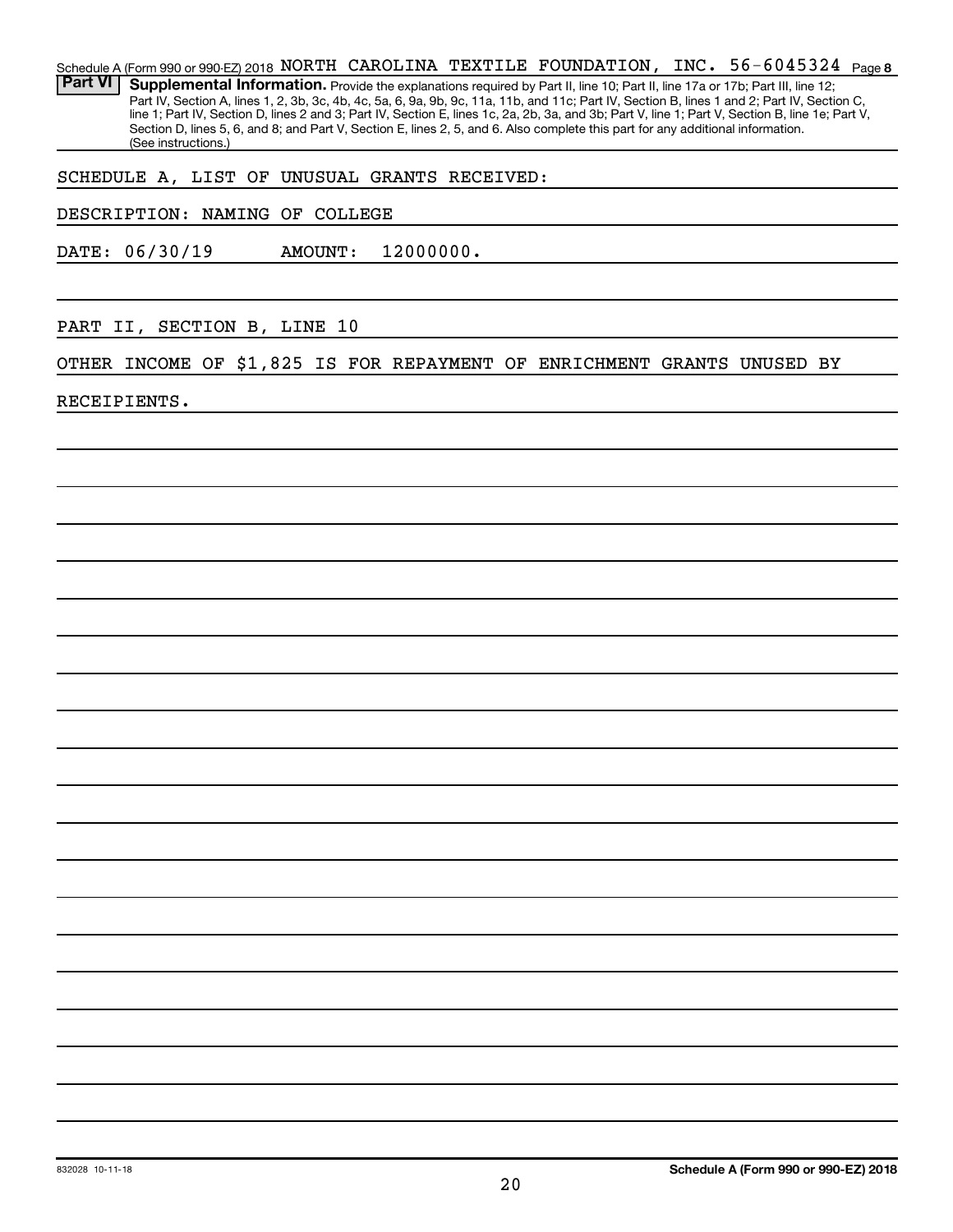Schedule A (Form 990 or 990-EZ) 2018 NORTH CAROLINA TEXTILE FOUNDATION, INC. 56-6045324 Page 8

**Part VI** **Supplemental Information.** Provide the explanations required by Part II, line 10; Part II, line 17a or 17b; Part III, line 12; Part IV, Section A, lines 1, 2, 3b, 3c, 4b, 4c, 5a, 6, 9a, 9b, 9c, 11a, 11b, and 11c; Part IV, Section B, lines 1 and 2; Part IV, Section C, line 1; Part IV, Section D, lines 2 and 3; Part IV, Section E, lines 1c, 2a, 2b, 3a, and 3b; Part V, line 1; Part V, Section B, line 1e; Part V, Section D, lines 5, 6, and 8; and Part V, Section E, lines 2, 5, and 6. Also complete this part for any additional information. (See instructions.)

SCHEDULE A, LIST OF UNUSUAL GRANTS RECEIVED:

DESCRIPTION: NAMING OF COLLEGE

DATE: 06/30/19 AMOUNT: 12000000.

PART II, SECTION B, LINE 10

OTHER INCOME OF $1,825 IS FOR REPAYMENT OF ENRICHMENT GRANTS UNUSED BY RECEIPIENTS.

832028 10-11-18 **Schedule A (Form 990 or 990-EZ) 2018**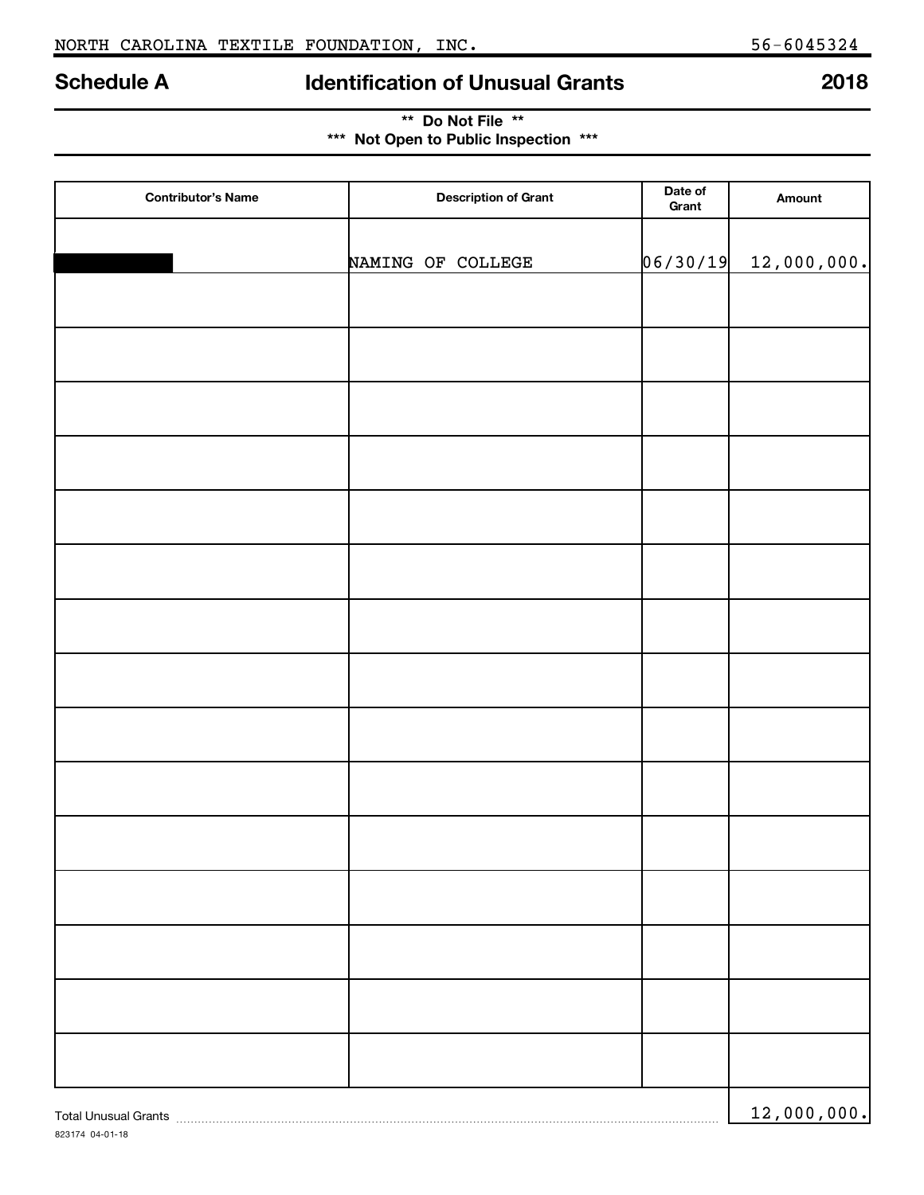NORTH CAROLINA TEXTILE FOUNDATION, INC. 56-6045324

# Schedule A Identification of Unusual Grants 2018

**\*\* Do Not File \*\***
**\*\*\* Not Open to Public Inspection \*\*\***

| Contributor's Name | Description of Grant | Date of Grant | Amount |
|---|---|---|---|
| | NAMING OF COLLEGE | 06/30/19 | 12,000,000. |
| | | | |
| | | | |
| | | | |
| | | | |
| | | | |
| | | | |
| | | | |
| | | | |
| | | | |
| | | | |
| | | | |
| | | | |
| | | | |
| | | | |
| | | | |

Total Unusual Grants ........ 12,000,000.

823174 04-01-18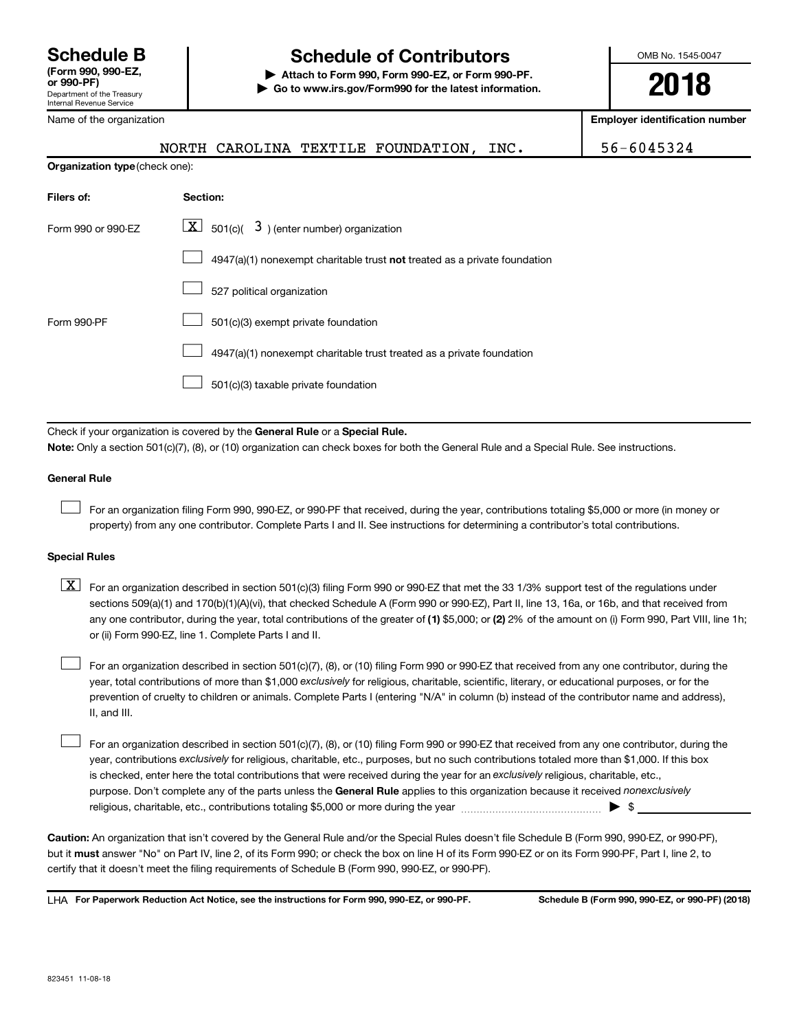# Schedule B (Form 990, 990-EZ, or 990-PF)

Department of the Treasury
Internal Revenue Service

## Schedule of Contributors

▶ Attach to Form 990, Form 990-EZ, or Form 990-PF.
▶ Go to www.irs.gov/Form990 for the latest information.

OMB No. 1545-0047

**2018**

| Name of the organization | Employer identification number |
| --- | --- |
| NORTH CAROLINA TEXTILE FOUNDATION, INC. | 56-6045324 |

**Organization type** (check one):

| Filers of: | Section: |
| --- | --- |
| Form 990 or 990-EZ | [X] 501(c)( 3 ) (enter number) organization |
| | [ ] 4947(a)(1) nonexempt charitable trust **not** treated as a private foundation |
| | [ ] 527 political organization |
| Form 990-PF | [ ] 501(c)(3) exempt private foundation |
| | [ ] 4947(a)(1) nonexempt charitable trust treated as a private foundation |
| | [ ] 501(c)(3) taxable private foundation |

Check if your organization is covered by the **General Rule** or a **Special Rule.**

**Note:** Only a section 501(c)(7), (8), or (10) organization can check boxes for both the General Rule and a Special Rule. See instructions.

### General Rule

[ ] For an organization filing Form 990, 990-EZ, or 990-PF that received, during the year, contributions totaling $5,000 or more (in money or property) from any one contributor. Complete Parts I and II. See instructions for determining a contributor's total contributions.

### Special Rules

[X] For an organization described in section 501(c)(3) filing Form 990 or 990-EZ that met the 33 1/3% support test of the regulations under sections 509(a)(1) and 170(b)(1)(A)(vi), that checked Schedule A (Form 990 or 990-EZ), Part II, line 13, 16a, or 16b, and that received from any one contributor, during the year, total contributions of the greater of **(1)** $5,000; or **(2)** 2% of the amount on (i) Form 990, Part VIII, line 1h; or (ii) Form 990-EZ, line 1. Complete Parts I and II.

[ ] For an organization described in section 501(c)(7), (8), or (10) filing Form 990 or 990-EZ that received from any one contributor, during the year, total contributions of more than $1,000 *exclusively* for religious, charitable, scientific, literary, or educational purposes, or for the prevention of cruelty to children or animals. Complete Parts I (entering "N/A" in column (b) instead of the contributor name and address), II, and III.

[ ] For an organization described in section 501(c)(7), (8), or (10) filing Form 990 or 990-EZ that received from any one contributor, during the year, contributions *exclusively* for religious, charitable, etc., purposes, but no such contributions totaled more than $1,000. If this box is checked, enter here the total contributions that were received during the year for an *exclusively* religious, charitable, etc., purpose. Don't complete any of the parts unless the **General Rule** applies to this organization because it received *nonexclusively* religious, charitable, etc., contributions totaling $5,000 or more during the year ▶ $ ____________

**Caution:** An organization that isn't covered by the General Rule and/or the Special Rules doesn't file Schedule B (Form 990, 990-EZ, or 990-PF), but it **must** answer "No" on Part IV, line 2, of its Form 990; or check the box on line H of its Form 990-EZ or on its Form 990-PF, Part I, line 2, to certify that it doesn't meet the filing requirements of Schedule B (Form 990, 990-EZ, or 990-PF).

LHA **For Paperwork Reduction Act Notice, see the instructions for Form 990, 990-EZ, or 990-PF.** **Schedule B (Form 990, 990-EZ, or 990-PF) (2018)**

823451 11-08-18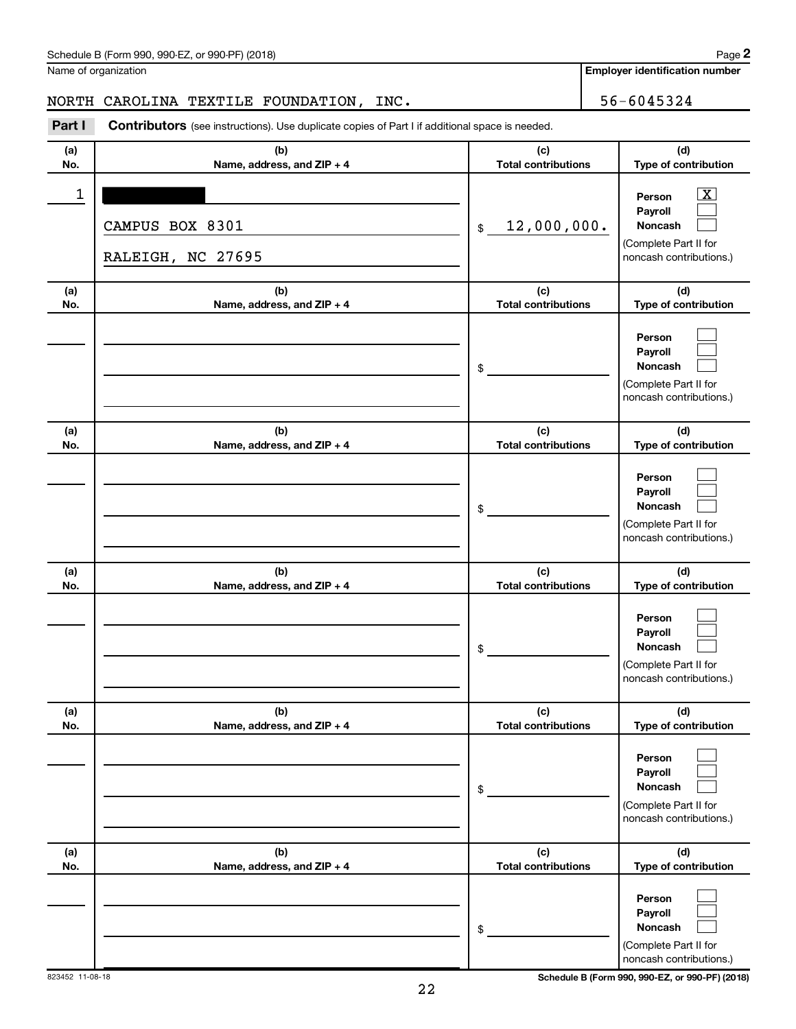Schedule B (Form 990, 990-EZ, or 990-PF) (2018) Page **2**

Name of organization

NORTH CAROLINA TEXTILE FOUNDATION, INC.

**Employer identification number**

56-6045324

**Part I** **Contributors** (see instructions). Use duplicate copies of Part I if additional space is needed.

| (a) No. | (b) Name, address, and ZIP + 4 | (c) Total contributions | (d) Type of contribution |
|---|---|---|---|
| 1 | [REDACTED]<br>CAMPUS BOX 8301<br>RALEIGH, NC 27695 | $ 12,000,000. | Person [X]<br>Payroll [ ]<br>Noncash [ ]<br>(Complete Part II for noncash contributions.) |
| | | $ | Person [ ]<br>Payroll [ ]<br>Noncash [ ]<br>(Complete Part II for noncash contributions.) |
| | | $ | Person [ ]<br>Payroll [ ]<br>Noncash [ ]<br>(Complete Part II for noncash contributions.) |
| | | $ | Person [ ]<br>Payroll [ ]<br>Noncash [ ]<br>(Complete Part II for noncash contributions.) |
| | | $ | Person [ ]<br>Payroll [ ]<br>Noncash [ ]<br>(Complete Part II for noncash contributions.) |
| | | $ | Person [ ]<br>Payroll [ ]<br>Noncash [ ]<br>(Complete Part II for noncash contributions.) |

823452 11-08-18 **Schedule B (Form 990, 990-EZ, or 990-PF) (2018)**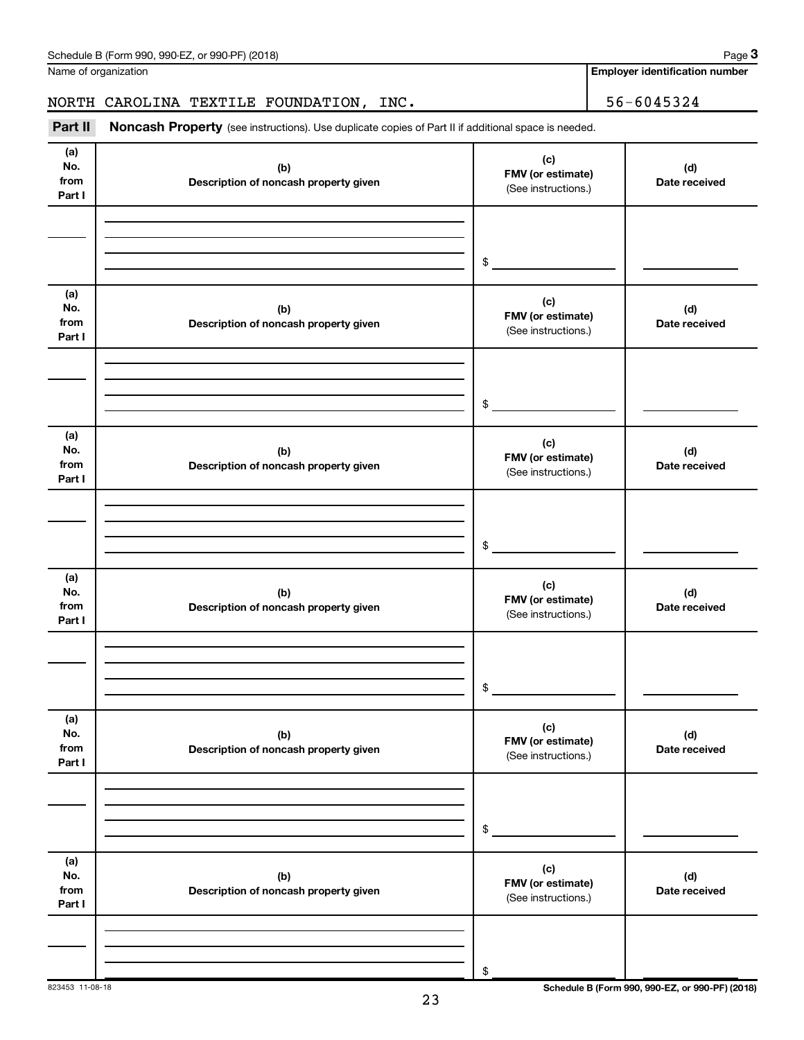Name of organization

NORTH CAROLINA TEXTILE FOUNDATION, INC.

**Employer identification number**

56-6045324

**Part II** **Noncash Property** (see instructions). Use duplicate copies of Part II if additional space is needed.

| (a) No. from Part I | (b) Description of noncash property given | (c) FMV (or estimate) (See instructions.) | (d) Date received |
|---|---|---|---|
| | | $ | |

| (a) No. from Part I | (b) Description of noncash property given | (c) FMV (or estimate) (See instructions.) | (d) Date received |
|---|---|---|---|
| | | $ | |

| (a) No. from Part I | (b) Description of noncash property given | (c) FMV (or estimate) (See instructions.) | (d) Date received |
|---|---|---|---|
| | | $ | |

| (a) No. from Part I | (b) Description of noncash property given | (c) FMV (or estimate) (See instructions.) | (d) Date received |
|---|---|---|---|
| | | $ | |

| (a) No. from Part I | (b) Description of noncash property given | (c) FMV (or estimate) (See instructions.) | (d) Date received |
|---|---|---|---|
| | | $ | |

| (a) No. from Part I | (b) Description of noncash property given | (c) FMV (or estimate) (See instructions.) | (d) Date received |
|---|---|---|---|
| | | $ | |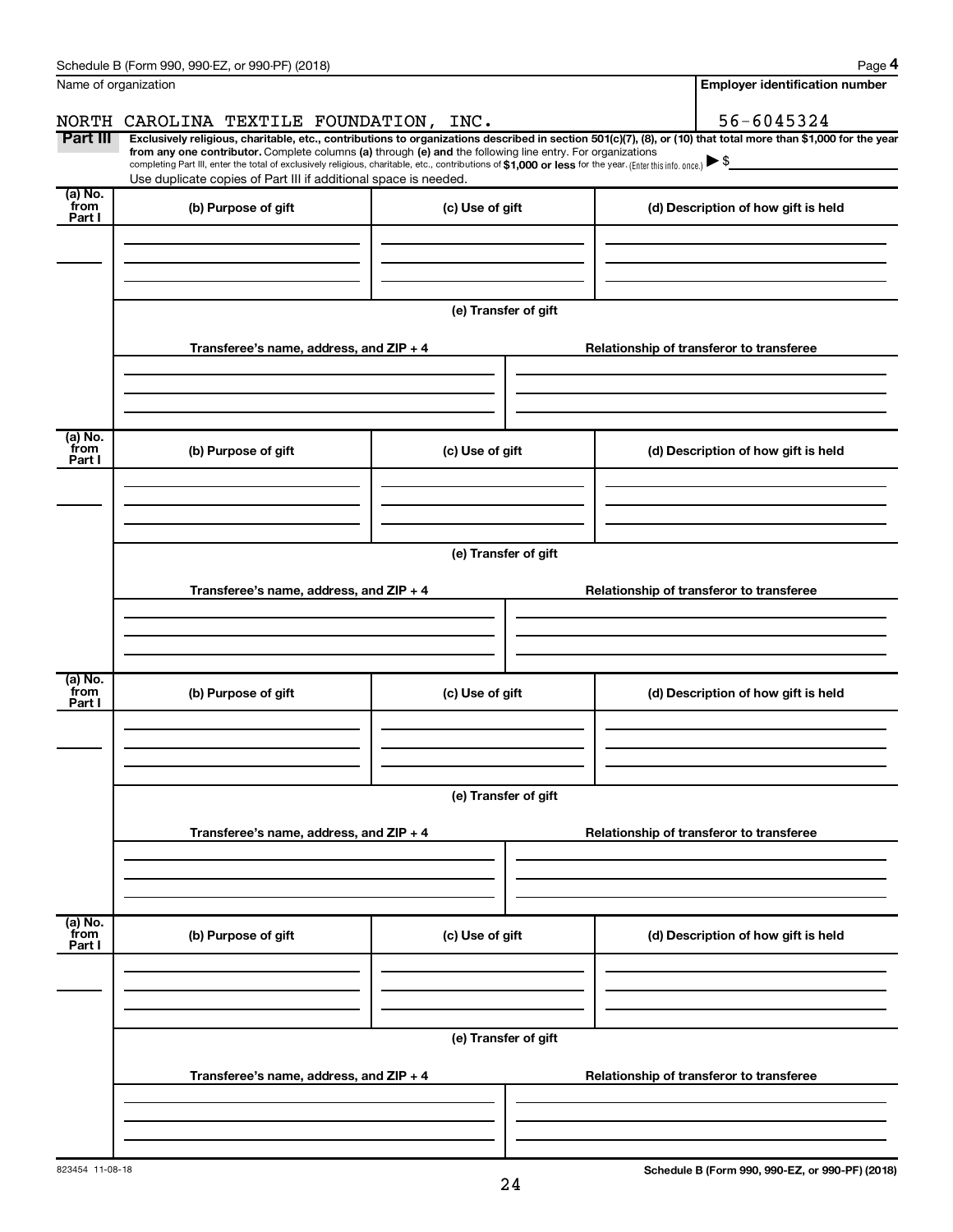Name of organization

NORTH CAROLINA TEXTILE FOUNDATION, INC.

**Employer identification number**

56-6045324

**Part III** **Exclusively religious, charitable, etc., contributions to organizations described in section 501(c)(7), (8), or (10) that total more than $1,000 for the year from any one contributor.** Complete columns **(a)** through **(e) and** the following line entry. For organizations completing Part III, enter the total of exclusively religious, charitable, etc., contributions of **$1,000 or less** for the year. (Enter this info. once.) ▶ $

Use duplicate copies of Part III if additional space is needed.

| (a) No. from Part I | (b) Purpose of gift | (c) Use of gift | (d) Description of how gift is held |
|---|---|---|---|
| | | | |

**(e) Transfer of gift**

| Transferee's name, address, and ZIP + 4 | Relationship of transferor to transferee |
|---|---|
| | |

| (a) No. from Part I | (b) Purpose of gift | (c) Use of gift | (d) Description of how gift is held |
|---|---|---|---|
| | | | |

**(e) Transfer of gift**

| Transferee's name, address, and ZIP + 4 | Relationship of transferor to transferee |
|---|---|
| | |

| (a) No. from Part I | (b) Purpose of gift | (c) Use of gift | (d) Description of how gift is held |
|---|---|---|---|
| | | | |

**(e) Transfer of gift**

| Transferee's name, address, and ZIP + 4 | Relationship of transferor to transferee |
|---|---|
| | |

| (a) No. from Part I | (b) Purpose of gift | (c) Use of gift | (d) Description of how gift is held |
|---|---|---|---|
| | | | |

**(e) Transfer of gift**

| Transferee's name, address, and ZIP + 4 | Relationship of transferor to transferee |
|---|---|
| | |

823454 11-08-18

**Schedule B (Form 990, 990-EZ, or 990-PF) (2018)**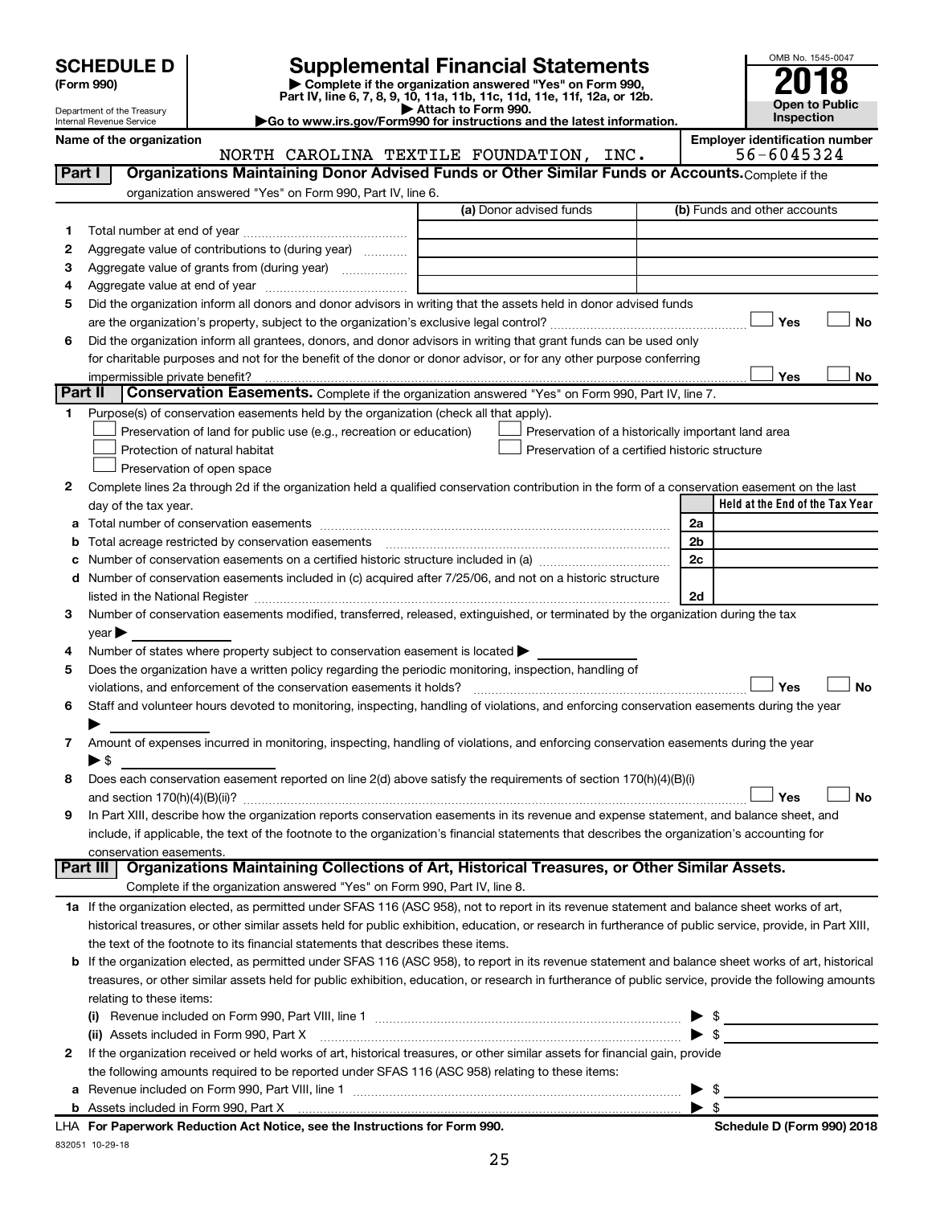# SCHEDULE D (Form 990)

Department of the Treasury
Internal Revenue Service

# Supplemental Financial Statements

▶ Complete if the organization answered "Yes" on Form 990, Part IV, line 6, 7, 8, 9, 10, 11a, 11b, 11c, 11d, 11e, 11f, 12a, or 12b.
▶ Attach to Form 990.
▶Go to www.irs.gov/Form990 for instructions and the latest information.

OMB No. 1545-0047

**2018**

**Open to Public Inspection**

**Name of the organization**
NORTH CAROLINA TEXTILE FOUNDATION, INC.

**Employer identification number**
56-6045324

## Part I — Organizations Maintaining Donor Advised Funds or Other Similar Funds or Accounts.

Complete if the organization answered "Yes" on Form 990, Part IV, line 6.

| | | (a) Donor advised funds | (b) Funds and other accounts |
|---|---|---|---|
| 1 | Total number at end of year | | |
| 2 | Aggregate value of contributions to (during year) | | |
| 3 | Aggregate value of grants from (during year) | | |
| 4 | Aggregate value at end of year | | |

5 Did the organization inform all donors and donor advisors in writing that the assets held in donor advised funds are the organization's property, subject to the organization's exclusive legal control? ☐ Yes ☐ No

6 Did the organization inform all grantees, donors, and donor advisors in writing that grant funds can be used only for charitable purposes and not for the benefit of the donor or donor advisor, or for any other purpose conferring impermissible private benefit? ☐ Yes ☐ No

## Part II — Conservation Easements.

Complete if the organization answered "Yes" on Form 990, Part IV, line 7.

1 Purpose(s) of conservation easements held by the organization (check all that apply).

- ☐ Preservation of land for public use (e.g., recreation or education)
- ☐ Protection of natural habitat
- ☐ Preservation of open space
- ☐ Preservation of a historically important land area
- ☐ Preservation of a certified historic structure

2 Complete lines 2a through 2d if the organization held a qualified conservation contribution in the form of a conservation easement on the last day of the tax year.

| | | | Held at the End of the Tax Year |
|---|---|---|---|
| a | Total number of conservation easements | 2a | |
| b | Total acreage restricted by conservation easements | 2b | |
| c | Number of conservation easements on a certified historic structure included in (a) | 2c | |
| d | Number of conservation easements included in (c) acquired after 7/25/06, and not on a historic structure listed in the National Register | 2d | |

3 Number of conservation easements modified, transferred, released, extinguished, or terminated by the organization during the tax year ▶

4 Number of states where property subject to conservation easement is located ▶

5 Does the organization have a written policy regarding the periodic monitoring, inspection, handling of violations, and enforcement of the conservation easements it holds? ☐ Yes ☐ No

6 Staff and volunteer hours devoted to monitoring, inspecting, handling of violations, and enforcing conservation easements during the year ▶

7 Amount of expenses incurred in monitoring, inspecting, handling of violations, and enforcing conservation easements during the year ▶ $

8 Does each conservation easement reported on line 2(d) above satisfy the requirements of section 170(h)(4)(B)(i) and section 170(h)(4)(B)(ii)? ☐ Yes ☐ No

9 In Part XIII, describe how the organization reports conservation easements in its revenue and expense statement, and balance sheet, and include, if applicable, the text of the footnote to the organization's financial statements that describes the organization's accounting for conservation easements.

## Part III — Organizations Maintaining Collections of Art, Historical Treasures, or Other Similar Assets.

Complete if the organization answered "Yes" on Form 990, Part IV, line 8.

1a If the organization elected, as permitted under SFAS 116 (ASC 958), not to report in its revenue statement and balance sheet works of art, historical treasures, or other similar assets held for public exhibition, education, or research in furtherance of public service, provide, in Part XIII, the text of the footnote to its financial statements that describes these items.

b If the organization elected, as permitted under SFAS 116 (ASC 958), to report in its revenue statement and balance sheet works of art, historical treasures, or other similar assets held for public exhibition, education, or research in furtherance of public service, provide the following amounts relating to these items:

(i) Revenue included on Form 990, Part VIII, line 1 ▶ $

(ii) Assets included in Form 990, Part X ▶ $

2 If the organization received or held works of art, historical treasures, or other similar assets for financial gain, provide the following amounts required to be reported under SFAS 116 (ASC 958) relating to these items:

a Revenue included on Form 990, Part VIII, line 1 ▶ $

b Assets included in Form 990, Part X ▶ $

LHA **For Paperwork Reduction Act Notice, see the Instructions for Form 990.** **Schedule D (Form 990) 2018**

832051 10-29-18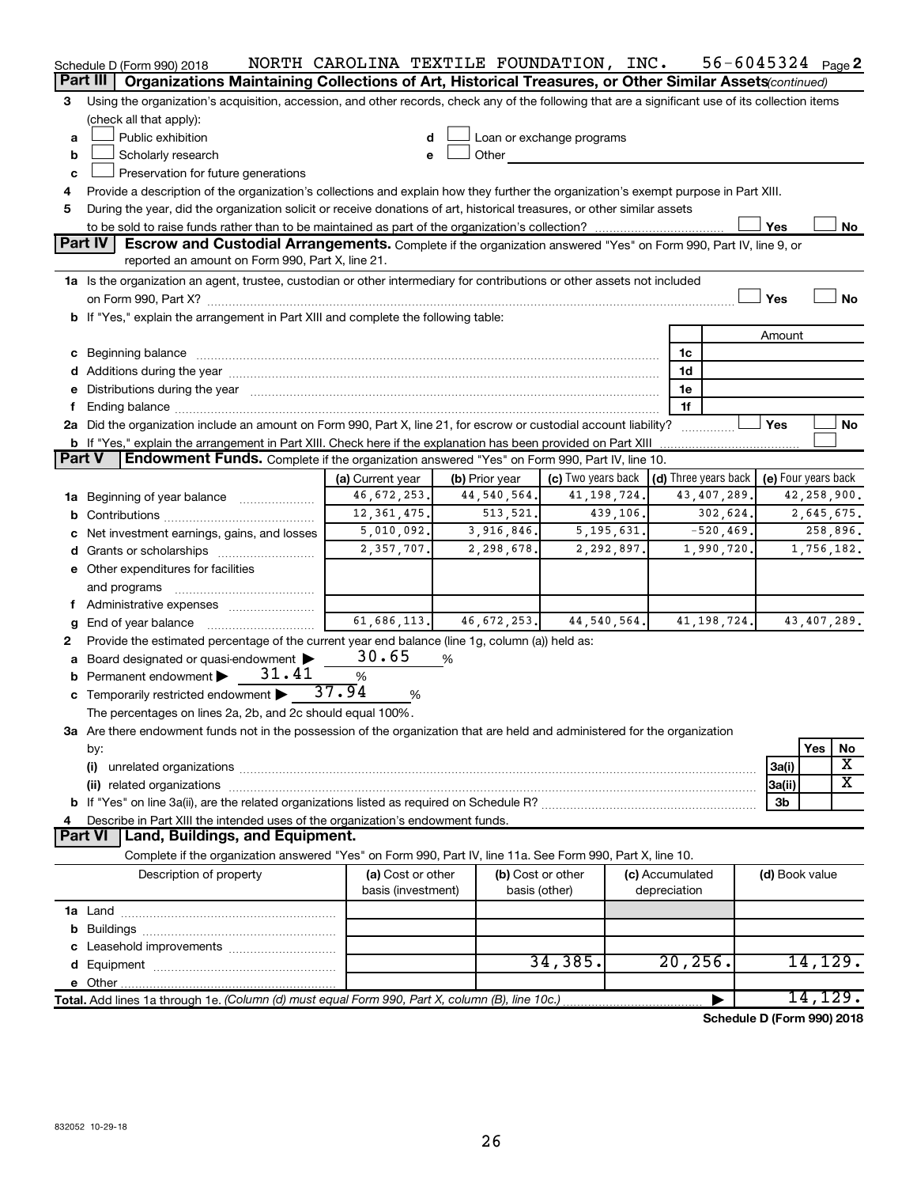Schedule D (Form 990) 2018 NORTH CAROLINA TEXTILE FOUNDATION, INC. 56-6045324 Page 2

## Part III Organizations Maintaining Collections of Art, Historical Treasures, or Other Similar Assets *(continued)*

3 Using the organization's acquisition, accession, and other records, check any of the following that are a significant use of its collection items (check all that apply):

a ☐ Public exhibition
b ☐ Scholarly research
c ☐ Preservation for future generations
d ☐ Loan or exchange programs
e ☐ Other

4 Provide a description of the organization's collections and explain how they further the organization's exempt purpose in Part XIII.

5 During the year, did the organization solicit or receive donations of art, historical treasures, or other similar assets to be sold to raise funds rather than to be maintained as part of the organization's collection? ☐ Yes ☐ No

## Part IV Escrow and Custodial Arrangements.

Complete if the organization answered "Yes" on Form 990, Part IV, line 9, or reported an amount on Form 990, Part X, line 21.

1a Is the organization an agent, trustee, custodian or other intermediary for contributions or other assets not included on Form 990, Part X? ☐ Yes ☐ No

b If "Yes," explain the arrangement in Part XIII and complete the following table:

| | | Amount |
|---|---|---|
| c Beginning balance | 1c | |
| d Additions during the year | 1d | |
| e Distributions during the year | 1e | |
| f Ending balance | 1f | |

2a Did the organization include an amount on Form 990, Part X, line 21, for escrow or custodial account liability? ☐ Yes ☐ No

b If "Yes," explain the arrangement in Part XIII. Check here if the explanation has been provided on Part XIII ☐

## Part V Endowment Funds.

Complete if the organization answered "Yes" on Form 990, Part IV, line 10.

| | (a) Current year | (b) Prior year | (c) Two years back | (d) Three years back | (e) Four years back |
|---|---|---|---|---|---|
| 1a Beginning of year balance | 46,672,253. | 44,540,564. | 41,198,724. | 43,407,289. | 42,258,900. |
| b Contributions | 12,361,475. | 513,521. | 439,106. | 302,624. | 2,645,675. |
| c Net investment earnings, gains, and losses | 5,010,092. | 3,916,846. | 5,195,631. | -520,469. | 258,896. |
| d Grants or scholarships | 2,357,707. | 2,298,678. | 2,292,897. | 1,990,720. | 1,756,182. |
| e Other expenditures for facilities and programs | | | | | |
| f Administrative expenses | | | | | |
| g End of year balance | 61,686,113. | 46,672,253. | 44,540,564. | 41,198,724. | 43,407,289. |

2 Provide the estimated percentage of the current year end balance (line 1g, column (a)) held as:

a Board designated or quasi-endowment ▶ 30.65 %
b Permanent endowment ▶ 31.41 %
c Temporarily restricted endowment ▶ 37.94 %

The percentages on lines 2a, 2b, and 2c should equal 100%.

3a Are there endowment funds not in the possession of the organization that are held and administered for the organization by:

| | | Yes | No |
|---|---|---|---|
| (i) unrelated organizations | 3a(i) | | X |
| (ii) related organizations | 3a(ii) | | X |
| b If "Yes" on line 3a(ii), are the related organizations listed as required on Schedule R? | 3b | | |

4 Describe in Part XIII the intended uses of the organization's endowment funds.

## Part VI Land, Buildings, and Equipment.

Complete if the organization answered "Yes" on Form 990, Part IV, line 11a. See Form 990, Part X, line 10.

| Description of property | (a) Cost or other basis (investment) | (b) Cost or other basis (other) | (c) Accumulated depreciation | (d) Book value |
|---|---|---|---|---|
| 1a Land | | | | |
| b Buildings | | | | |
| c Leasehold improvements | | | | |
| d Equipment | | 34,385. | 20,256. | 14,129. |
| e Other | | | | |
| **Total.** Add lines 1a through 1e. *(Column (d) must equal Form 990, Part X, column (B), line 10c.)* | | | | 14,129. |

**Schedule D (Form 990) 2018**

832052 10-29-18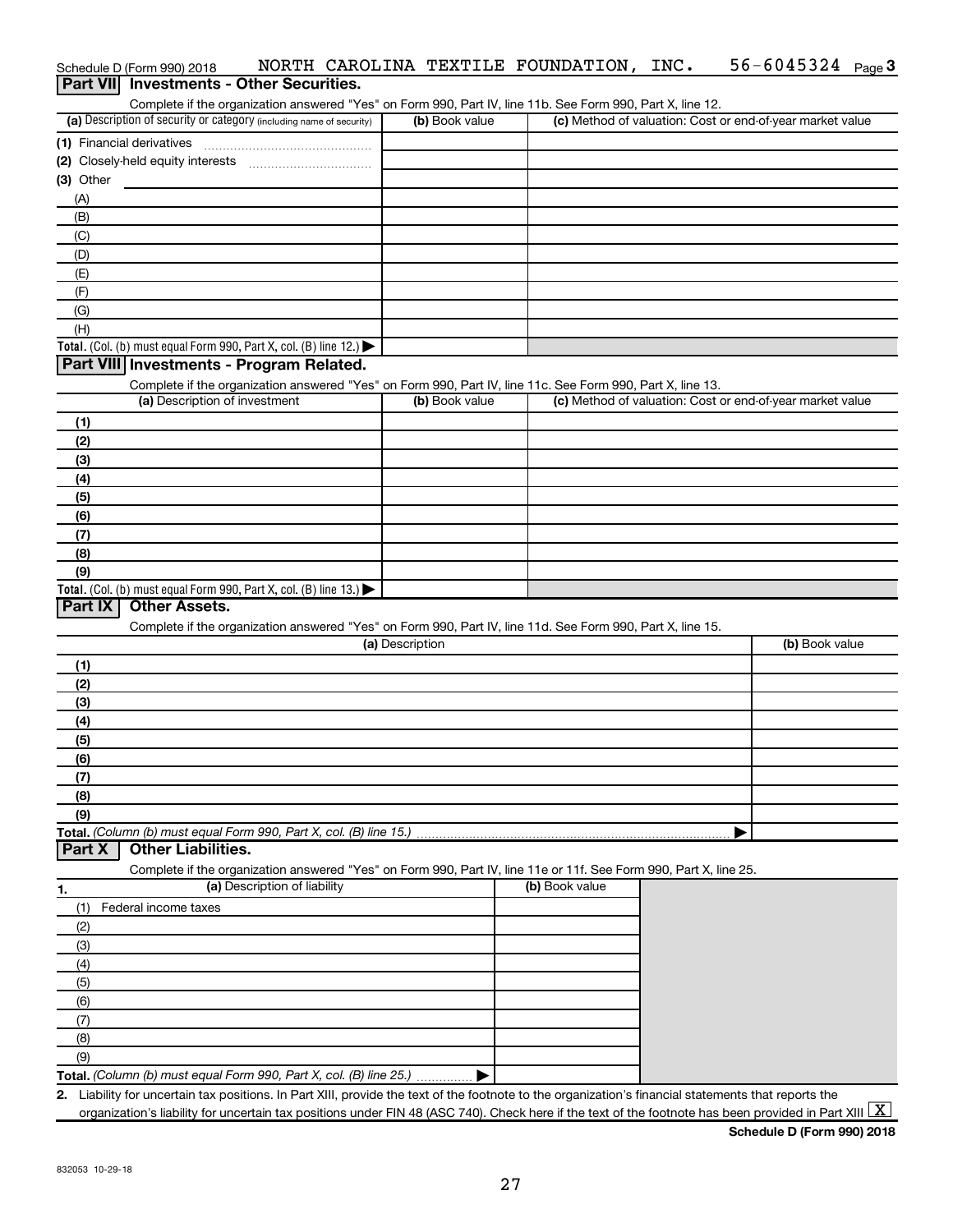Schedule D (Form 990) 2018 NORTH CAROLINA TEXTILE FOUNDATION, INC. 56-6045324 Page 3

## Part VII Investments - Other Securities.

Complete if the organization answered "Yes" on Form 990, Part IV, line 11b. See Form 990, Part X, line 12.

| (a) Description of security or category (including name of security) | (b) Book value | (c) Method of valuation: Cost or end-of-year market value |
|---|---|---|
| (1) Financial derivatives | | |
| (2) Closely-held equity interests | | |
| (3) Other | | |
| (A) | | |
| (B) | | |
| (C) | | |
| (D) | | |
| (E) | | |
| (F) | | |
| (G) | | |
| (H) | | |
| **Total.** (Col. (b) must equal Form 990, Part X, col. (B) line 12.) ▶ | | |

## Part VIII Investments - Program Related.

Complete if the organization answered "Yes" on Form 990, Part IV, line 11c. See Form 990, Part X, line 13.

| (a) Description of investment | (b) Book value | (c) Method of valuation: Cost or end-of-year market value |
|---|---|---|
| (1) | | |
| (2) | | |
| (3) | | |
| (4) | | |
| (5) | | |
| (6) | | |
| (7) | | |
| (8) | | |
| (9) | | |
| **Total.** (Col. (b) must equal Form 990, Part X, col. (B) line 13.) ▶ | | |

## Part IX Other Assets.

Complete if the organization answered "Yes" on Form 990, Part IV, line 11d. See Form 990, Part X, line 15.

| (a) Description | (b) Book value |
|---|---|
| (1) | |
| (2) | |
| (3) | |
| (4) | |
| (5) | |
| (6) | |
| (7) | |
| (8) | |
| (9) | |
| **Total.** *(Column (b) must equal Form 990, Part X, col. (B) line 15.)* ▶ | |

## Part X Other Liabilities.

Complete if the organization answered "Yes" on Form 990, Part IV, line 11e or 11f. See Form 990, Part X, line 25.

| 1. (a) Description of liability | (b) Book value |
|---|---|
| (1) Federal income taxes | |
| (2) | |
| (3) | |
| (4) | |
| (5) | |
| (6) | |
| (7) | |
| (8) | |
| (9) | |
| **Total.** *(Column (b) must equal Form 990, Part X, col. (B) line 25.)* ▶ | |

2. Liability for uncertain tax positions. In Part XIII, provide the text of the footnote to the organization's financial statements that reports the organization's liability for uncertain tax positions under FIN 48 (ASC 740). Check here if the text of the footnote has been provided in Part XIII [X]

**Schedule D (Form 990) 2018**

832053 10-29-18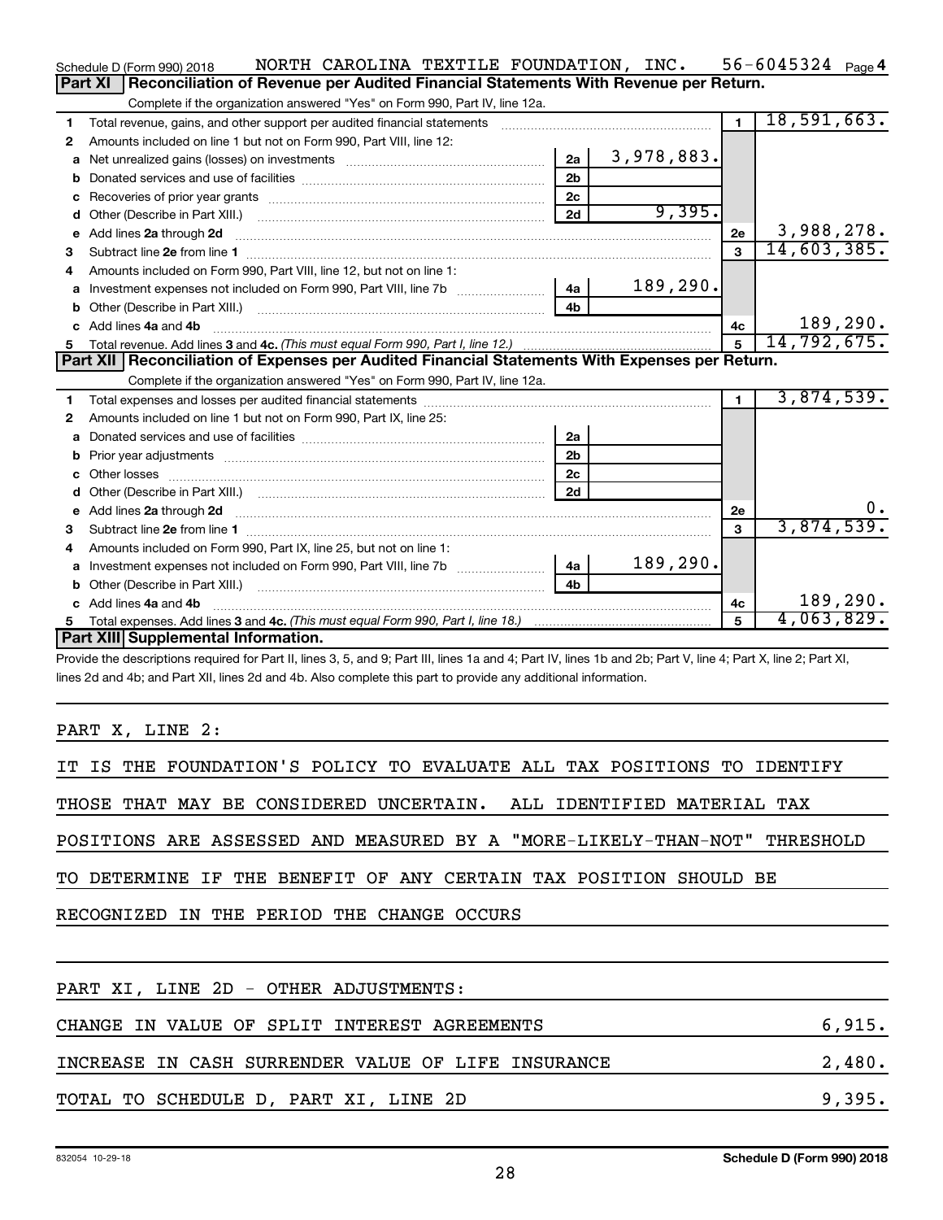Schedule D (Form 990) 2018 NORTH CAROLINA TEXTILE FOUNDATION, INC. 56-6045324 Page 4

## Part XI Reconciliation of Revenue per Audited Financial Statements With Revenue per Return.

Complete if the organization answered "Yes" on Form 990, Part IV, line 12a.

| | | | | | |
|---|---|---|---|---|---|
| 1 | Total revenue, gains, and other support per audited financial statements | | | 1 | 18,591,663. |
| 2 | Amounts included on line 1 but not on Form 990, Part VIII, line 12: | | | | |
| a | Net unrealized gains (losses) on investments | 2a | 3,978,883. | | |
| b | Donated services and use of facilities | 2b | | | |
| c | Recoveries of prior year grants | 2c | | | |
| d | Other (Describe in Part XIII.) | 2d | 9,395. | | |
| e | Add lines 2a through 2d | | | 2e | 3,988,278. |
| 3 | Subtract line 2e from line 1 | | | 3 | 14,603,385. |
| 4 | Amounts included on Form 990, Part VIII, line 12, but not on line 1: | | | | |
| a | Investment expenses not included on Form 990, Part VIII, line 7b | 4a | 189,290. | | |
| b | Other (Describe in Part XIII.) | 4b | | | |
| c | Add lines 4a and 4b | | | 4c | 189,290. |
| 5 | Total revenue. Add lines 3 and 4c. *(This must equal Form 990, Part I, line 12.)* | | | 5 | 14,792,675. |

## Part XII Reconciliation of Expenses per Audited Financial Statements With Expenses per Return.

Complete if the organization answered "Yes" on Form 990, Part IV, line 12a.

| | | | | | |
|---|---|---|---|---|---|
| 1 | Total expenses and losses per audited financial statements | | | 1 | 3,874,539. |
| 2 | Amounts included on line 1 but not on Form 990, Part IX, line 25: | | | | |
| a | Donated services and use of facilities | 2a | | | |
| b | Prior year adjustments | 2b | | | |
| c | Other losses | 2c | | | |
| d | Other (Describe in Part XIII.) | 2d | | | |
| e | Add lines 2a through 2d | | | 2e | 0. |
| 3 | Subtract line 2e from line 1 | | | 3 | 3,874,539. |
| 4 | Amounts included on Form 990, Part IX, line 25, but not on line 1: | | | | |
| a | Investment expenses not included on Form 990, Part VIII, line 7b | 4a | 189,290. | | |
| b | Other (Describe in Part XIII.) | 4b | | | |
| c | Add lines 4a and 4b | | | 4c | 189,290. |
| 5 | Total expenses. Add lines 3 and 4c. *(This must equal Form 990, Part I, line 18.)* | | | 5 | 4,063,829. |

## Part XIII Supplemental Information.

Provide the descriptions required for Part II, lines 3, 5, and 9; Part III, lines 1a and 4; Part IV, lines 1b and 2b; Part V, line 4; Part X, line 2; Part XI, lines 2d and 4b; and Part XII, lines 2d and 4b. Also complete this part to provide any additional information.

PART X, LINE 2:

IT IS THE FOUNDATION'S POLICY TO EVALUATE ALL TAX POSITIONS TO IDENTIFY THOSE THAT MAY BE CONSIDERED UNCERTAIN. ALL IDENTIFIED MATERIAL TAX POSITIONS ARE ASSESSED AND MEASURED BY A "MORE-LIKELY-THAN-NOT" THRESHOLD TO DETERMINE IF THE BENEFIT OF ANY CERTAIN TAX POSITION SHOULD BE RECOGNIZED IN THE PERIOD THE CHANGE OCCURS

PART XI, LINE 2D - OTHER ADJUSTMENTS:

| | |
|---|---|
| CHANGE IN VALUE OF SPLIT INTEREST AGREEMENTS | 6,915. |
| INCREASE IN CASH SURRENDER VALUE OF LIFE INSURANCE | 2,480. |
| TOTAL TO SCHEDULE D, PART XI, LINE 2D | 9,395. |

832054 10-29-18 Schedule D (Form 990) 2018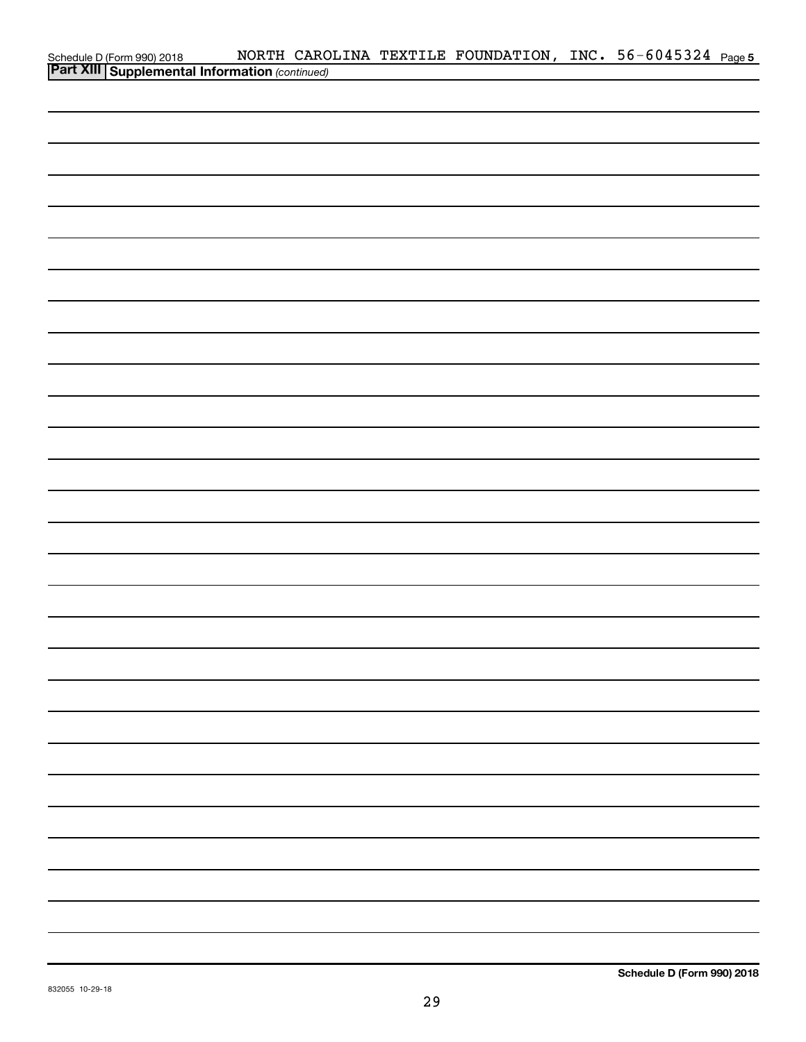Schedule D (Form 990) 2018 NORTH CAROLINA TEXTILE FOUNDATION, INC. 56-6045324 Page 5

**Part XIII Supplemental Information** *(continued)*

**Schedule D (Form 990) 2018**

832055 10-29-18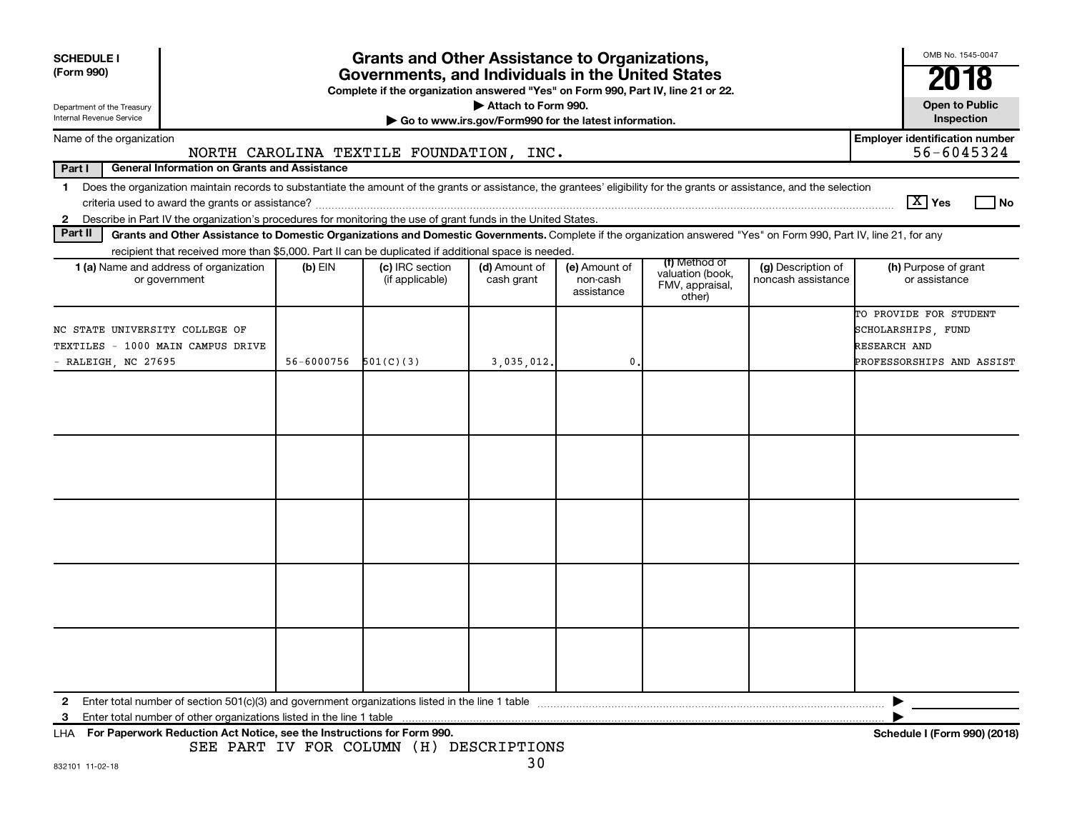**SCHEDULE I (Form 990)**

Department of the Treasury
Internal Revenue Service

# Grants and Other Assistance to Organizations, Governments, and Individuals in the United States

**Complete if the organization answered "Yes" on Form 990, Part IV, line 21 or 22.**
**▶ Attach to Form 990.**
**▶ Go to www.irs.gov/Form990 for the latest information.**

OMB No. 1545-0047
**2018**
**Open to Public Inspection**

Name of the organization: NORTH CAROLINA TEXTILE FOUNDATION, INC.

Employer identification number: 56-6045324

**Part I — General Information on Grants and Assistance**

1 Does the organization maintain records to substantiate the amount of the grants or assistance, the grantees' eligibility for the grants or assistance, and the selection criteria used to award the grants or assistance? [X] Yes [ ] No

2 Describe in Part IV the organization's procedures for monitoring the use of grant funds in the United States.

**Part II — Grants and Other Assistance to Domestic Organizations and Domestic Governments.** Complete if the organization answered "Yes" on Form 990, Part IV, line 21, for any recipient that received more than $5,000. Part II can be duplicated if additional space is needed.

| 1 (a) Name and address of organization or government | (b) EIN | (c) IRC section (if applicable) | (d) Amount of cash grant | (e) Amount of non-cash assistance | (f) Method of valuation (book, FMV, appraisal, other) | (g) Description of noncash assistance | (h) Purpose of grant or assistance |
|---|---|---|---|---|---|---|---|
| NC STATE UNIVERSITY COLLEGE OF TEXTILES - 1000 MAIN CAMPUS DRIVE - RALEIGH, NC 27695 | 56-6000756 | 501(C)(3) | 3,035,012. | 0. | | | TO PROVIDE FOR STUDENT SCHOLARSHIPS, FUND RESEARCH AND PROFESSORSHIPS AND ASSIST |
| | | | | | | | |
| | | | | | | | |
| | | | | | | | |
| | | | | | | | |
| | | | | | | | |

2 Enter total number of section 501(c)(3) and government organizations listed in the line 1 table ▶

3 Enter total number of other organizations listed in the line 1 table ▶

LHA **For Paperwork Reduction Act Notice, see the Instructions for Form 990.** **Schedule I (Form 990) (2018)**

SEE PART IV FOR COLUMN (H) DESCRIPTIONS

832101 11-02-18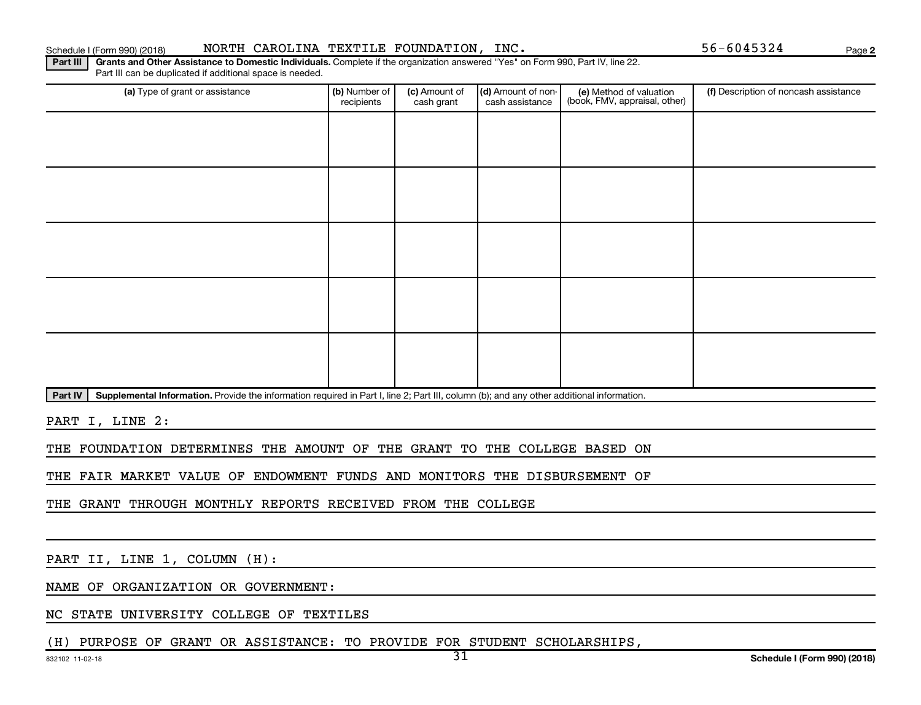Schedule I (Form 990) (2018) NORTH CAROLINA TEXTILE FOUNDATION, INC. 56-6045324 Page **2**

**Part III** **Grants and Other Assistance to Domestic Individuals.** Complete if the organization answered "Yes" on Form 990, Part IV, line 22. Part III can be duplicated if additional space is needed.

| (a) Type of grant or assistance | (b) Number of recipients | (c) Amount of cash grant | (d) Amount of non-cash assistance | (e) Method of valuation (book, FMV, appraisal, other) | (f) Description of noncash assistance |
|---|---|---|---|---|---|
| | | | | | |
| | | | | | |
| | | | | | |
| | | | | | |
| | | | | | |

**Part IV** **Supplemental Information.** Provide the information required in Part I, line 2; Part III, column (b); and any other additional information.

PART I, LINE 2:

THE FOUNDATION DETERMINES THE AMOUNT OF THE GRANT TO THE COLLEGE BASED ON THE FAIR MARKET VALUE OF ENDOWMENT FUNDS AND MONITORS THE DISBURSEMENT OF THE GRANT THROUGH MONTHLY REPORTS RECEIVED FROM THE COLLEGE

PART II, LINE 1, COLUMN (H):

NAME OF ORGANIZATION OR GOVERNMENT:

NC STATE UNIVERSITY COLLEGE OF TEXTILES

(H) PURPOSE OF GRANT OR ASSISTANCE: TO PROVIDE FOR STUDENT SCHOLARSHIPS,

832102 11-02-18 **Schedule I (Form 990) (2018)**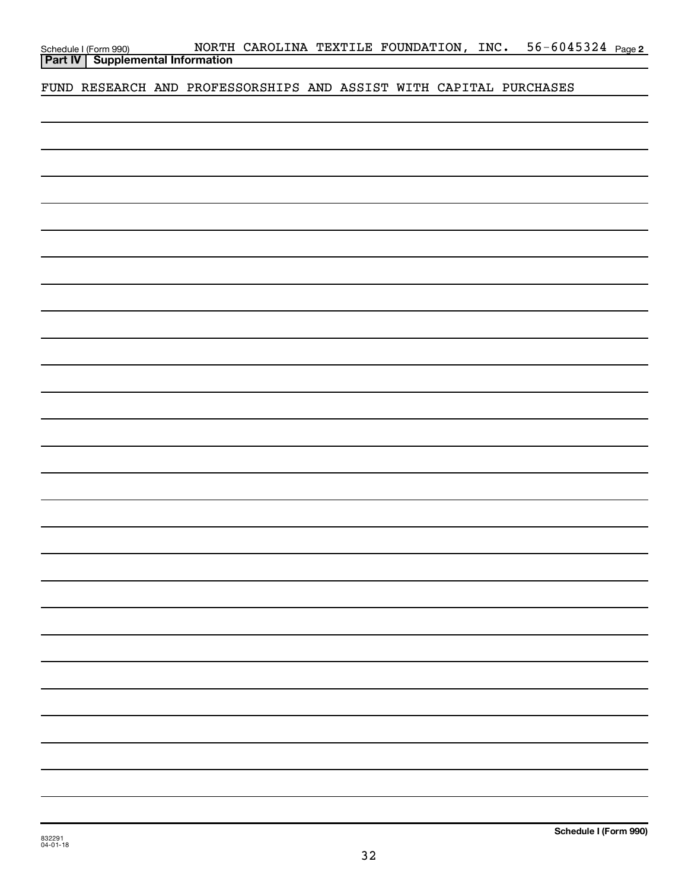Schedule I (Form 990) NORTH CAROLINA TEXTILE FOUNDATION, INC. 56-6045324 Page 2

**Part IV | Supplemental Information**

FUND RESEARCH AND PROFESSORSHIPS AND ASSIST WITH CAPITAL PURCHASES

832291
04-01-18

**Schedule I (Form 990)**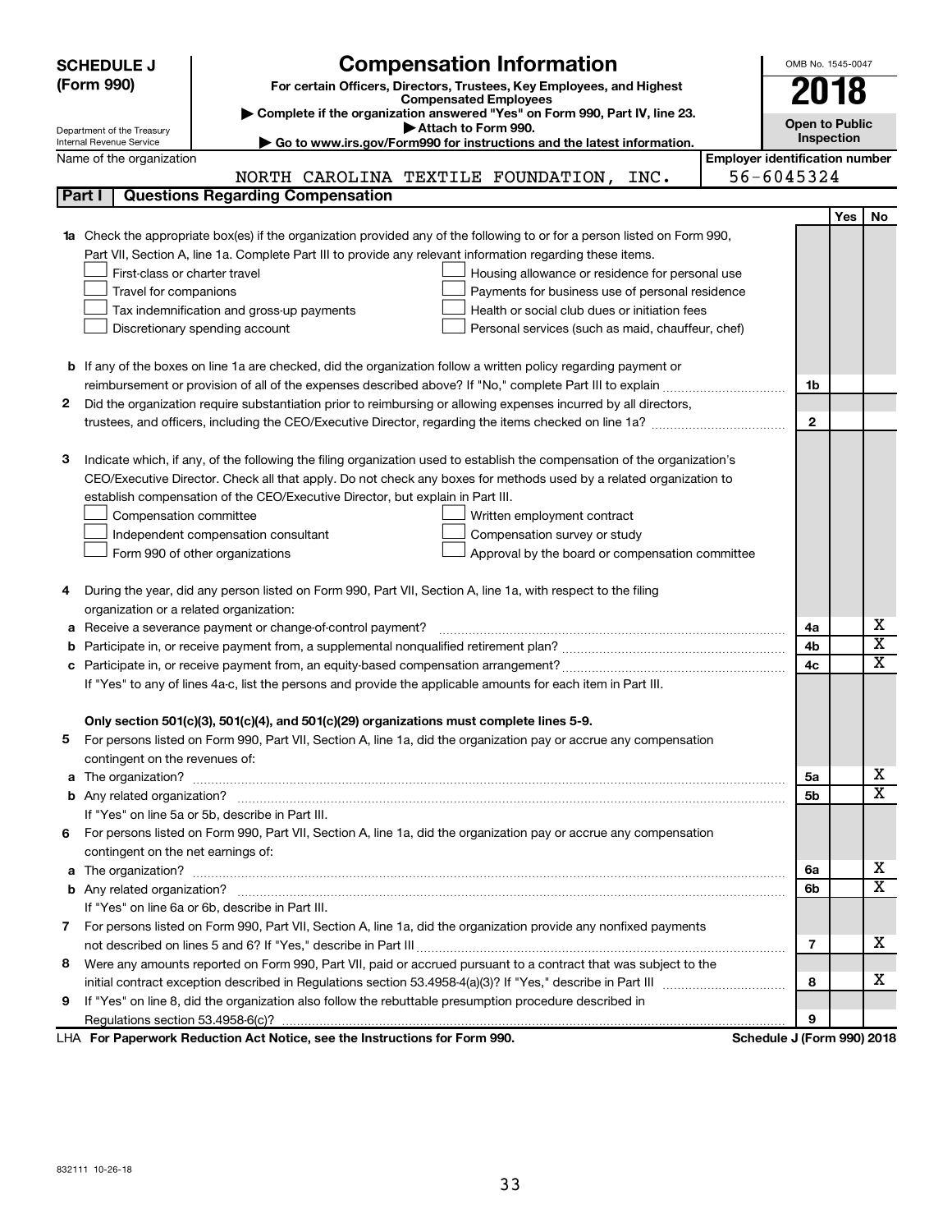**SCHEDULE J (Form 990)**

Department of the Treasury
Internal Revenue Service

# Compensation Information

**For certain Officers, Directors, Trustees, Key Employees, and Highest Compensated Employees**

▶ Complete if the organization answered "Yes" on Form 990, Part IV, line 23.
▶ Attach to Form 990.
▶ Go to www.irs.gov/Form990 for instructions and the latest information.

OMB No. 1545-0047

**2018**

**Open to Public Inspection**

Name of the organization: NORTH CAROLINA TEXTILE FOUNDATION, INC.

Employer identification number: 56-6045324

## Part I | Questions Regarding Compensation

| | | | Yes | No |
|---|---|---|---|---|
| **1a** | Check the appropriate box(es) if the organization provided any of the following to or for a person listed on Form 990, Part VII, Section A, line 1a. Complete Part III to provide any relevant information regarding these items.<br>☐ First-class or charter travel ☐ Housing allowance or residence for personal use<br>☐ Travel for companions ☐ Payments for business use of personal residence<br>☐ Tax indemnification and gross-up payments ☐ Health or social club dues or initiation fees<br>☐ Discretionary spending account ☐ Personal services (such as maid, chauffeur, chef) | | | |
| **b** | If any of the boxes on line 1a are checked, did the organization follow a written policy regarding payment or reimbursement or provision of all of the expenses described above? If "No," complete Part III to explain | 1b | | |
| **2** | Did the organization require substantiation prior to reimbursing or allowing expenses incurred by all directors, trustees, and officers, including the CEO/Executive Director, regarding the items checked on line 1a? | 2 | | |
| **3** | Indicate which, if any, of the following the filing organization used to establish the compensation of the organization's CEO/Executive Director. Check all that apply. Do not check any boxes for methods used by a related organization to establish compensation of the CEO/Executive Director, but explain in Part III.<br>☐ Compensation committee ☐ Written employment contract<br>☐ Independent compensation consultant ☐ Compensation survey or study<br>☐ Form 990 of other organizations ☐ Approval by the board or compensation committee | | | |
| **4** | During the year, did any person listed on Form 990, Part VII, Section A, line 1a, with respect to the filing organization or a related organization: | | | |
| **a** | Receive a severance payment or change-of-control payment? | 4a | | X |
| **b** | Participate in, or receive payment from, a supplemental nonqualified retirement plan? | 4b | | X |
| **c** | Participate in, or receive payment from, an equity-based compensation arrangement? | 4c | | X |
| | If "Yes" to any of lines 4a-c, list the persons and provide the applicable amounts for each item in Part III. | | | |
| | **Only section 501(c)(3), 501(c)(4), and 501(c)(29) organizations must complete lines 5-9.** | | | |
| **5** | For persons listed on Form 990, Part VII, Section A, line 1a, did the organization pay or accrue any compensation contingent on the revenues of: | | | |
| **a** | The organization? | 5a | | X |
| **b** | Any related organization? | 5b | | X |
| | If "Yes" on line 5a or 5b, describe in Part III. | | | |
| **6** | For persons listed on Form 990, Part VII, Section A, line 1a, did the organization pay or accrue any compensation contingent on the net earnings of: | | | |
| **a** | The organization? | 6a | | X |
| **b** | Any related organization? | 6b | | X |
| | If "Yes" on line 6a or 6b, describe in Part III. | | | |
| **7** | For persons listed on Form 990, Part VII, Section A, line 1a, did the organization provide any nonfixed payments not described on lines 5 and 6? If "Yes," describe in Part III | 7 | | X |
| **8** | Were any amounts reported on Form 990, Part VII, paid or accrued pursuant to a contract that was subject to the initial contract exception described in Regulations section 53.4958-4(a)(3)? If "Yes," describe in Part III | 8 | | X |
| **9** | If "Yes" on line 8, did the organization also follow the rebuttable presumption procedure described in Regulations section 53.4958-6(c)? | 9 | | |

LHA **For Paperwork Reduction Act Notice, see the Instructions for Form 990.** **Schedule J (Form 990) 2018**

832111 10-26-18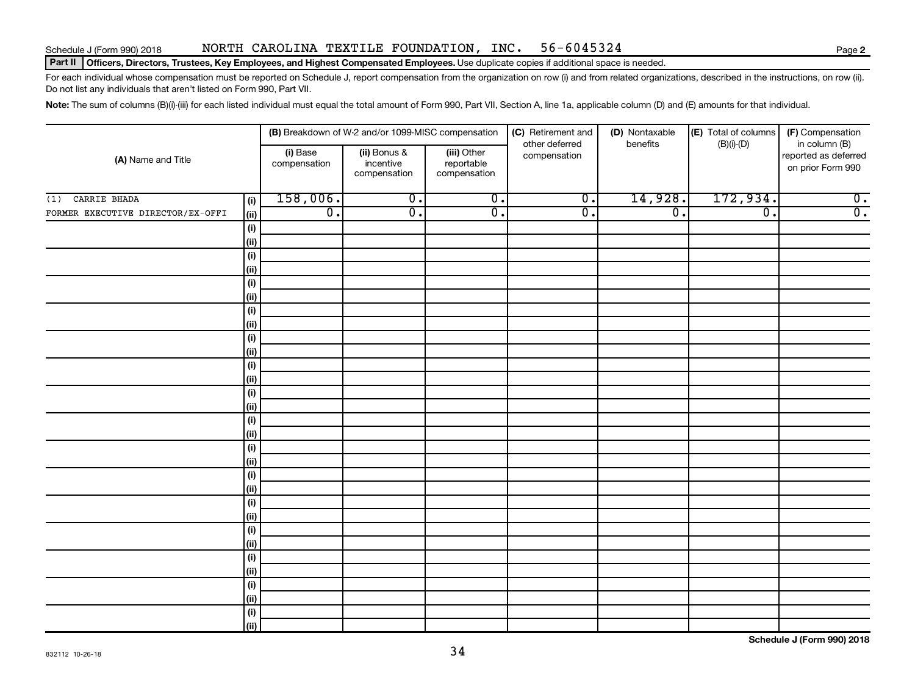Schedule J (Form 990) 2018 NORTH CAROLINA TEXTILE FOUNDATION, INC. 56-6045324

**Part II** **Officers, Directors, Trustees, Key Employees, and Highest Compensated Employees.** Use duplicate copies if additional space is needed.

For each individual whose compensation must be reported on Schedule J, report compensation from the organization on row (i) and from related organizations, described in the instructions, on row (ii). Do not list any individuals that aren't listed on Form 990, Part VII.

**Note:** The sum of columns (B)(i)-(iii) for each listed individual must equal the total amount of Form 990, Part VII, Section A, line 1a, applicable column (D) and (E) amounts for that individual.

| (A) Name and Title | | (B) Breakdown of W-2 and/or 1099-MISC compensation | | | (C) Retirement and other deferred compensation | (D) Nontaxable benefits | (E) Total of columns (B)(i)-(D) | (F) Compensation in column (B) reported as deferred on prior Form 990 |
|---|---|---|---|---|---|---|---|---|
| | | (i) Base compensation | (ii) Bonus & incentive compensation | (iii) Other reportable compensation | | | | |
| (1) CARRIE BHADA | (i) | 158,006. | 0. | 0. | 0. | 14,928. | 172,934. | 0. |
| FORMER EXECUTIVE DIRECTOR/EX-OFFI | (ii) | 0. | 0. | 0. | 0. | 0. | 0. | 0. |
| | (i) | | | | | | | |
| | (ii) | | | | | | | |
| | (i) | | | | | | | |
| | (ii) | | | | | | | |
| | (i) | | | | | | | |
| | (ii) | | | | | | | |
| | (i) | | | | | | | |
| | (ii) | | | | | | | |
| | (i) | | | | | | | |
| | (ii) | | | | | | | |
| | (i) | | | | | | | |
| | (ii) | | | | | | | |
| | (i) | | | | | | | |
| | (ii) | | | | | | | |
| | (i) | | | | | | | |
| | (ii) | | | | | | | |
| | (i) | | | | | | | |
| | (ii) | | | | | | | |
| | (i) | | | | | | | |
| | (ii) | | | | | | | |
| | (i) | | | | | | | |
| | (ii) | | | | | | | |
| | (i) | | | | | | | |
| | (ii) | | | | | | | |
| | (i) | | | | | | | |
| | (ii) | | | | | | | |
| | (i) | | | | | | | |
| | (ii) | | | | | | | |
| | (i) | | | | | | | |
| | (ii) | | | | | | | |

832112 10-26-18

**Schedule J (Form 990) 2018**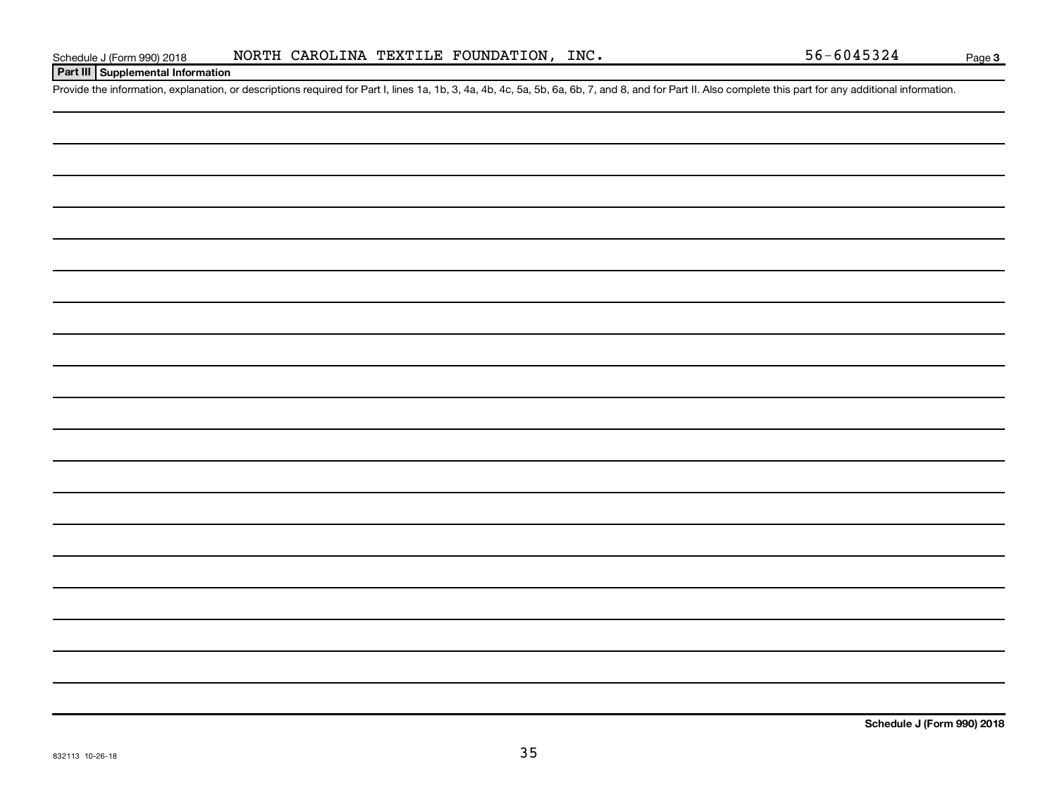Schedule J (Form 990) 2018 NORTH CAROLINA TEXTILE FOUNDATION, INC. 56-6045324 Page 3

## Part III Supplemental Information

Provide the information, explanation, or descriptions required for Part I, lines 1a, 1b, 3, 4a, 4b, 4c, 5a, 5b, 6a, 6b, 7, and 8, and for Part II. Also complete this part for any additional information.

Schedule J (Form 990) 2018

832113 10-26-18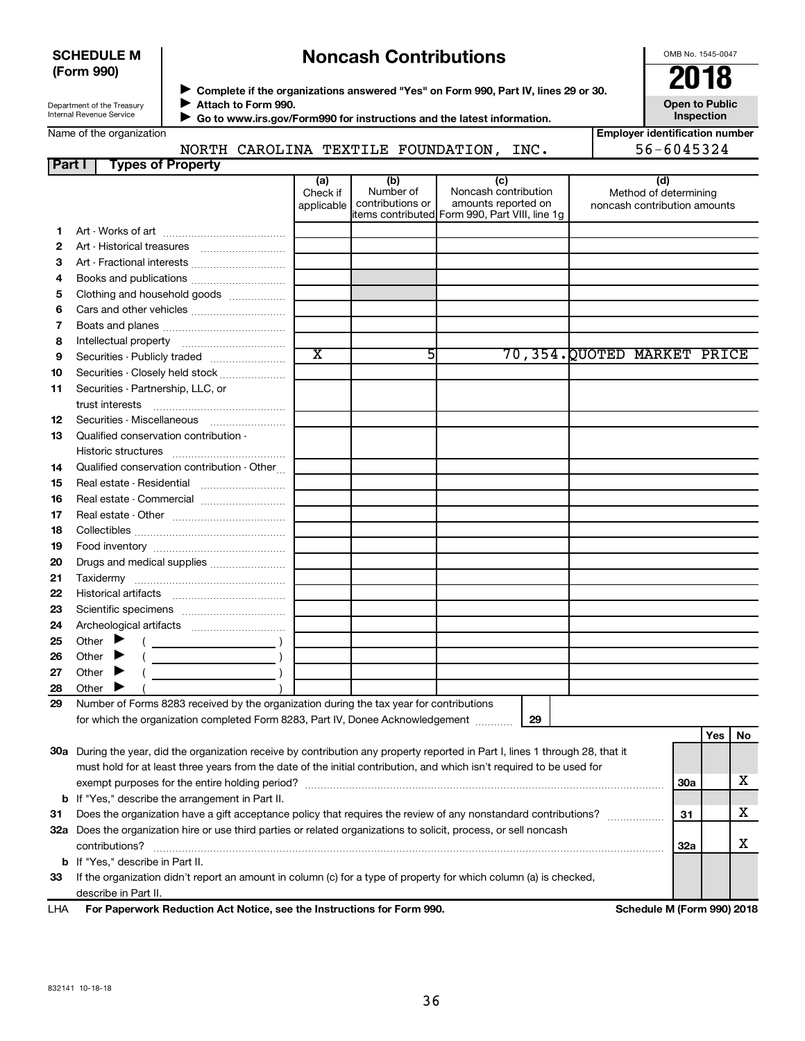**SCHEDULE M (Form 990)**

Department of the Treasury
Internal Revenue Service

# Noncash Contributions

▶ Complete if the organizations answered "Yes" on Form 990, Part IV, lines 29 or 30.
▶ Attach to Form 990.
▶ Go to www.irs.gov/Form990 for instructions and the latest information.

OMB No. 1545-0047

**2018**

**Open to Public Inspection**

Name of the organization: NORTH CAROLINA TEXTILE FOUNDATION, INC.

Employer identification number: 56-6045324

## Part I Types of Property

| | | (a) Check if applicable | (b) Number of contributions or items contributed | (c) Noncash contribution amounts reported on Form 990, Part VIII, line 1g | (d) Method of determining noncash contribution amounts |
|---|---|---|---|---|---|
| 1 | Art - Works of art | | | | |
| 2 | Art - Historical treasures | | | | |
| 3 | Art - Fractional interests | | | | |
| 4 | Books and publications | | | | |
| 5 | Clothing and household goods | | | | |
| 6 | Cars and other vehicles | | | | |
| 7 | Boats and planes | | | | |
| 8 | Intellectual property | | | | |
| 9 | Securities - Publicly traded | X | 5 | 70,354. | QUOTED MARKET PRICE |
| 10 | Securities - Closely held stock | | | | |
| 11 | Securities - Partnership, LLC, or trust interests | | | | |
| 12 | Securities - Miscellaneous | | | | |
| 13 | Qualified conservation contribution - Historic structures | | | | |
| 14 | Qualified conservation contribution - Other | | | | |
| 15 | Real estate - Residential | | | | |
| 16 | Real estate - Commercial | | | | |
| 17 | Real estate - Other | | | | |
| 18 | Collectibles | | | | |
| 19 | Food inventory | | | | |
| 20 | Drugs and medical supplies | | | | |
| 21 | Taxidermy | | | | |
| 22 | Historical artifacts | | | | |
| 23 | Scientific specimens | | | | |
| 24 | Archeological artifacts | | | | |
| 25 | Other ▶ ( ) | | | | |
| 26 | Other ▶ ( ) | | | | |
| 27 | Other ▶ ( ) | | | | |
| 28 | Other ▶ ( ) | | | | |

29 Number of Forms 8283 received by the organization during the tax year for contributions for which the organization completed Form 8283, Part IV, Donee Acknowledgement ..... 29

| | | | Yes | No |
|---|---|---|---|---|
| 30a | During the year, did the organization receive by contribution any property reported in Part I, lines 1 through 28, that it must hold for at least three years from the date of the initial contribution, and which isn't required to be used for exempt purposes for the entire holding period? | 30a | | X |
| b | If "Yes," describe the arrangement in Part II. | | | |
| 31 | Does the organization have a gift acceptance policy that requires the review of any nonstandard contributions? | 31 | | X |
| 32a | Does the organization hire or use third parties or related organizations to solicit, process, or sell noncash contributions? | 32a | | X |
| b | If "Yes," describe in Part II. | | | |
| 33 | If the organization didn't report an amount in column (c) for a type of property for which column (a) is checked, describe in Part II. | | | |

LHA **For Paperwork Reduction Act Notice, see the Instructions for Form 990.** **Schedule M (Form 990) 2018**

832141 10-18-18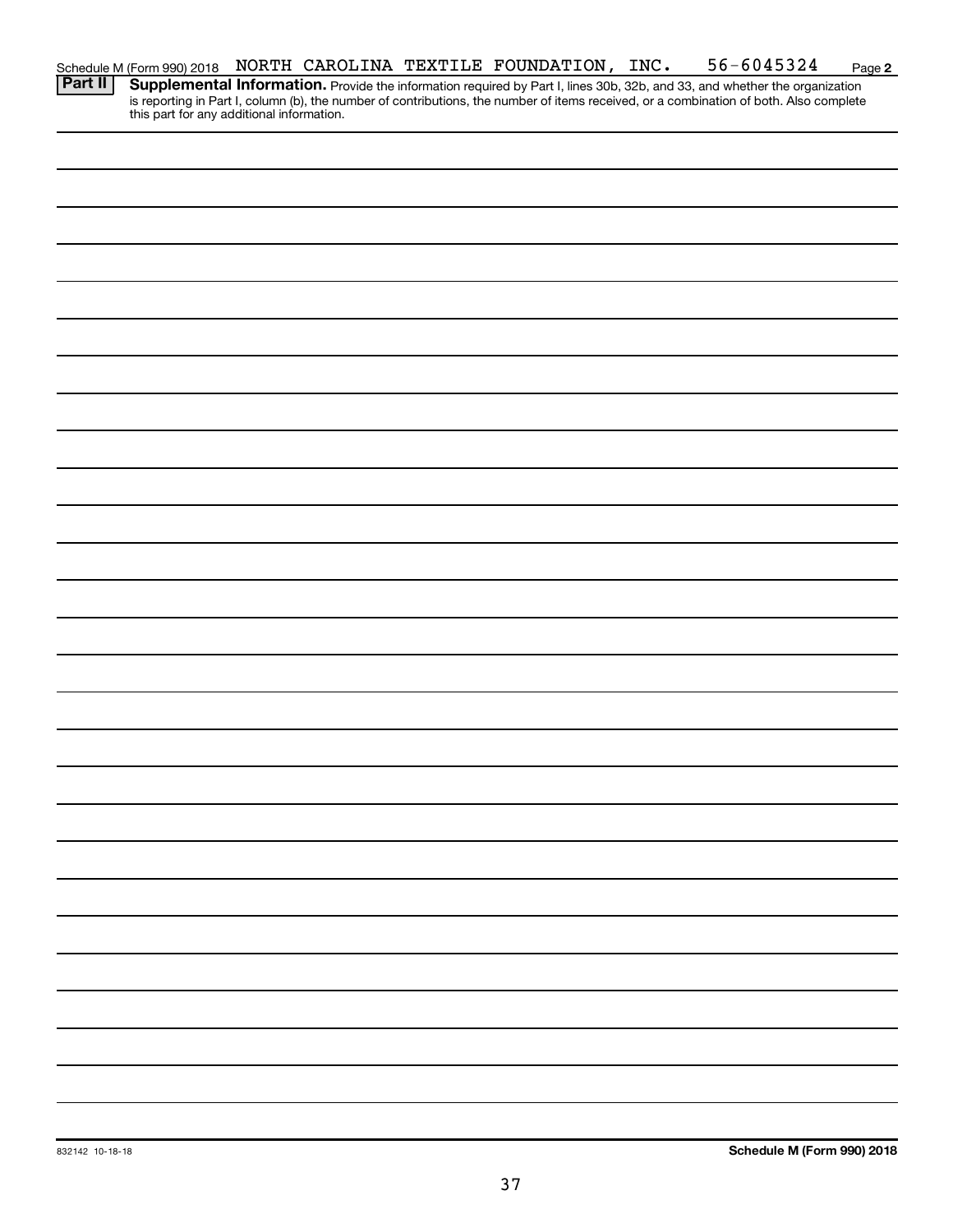Schedule M (Form 990) 2018 NORTH CAROLINA TEXTILE FOUNDATION, INC. 56-6045324 Page 2

**Part II** **Supplemental Information.** Provide the information required by Part I, lines 30b, 32b, and 33, and whether the organization is reporting in Part I, column (b), the number of contributions, the number of items received, or a combination of both. Also complete this part for any additional information.

832142 10-18-18

**Schedule M (Form 990) 2018**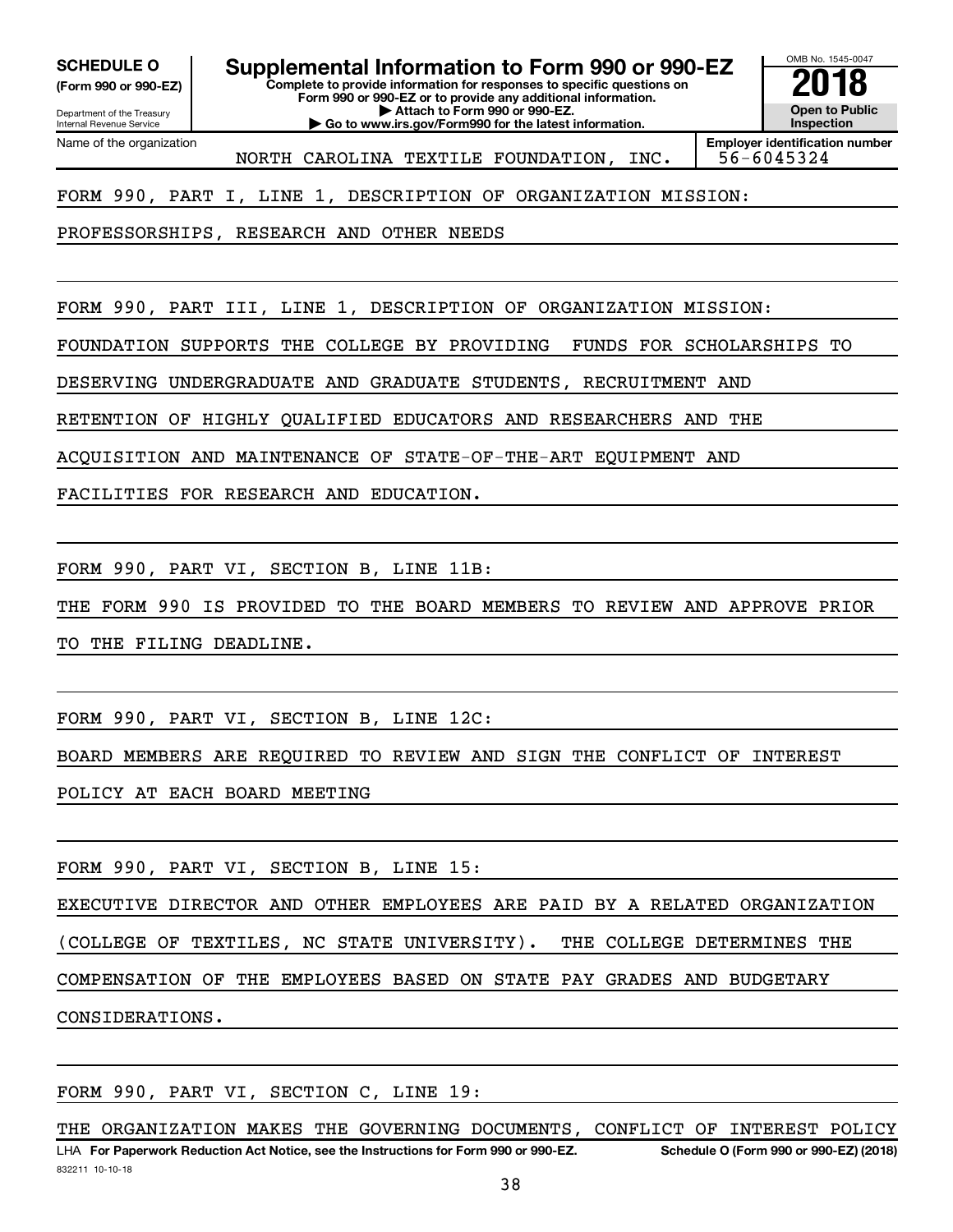**SCHEDULE O (Form 990 or 990-EZ)**

Department of the Treasury
Internal Revenue Service

# Supplemental Information to Form 990 or 990-EZ

**Complete to provide information for responses to specific questions on Form 990 or 990-EZ or to provide any additional information.**
**▶ Attach to Form 990 or 990-EZ.**
**▶ Go to www.irs.gov/Form990 for the latest information.**

OMB No. 1545-0047

**2018**

**Open to Public Inspection**

Name of the organization: NORTH CAROLINA TEXTILE FOUNDATION, INC.

**Employer identification number:** 56-6045324

FORM 990, PART I, LINE 1, DESCRIPTION OF ORGANIZATION MISSION:

PROFESSORSHIPS, RESEARCH AND OTHER NEEDS

FORM 990, PART III, LINE 1, DESCRIPTION OF ORGANIZATION MISSION:

FOUNDATION SUPPORTS THE COLLEGE BY PROVIDING FUNDS FOR SCHOLARSHIPS TO DESERVING UNDERGRADUATE AND GRADUATE STUDENTS, RECRUITMENT AND RETENTION OF HIGHLY QUALIFIED EDUCATORS AND RESEARCHERS AND THE ACQUISITION AND MAINTENANCE OF STATE-OF-THE-ART EQUIPMENT AND FACILITIES FOR RESEARCH AND EDUCATION.

FORM 990, PART VI, SECTION B, LINE 11B:

THE FORM 990 IS PROVIDED TO THE BOARD MEMBERS TO REVIEW AND APPROVE PRIOR TO THE FILING DEADLINE.

FORM 990, PART VI, SECTION B, LINE 12C:

BOARD MEMBERS ARE REQUIRED TO REVIEW AND SIGN THE CONFLICT OF INTEREST POLICY AT EACH BOARD MEETING

FORM 990, PART VI, SECTION B, LINE 15:

EXECUTIVE DIRECTOR AND OTHER EMPLOYEES ARE PAID BY A RELATED ORGANIZATION (COLLEGE OF TEXTILES, NC STATE UNIVERSITY). THE COLLEGE DETERMINES THE COMPENSATION OF THE EMPLOYEES BASED ON STATE PAY GRADES AND BUDGETARY CONSIDERATIONS.

FORM 990, PART VI, SECTION C, LINE 19:

THE ORGANIZATION MAKES THE GOVERNING DOCUMENTS, CONFLICT OF INTEREST POLICY

LHA **For Paperwork Reduction Act Notice, see the Instructions for Form 990 or 990-EZ.** **Schedule O (Form 990 or 990-EZ) (2018)**

832211 10-10-18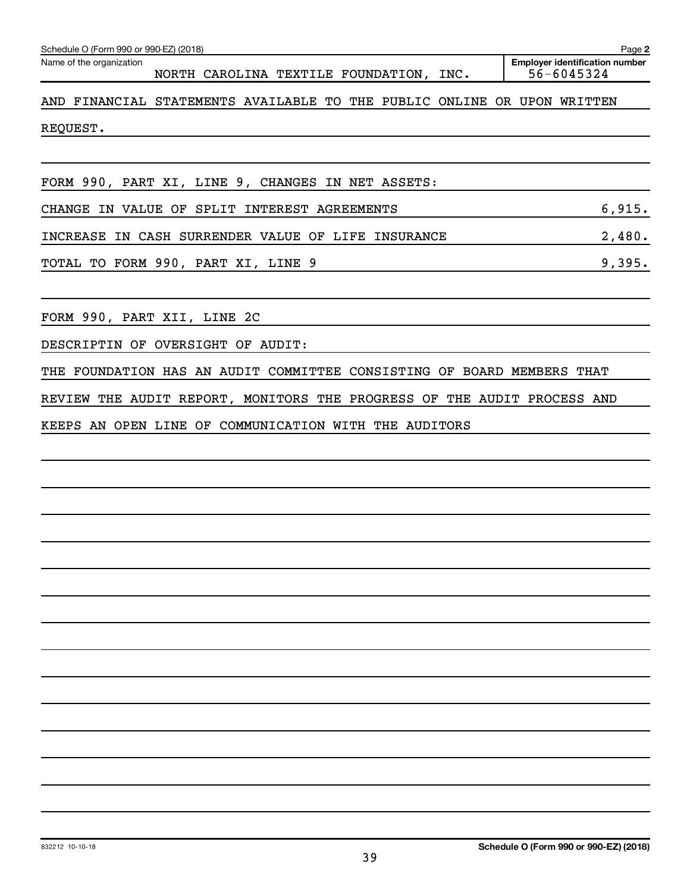Schedule O (Form 990 or 990-EZ) (2018)

Name of the organization: NORTH CAROLINA TEXTILE FOUNDATION, INC.

Employer identification number: 56-6045324

AND FINANCIAL STATEMENTS AVAILABLE TO THE PUBLIC ONLINE OR UPON WRITTEN REQUEST.

FORM 990, PART XI, LINE 9, CHANGES IN NET ASSETS:

| | |
|---|---|
| CHANGE IN VALUE OF SPLIT INTEREST AGREEMENTS | 6,915. |
| INCREASE IN CASH SURRENDER VALUE OF LIFE INSURANCE | 2,480. |
| TOTAL TO FORM 990, PART XI, LINE 9 | 9,395. |

FORM 990, PART XII, LINE 2C

DESCRIPTIN OF OVERSIGHT OF AUDIT:

THE FOUNDATION HAS AN AUDIT COMMITTEE CONSISTING OF BOARD MEMBERS THAT REVIEW THE AUDIT REPORT, MONITORS THE PROGRESS OF THE AUDIT PROCESS AND KEEPS AN OPEN LINE OF COMMUNICATION WITH THE AUDITORS

832212 10-10-18

Schedule O (Form 990 or 990-EZ) (2018)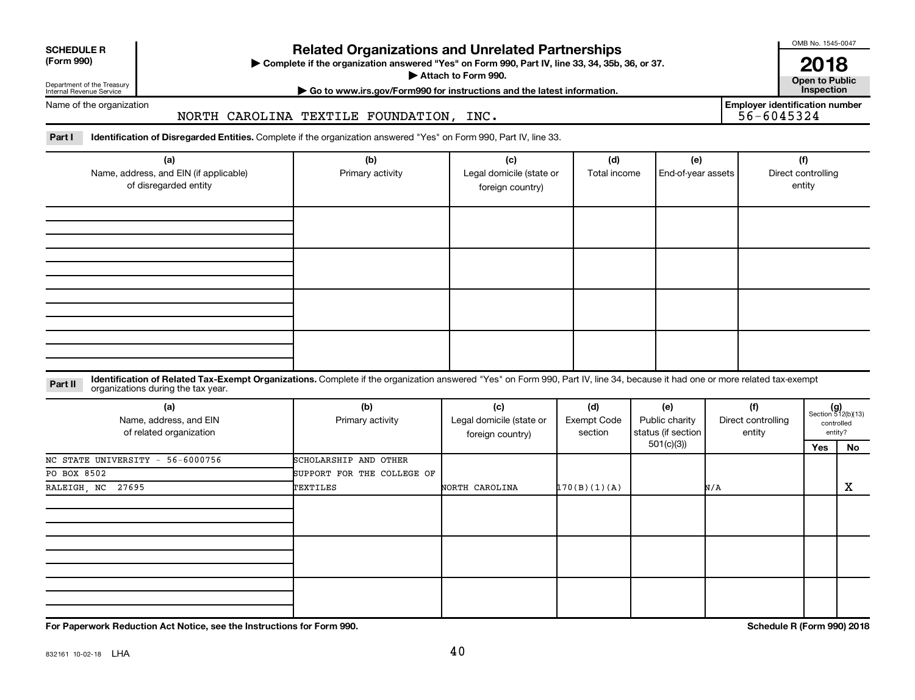**SCHEDULE R (Form 990)**

Department of the Treasury Internal Revenue Service

# Related Organizations and Unrelated Partnerships

▶ Complete if the organization answered "Yes" on Form 990, Part IV, line 33, 34, 35b, 36, or 37.

▶ Attach to Form 990.

▶ Go to www.irs.gov/Form990 for instructions and the latest information.

OMB No. 1545-0047

**2018**

**Open to Public Inspection**

Name of the organization: NORTH CAROLINA TEXTILE FOUNDATION, INC.

Employer identification number: 56-6045324

**Part I** **Identification of Disregarded Entities.** Complete if the organization answered "Yes" on Form 990, Part IV, line 33.

| (a) Name, address, and EIN (if applicable) of disregarded entity | (b) Primary activity | (c) Legal domicile (state or foreign country) | (d) Total income | (e) End-of-year assets | (f) Direct controlling entity |
|---|---|---|---|---|---|
| | | | | | |
| | | | | | |
| | | | | | |
| | | | | | |

**Part II** **Identification of Related Tax-Exempt Organizations.** Complete if the organization answered "Yes" on Form 990, Part IV, line 34, because it had one or more related tax-exempt organizations during the tax year.

| (a) Name, address, and EIN of related organization | (b) Primary activity | (c) Legal domicile (state or foreign country) | (d) Exempt Code section | (e) Public charity status (if section 501(c)(3)) | (f) Direct controlling entity | (g) Section 512(b)(13) controlled entity? Yes | No |
|---|---|---|---|---|---|---|---|
| NC STATE UNIVERSITY - 56-6000756<br>PO BOX 8502<br>RALEIGH, NC 27695 | SCHOLARSHIP AND OTHER SUPPORT FOR THE COLLEGE OF TEXTILES | NORTH CAROLINA | 170(B)(1)(A) | | N/A | | X |
| | | | | | | | |
| | | | | | | | |
| | | | | | | | |

**For Paperwork Reduction Act Notice, see the Instructions for Form 990.**

**Schedule R (Form 990) 2018**

832161 10-02-18 LHA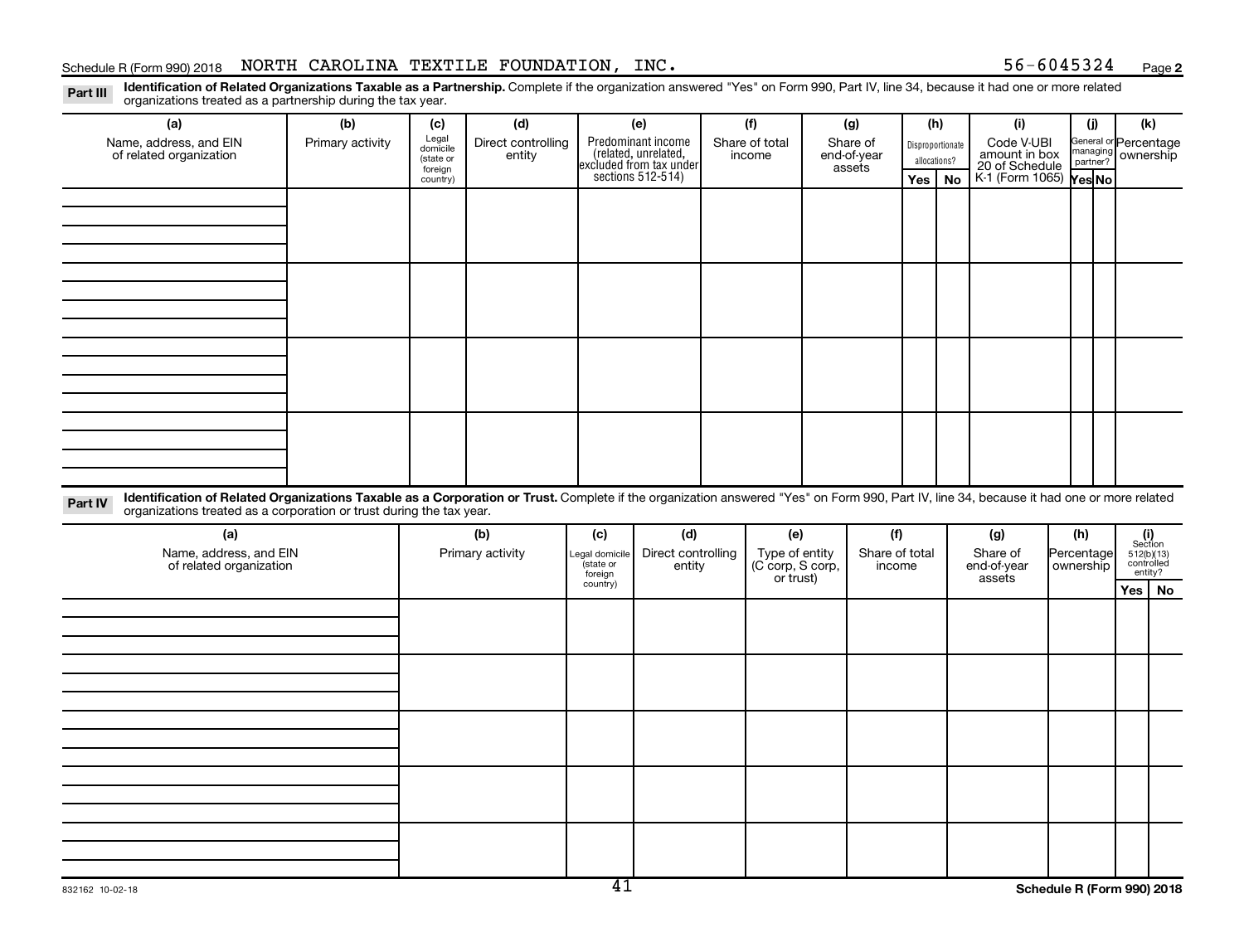Schedule R (Form 990) 2018 NORTH CAROLINA TEXTILE FOUNDATION, INC. 56-6045324 Page **2**

**Part III** **Identification of Related Organizations Taxable as a Partnership.** Complete if the organization answered "Yes" on Form 990, Part IV, line 34, because it had one or more related organizations treated as a partnership during the tax year.

| (a) Name, address, and EIN of related organization | (b) Primary activity | (c) Legal domicile (state or foreign country) | (d) Direct controlling entity | (e) Predominant income (related, unrelated, excluded from tax under sections 512-514) | (f) Share of total income | (g) Share of end-of-year assets | (h) Disproportionate allocations? | | (i) Code V-UBI amount in box 20 of Schedule K-1 (Form 1065) | (j) General or managing partner? | | (k) Percentage ownership |
|---|---|---|---|---|---|---|---|---|---|---|---|---|
| | | | | | | | Yes | No | | Yes | No | |
| | | | | | | | | | | | | |
| | | | | | | | | | | | | |
| | | | | | | | | | | | | |
| | | | | | | | | | | | | |

**Part IV** **Identification of Related Organizations Taxable as a Corporation or Trust.** Complete if the organization answered "Yes" on Form 990, Part IV, line 34, because it had one or more related organizations treated as a corporation or trust during the tax year.

| (a) Name, address, and EIN of related organization | (b) Primary activity | (c) Legal domicile (state or foreign country) | (d) Direct controlling entity | (e) Type of entity (C corp, S corp, or trust) | (f) Share of total income | (g) Share of end-of-year assets | (h) Percentage ownership | (i) Section 512(b)(13) controlled entity? | |
|---|---|---|---|---|---|---|---|---|---|
| | | | | | | | | Yes | No |
| | | | | | | | | | |
| | | | | | | | | | |
| | | | | | | | | | |
| | | | | | | | | | |
| | | | | | | | | | |

832162 10-02-18 **Schedule R (Form 990) 2018**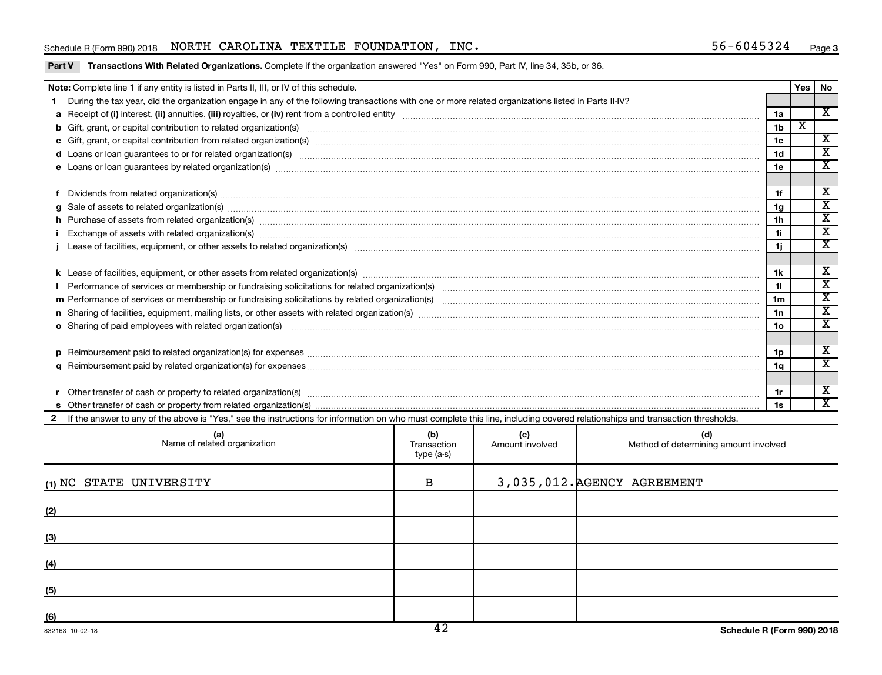Schedule R (Form 990) 2018 NORTH CAROLINA TEXTILE FOUNDATION, INC. 56-6045324

**Part V Transactions With Related Organizations.** Complete if the organization answered "Yes" on Form 990, Part IV, line 34, 35b, or 36.

| **Note:** Complete line 1 if any entity is listed in Parts II, III, or IV of this schedule. | | Yes | No |
|---|---|---|---|
| **1** During the tax year, did the organization engage in any of the following transactions with one or more related organizations listed in Parts II-IV? | | | |
| **a** Receipt of **(i)** interest, **(ii)** annuities, **(iii)** royalties, or **(iv)** rent from a controlled entity | 1a | | X |
| **b** Gift, grant, or capital contribution to related organization(s) | 1b | X | |
| **c** Gift, grant, or capital contribution from related organization(s) | 1c | | X |
| **d** Loans or loan guarantees to or for related organization(s) | 1d | | X |
| **e** Loans or loan guarantees by related organization(s) | 1e | | X |
| **f** Dividends from related organization(s) | 1f | | X |
| **g** Sale of assets to related organization(s) | 1g | | X |
| **h** Purchase of assets from related organization(s) | 1h | | X |
| **i** Exchange of assets with related organization(s) | 1i | | X |
| **j** Lease of facilities, equipment, or other assets to related organization(s) | 1j | | X |
| **k** Lease of facilities, equipment, or other assets from related organization(s) | 1k | | X |
| **l** Performance of services or membership or fundraising solicitations for related organization(s) | 1l | | X |
| **m** Performance of services or membership or fundraising solicitations by related organization(s) | 1m | | X |
| **n** Sharing of facilities, equipment, mailing lists, or other assets with related organization(s) | 1n | | X |
| **o** Sharing of paid employees with related organization(s) | 1o | | X |
| **p** Reimbursement paid to related organization(s) for expenses | 1p | | X |
| **q** Reimbursement paid by related organization(s) for expenses | 1q | | X |
| **r** Other transfer of cash or property to related organization(s) | 1r | | X |
| **s** Other transfer of cash or property from related organization(s) | 1s | | X |

**2** If the answer to any of the above is "Yes," see the instructions for information on who must complete this line, including covered relationships and transaction thresholds.

| (a) Name of related organization | (b) Transaction type (a-s) | (c) Amount involved | (d) Method of determining amount involved |
|---|---|---|---|
| (1) NC STATE UNIVERSITY | B | 3,035,012. | AGENCY AGREEMENT |
| (2) | | | |
| (3) | | | |
| (4) | | | |
| (5) | | | |
| (6) | | | |

832163 10-02-18 Schedule R (Form 990) 2018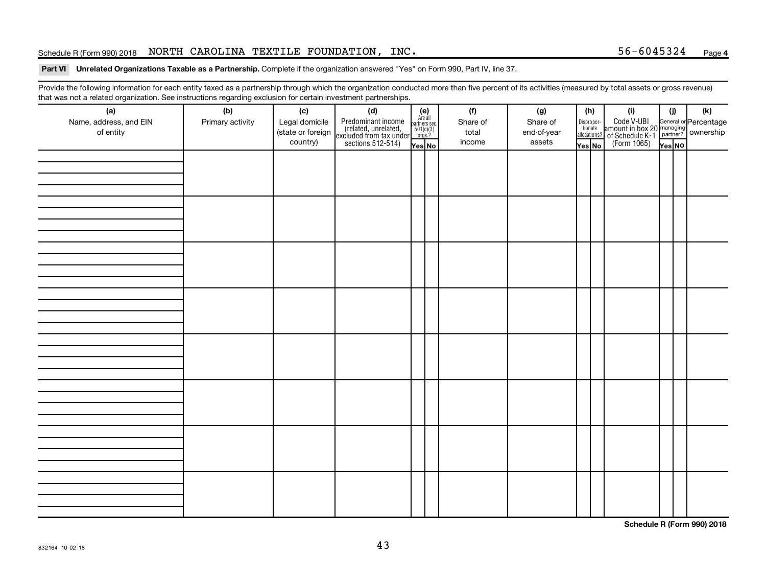Schedule R (Form 990) 2018 NORTH CAROLINA TEXTILE FOUNDATION, INC. 56-6045324 Page 4

**Part VI Unrelated Organizations Taxable as a Partnership.** Complete if the organization answered "Yes" on Form 990, Part IV, line 37.

Provide the following information for each entity taxed as a partnership through which the organization conducted more than five percent of its activities (measured by total assets or gross revenue) that was not a related organization. See instructions regarding exclusion for certain investment partnerships.

| (a) Name, address, and EIN of entity | (b) Primary activity | (c) Legal domicile (state or foreign country) | (d) Predominant income (related, unrelated, excluded from tax under sections 512-514) | (e) Are all partners sec. 501(c)(3) orgs.? Yes | No | (f) Share of total income | (g) Share of end-of-year assets | (h) Disproportionate allocations? Yes | No | (i) Code V-UBI amount in box 20 of Schedule K-1 (Form 1065) | (j) General or managing partner? Yes | No | (k) Percentage ownership |
|---|---|---|---|---|---|---|---|---|---|---|---|---|---|
| | | | | | | | | | | | | | |
| | | | | | | | | | | | | | |
| | | | | | | | | | | | | | |
| | | | | | | | | | | | | | |
| | | | | | | | | | | | | | |
| | | | | | | | | | | | | | |
| | | | | | | | | | | | | | |
| | | | | | | | | | | | | | |

**Schedule R (Form 990) 2018**

832164 10-02-18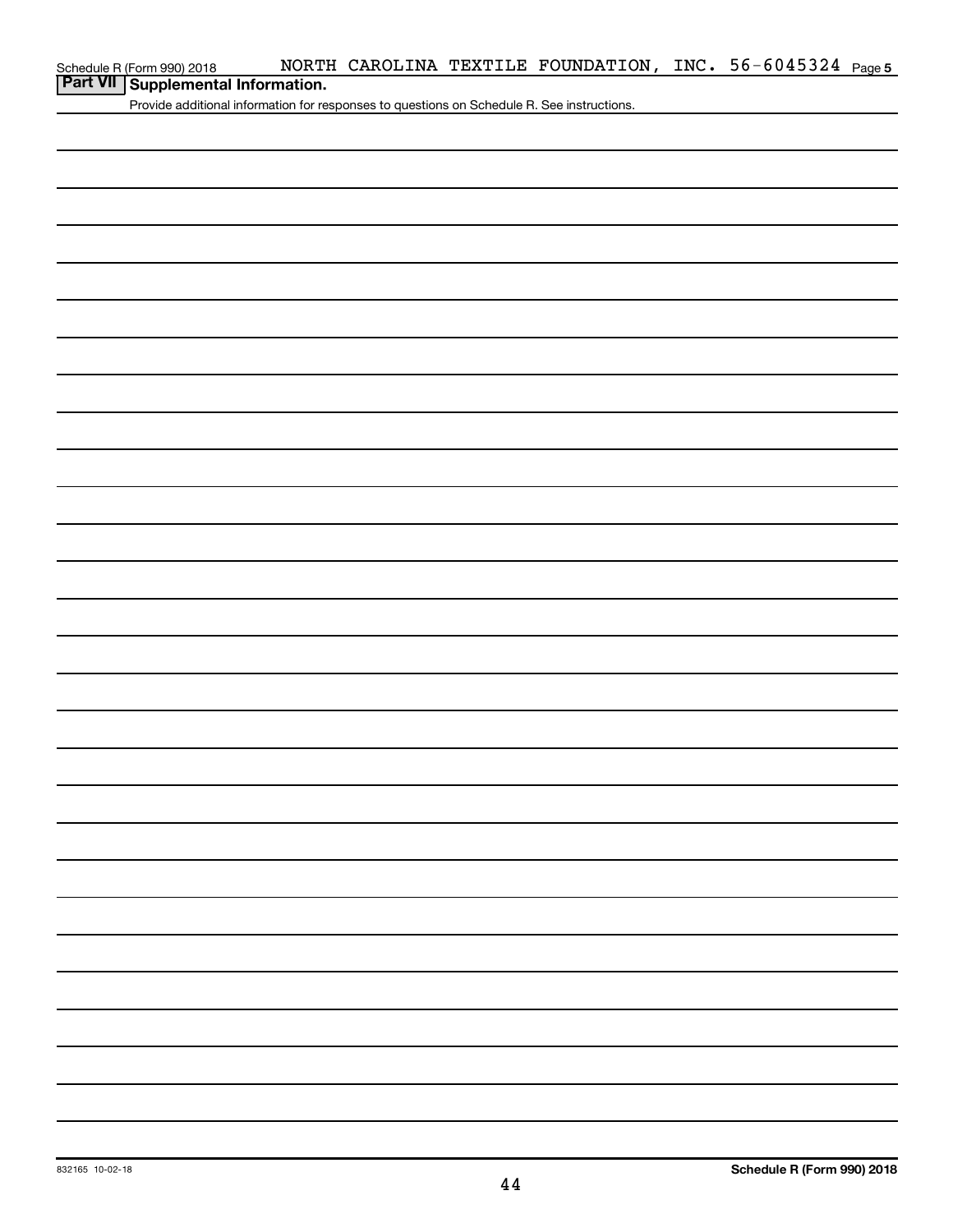Schedule R (Form 990) 2018 NORTH CAROLINA TEXTILE FOUNDATION, INC. 56-6045324 Page 5

## Part VII Supplemental Information.

Provide additional information for responses to questions on Schedule R. See instructions.

832165 10-02-18

Schedule R (Form 990) 2018